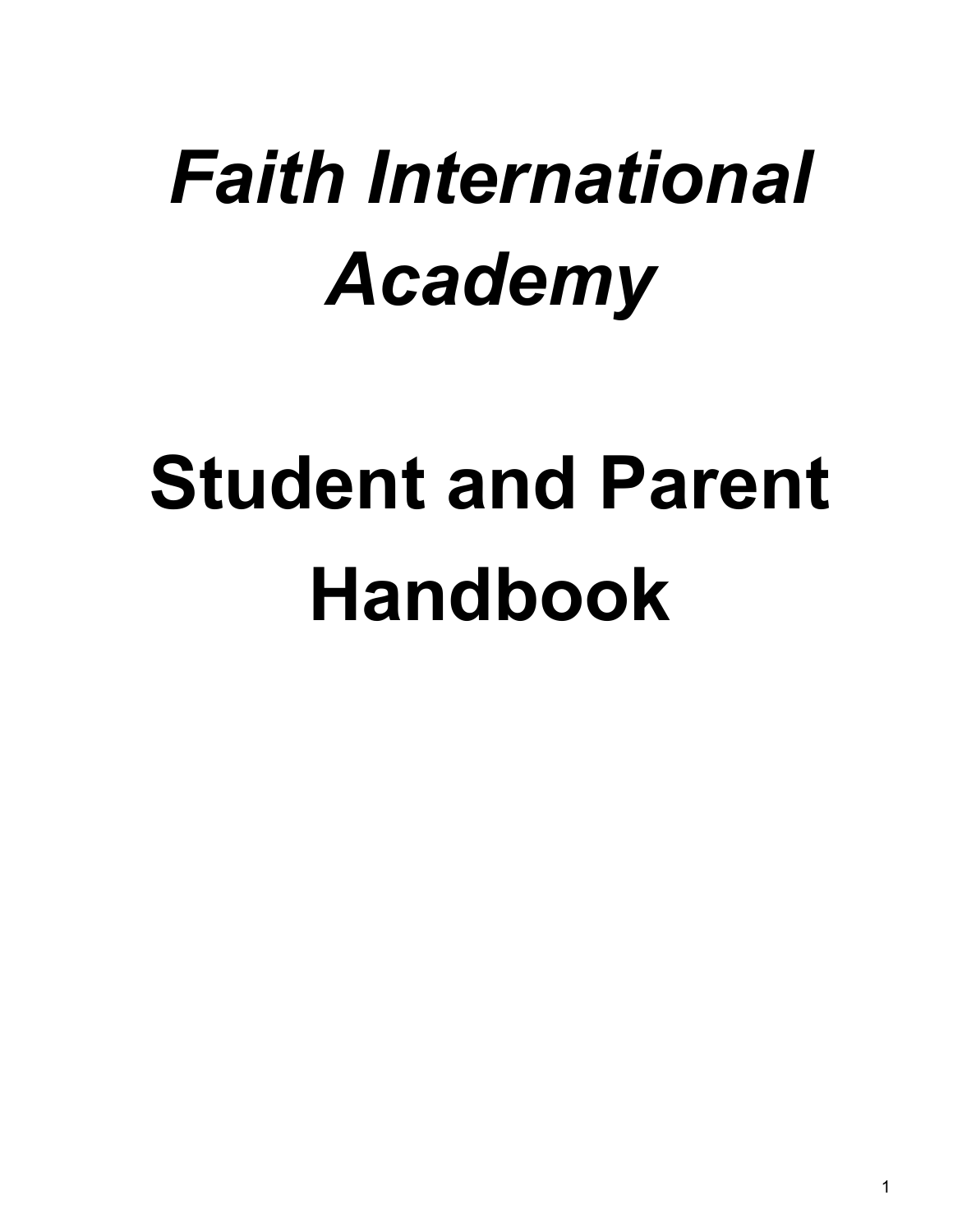# *Faith International Academy*

# Student and Parent Handbook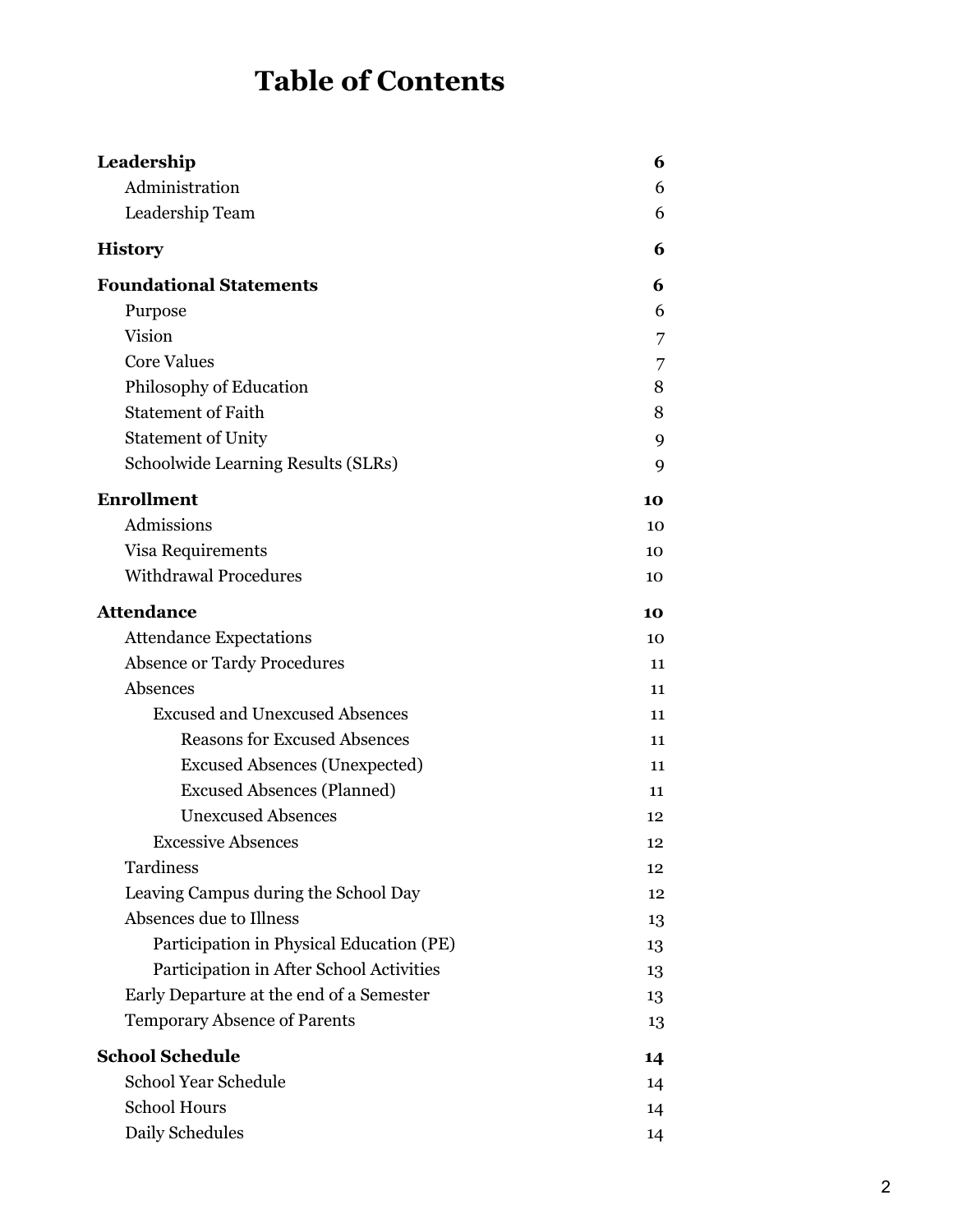# Table of Contents

| | |
|---|---|
| **Leadership** | **6** |
| Administration | 6 |
| Leadership Team | 6 |
| **History** | **6** |
| **Foundational Statements** | **6** |
| Purpose | 6 |
| Vision | 7 |
| Core Values | 7 |
| Philosophy of Education | 8 |
| Statement of Faith | 8 |
| Statement of Unity | 9 |
| Schoolwide Learning Results (SLRs) | 9 |
| **Enrollment** | **10** |
| Admissions | 10 |
| Visa Requirements | 10 |
| Withdrawal Procedures | 10 |
| **Attendance** | **10** |
| Attendance Expectations | 10 |
| Absence or Tardy Procedures | 11 |
| Absences | 11 |
| Excused and Unexcused Absences | 11 |
| Reasons for Excused Absences | 11 |
| Excused Absences (Unexpected) | 11 |
| Excused Absences (Planned) | 11 |
| Unexcused Absences | 12 |
| Excessive Absences | 12 |
| Tardiness | 12 |
| Leaving Campus during the School Day | 12 |
| Absences due to Illness | 13 |
| Participation in Physical Education (PE) | 13 |
| Participation in After School Activities | 13 |
| Early Departure at the end of a Semester | 13 |
| Temporary Absence of Parents | 13 |
| **School Schedule** | **14** |
| School Year Schedule | 14 |
| School Hours | 14 |
| Daily Schedules | 14 |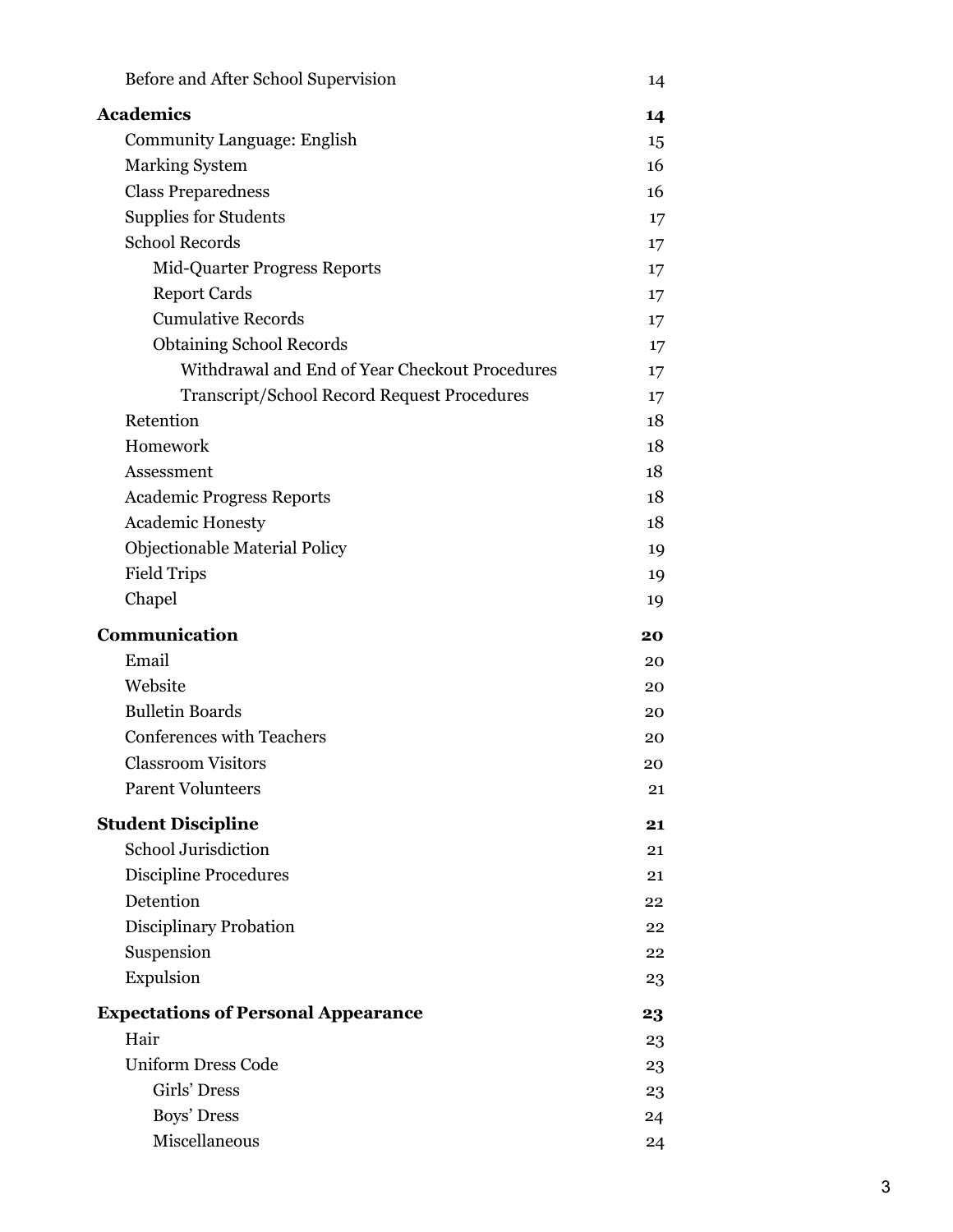- Before and After School Supervision 14

**Academics** **14**

- Community Language: English 15
- Marking System 16
- Class Preparedness 16
- Supplies for Students 17
- School Records 17
  - Mid-Quarter Progress Reports 17
  - Report Cards 17
  - Cumulative Records 17
  - Obtaining School Records 17
    - Withdrawal and End of Year Checkout Procedures 17
    - Transcript/School Record Request Procedures 17
- Retention 18
- Homework 18
- Assessment 18
- Academic Progress Reports 18
- Academic Honesty 18
- Objectionable Material Policy 19
- Field Trips 19
- Chapel 19

**Communication** **20**

- Email 20
- Website 20
- Bulletin Boards 20
- Conferences with Teachers 20
- Classroom Visitors 20
- Parent Volunteers 21

**Student Discipline** **21**

- School Jurisdiction 21
- Discipline Procedures 21
- Detention 22
- Disciplinary Probation 22
- Suspension 22
- Expulsion 23

**Expectations of Personal Appearance** **23**

- Hair 23
- Uniform Dress Code 23
  - Girls' Dress 23
  - Boys' Dress 24
  - Miscellaneous 24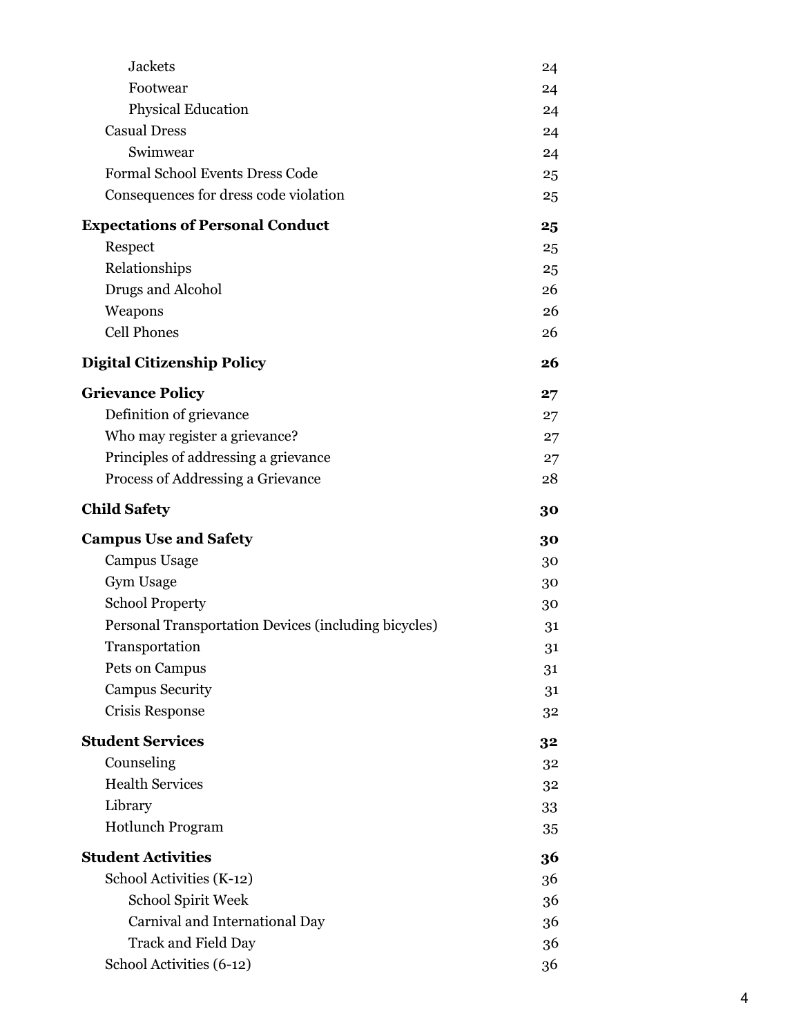| | |
|---|---|
| &nbsp;&nbsp;&nbsp;&nbsp;Jackets | 24 |
| &nbsp;&nbsp;&nbsp;&nbsp;Footwear | 24 |
| &nbsp;&nbsp;&nbsp;&nbsp;Physical Education | 24 |
| &nbsp;&nbsp;Casual Dress | 24 |
| &nbsp;&nbsp;&nbsp;&nbsp;Swimwear | 24 |
| &nbsp;&nbsp;Formal School Events Dress Code | 25 |
| &nbsp;&nbsp;Consequences for dress code violation | 25 |
| **Expectations of Personal Conduct** | **25** |
| &nbsp;&nbsp;Respect | 25 |
| &nbsp;&nbsp;Relationships | 25 |
| &nbsp;&nbsp;Drugs and Alcohol | 26 |
| &nbsp;&nbsp;Weapons | 26 |
| &nbsp;&nbsp;Cell Phones | 26 |
| **Digital Citizenship Policy** | **26** |
| **Grievance Policy** | **27** |
| &nbsp;&nbsp;Definition of grievance | 27 |
| &nbsp;&nbsp;Who may register a grievance? | 27 |
| &nbsp;&nbsp;Principles of addressing a grievance | 27 |
| &nbsp;&nbsp;Process of Addressing a Grievance | 28 |
| **Child Safety** | **30** |
| **Campus Use and Safety** | **30** |
| &nbsp;&nbsp;Campus Usage | 30 |
| &nbsp;&nbsp;Gym Usage | 30 |
| &nbsp;&nbsp;School Property | 30 |
| &nbsp;&nbsp;Personal Transportation Devices (including bicycles) | 31 |
| &nbsp;&nbsp;Transportation | 31 |
| &nbsp;&nbsp;Pets on Campus | 31 |
| &nbsp;&nbsp;Campus Security | 31 |
| &nbsp;&nbsp;Crisis Response | 32 |
| **Student Services** | **32** |
| &nbsp;&nbsp;Counseling | 32 |
| &nbsp;&nbsp;Health Services | 32 |
| &nbsp;&nbsp;Library | 33 |
| &nbsp;&nbsp;Hotlunch Program | 35 |
| **Student Activities** | **36** |
| &nbsp;&nbsp;School Activities (K-12) | 36 |
| &nbsp;&nbsp;&nbsp;&nbsp;School Spirit Week | 36 |
| &nbsp;&nbsp;&nbsp;&nbsp;Carnival and International Day | 36 |
| &nbsp;&nbsp;&nbsp;&nbsp;Track and Field Day | 36 |
| &nbsp;&nbsp;School Activities (6-12) | 36 |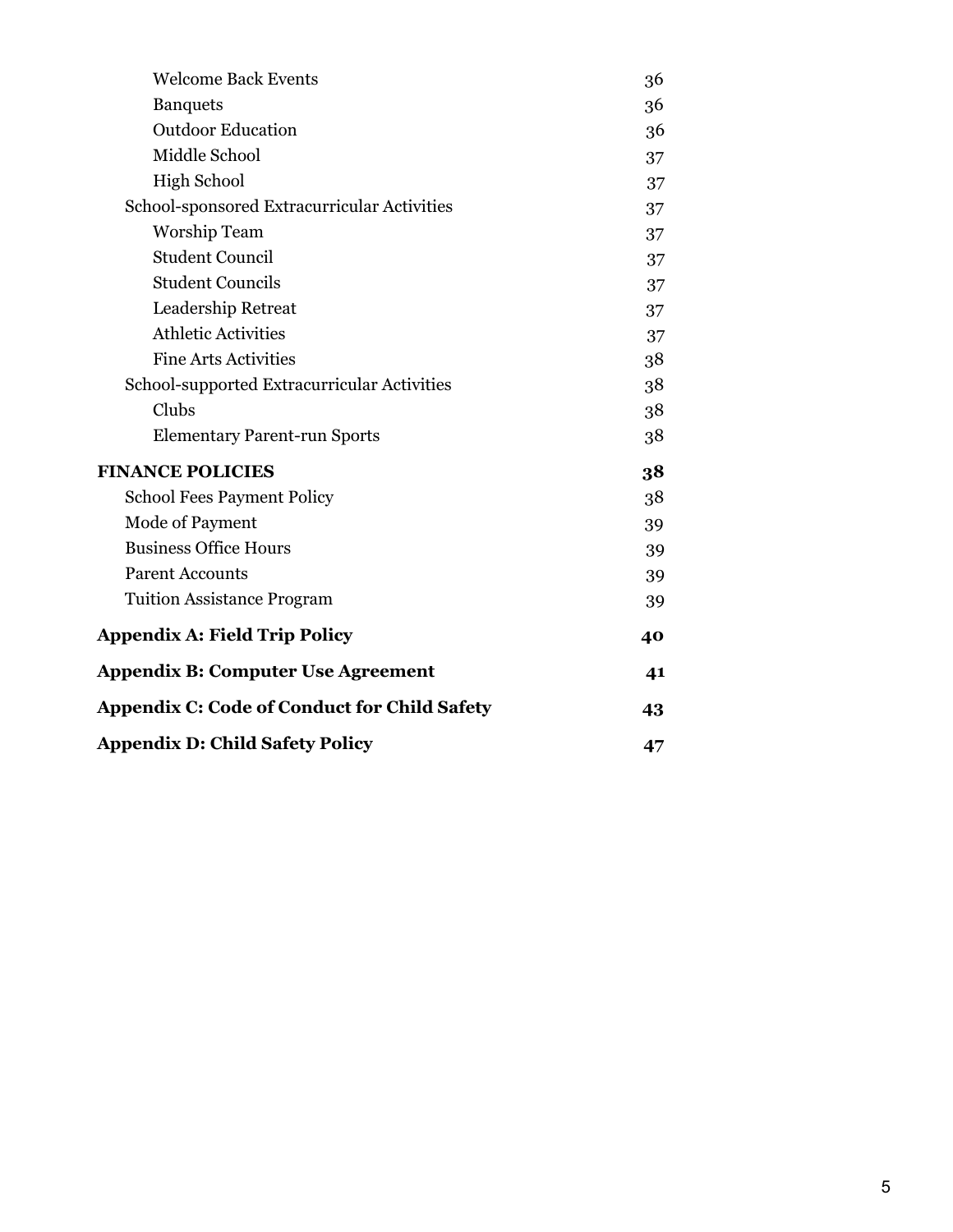| | |
|---|---|
| Welcome Back Events | 36 |
| Banquets | 36 |
| Outdoor Education | 36 |
| Middle School | 37 |
| High School | 37 |
| School-sponsored Extracurricular Activities | 37 |
| Worship Team | 37 |
| Student Council | 37 |
| Student Councils | 37 |
| Leadership Retreat | 37 |
| Athletic Activities | 37 |
| Fine Arts Activities | 38 |
| School-supported Extracurricular Activities | 38 |
| Clubs | 38 |
| Elementary Parent-run Sports | 38 |
| **FINANCE POLICIES** | **38** |
| School Fees Payment Policy | 38 |
| Mode of Payment | 39 |
| Business Office Hours | 39 |
| Parent Accounts | 39 |
| Tuition Assistance Program | 39 |
| **Appendix A: Field Trip Policy** | **40** |
| **Appendix B: Computer Use Agreement** | **41** |
| **Appendix C: Code of Conduct for Child Safety** | **43** |
| **Appendix D: Child Safety Policy** | **47** |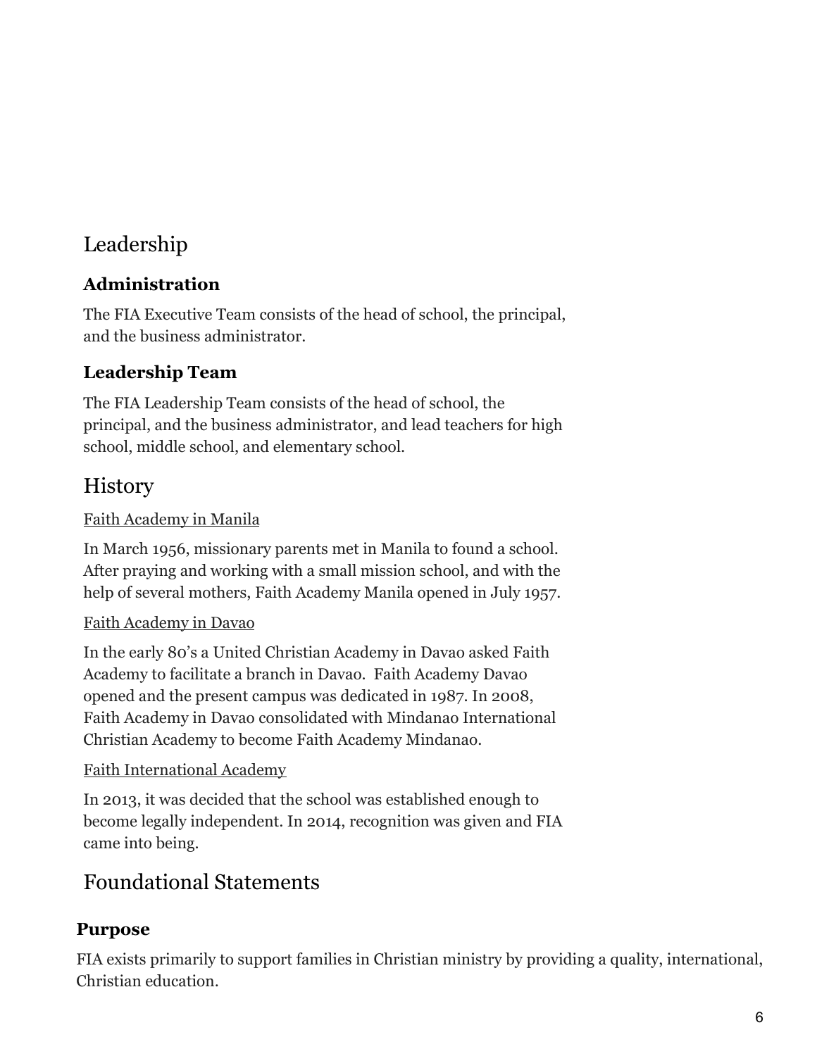# Leadership

### Administration

The FIA Executive Team consists of the head of school, the principal, and the business administrator.

### Leadership Team

The FIA Leadership Team consists of the head of school, the principal, and the business administrator, and lead teachers for high school, middle school, and elementary school.

# History

Faith Academy in Manila

In March 1956, missionary parents met in Manila to found a school. After praying and working with a small mission school, and with the help of several mothers, Faith Academy Manila opened in July 1957.

Faith Academy in Davao

In the early 80's a United Christian Academy in Davao asked Faith Academy to facilitate a branch in Davao. Faith Academy Davao opened and the present campus was dedicated in 1987. In 2008, Faith Academy in Davao consolidated with Mindanao International Christian Academy to become Faith Academy Mindanao.

Faith International Academy

In 2013, it was decided that the school was established enough to become legally independent. In 2014, recognition was given and FIA came into being.

# Foundational Statements

### Purpose

FIA exists primarily to support families in Christian ministry by providing a quality, international, Christian education.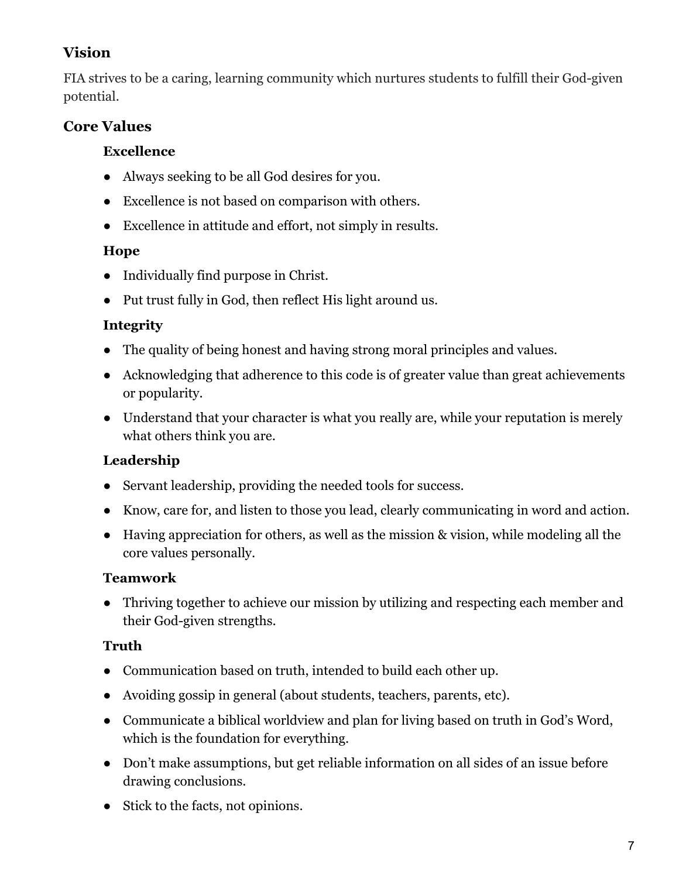## Vision

FIA strives to be a caring, learning community which nurtures students to fulfill their God-given potential.

## Core Values

### Excellence

- Always seeking to be all God desires for you.
- Excellence is not based on comparison with others.
- Excellence in attitude and effort, not simply in results.

### Hope

- Individually find purpose in Christ.
- Put trust fully in God, then reflect His light around us.

### Integrity

- The quality of being honest and having strong moral principles and values.
- Acknowledging that adherence to this code is of greater value than great achievements or popularity.
- Understand that your character is what you really are, while your reputation is merely what others think you are.

### Leadership

- Servant leadership, providing the needed tools for success.
- Know, care for, and listen to those you lead, clearly communicating in word and action.
- Having appreciation for others, as well as the mission & vision, while modeling all the core values personally.

### Teamwork

- Thriving together to achieve our mission by utilizing and respecting each member and their God-given strengths.

### Truth

- Communication based on truth, intended to build each other up.
- Avoiding gossip in general (about students, teachers, parents, etc).
- Communicate a biblical worldview and plan for living based on truth in God's Word, which is the foundation for everything.
- Don't make assumptions, but get reliable information on all sides of an issue before drawing conclusions.
- Stick to the facts, not opinions.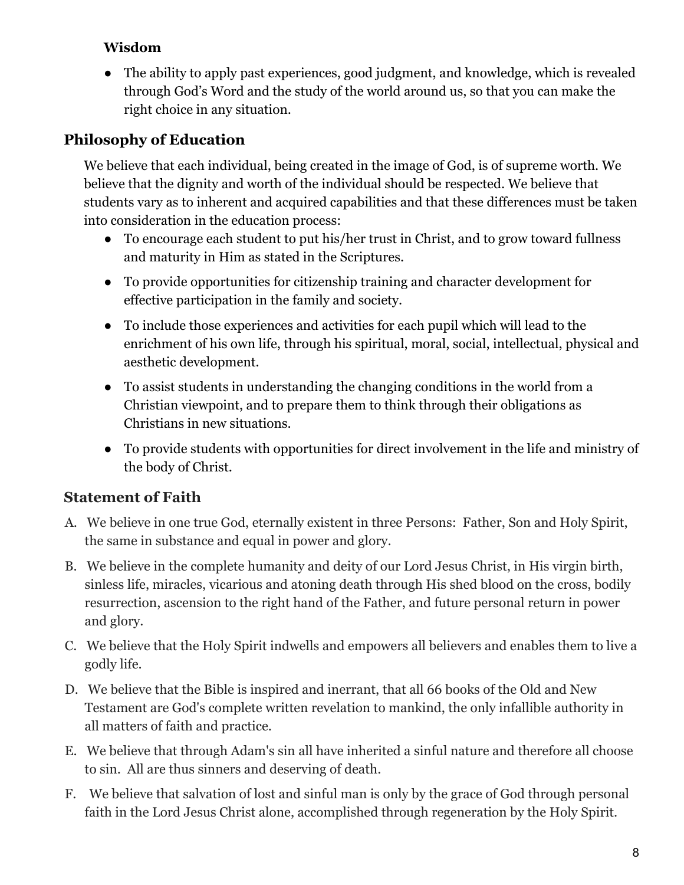**Wisdom**

- The ability to apply past experiences, good judgment, and knowledge, which is revealed through God's Word and the study of the world around us, so that you can make the right choice in any situation.

## Philosophy of Education

We believe that each individual, being created in the image of God, is of supreme worth. We believe that the dignity and worth of the individual should be respected. We believe that students vary as to inherent and acquired capabilities and that these differences must be taken into consideration in the education process:

- To encourage each student to put his/her trust in Christ, and to grow toward fullness and maturity in Him as stated in the Scriptures.
- To provide opportunities for citizenship training and character development for effective participation in the family and society.
- To include those experiences and activities for each pupil which will lead to the enrichment of his own life, through his spiritual, moral, social, intellectual, physical and aesthetic development.
- To assist students in understanding the changing conditions in the world from a Christian viewpoint, and to prepare them to think through their obligations as Christians in new situations.
- To provide students with opportunities for direct involvement in the life and ministry of the body of Christ.

## Statement of Faith

A. We believe in one true God, eternally existent in three Persons: Father, Son and Holy Spirit, the same in substance and equal in power and glory.

B. We believe in the complete humanity and deity of our Lord Jesus Christ, in His virgin birth, sinless life, miracles, vicarious and atoning death through His shed blood on the cross, bodily resurrection, ascension to the right hand of the Father, and future personal return in power and glory.

C. We believe that the Holy Spirit indwells and empowers all believers and enables them to live a godly life.

D. We believe that the Bible is inspired and inerrant, that all 66 books of the Old and New Testament are God's complete written revelation to mankind, the only infallible authority in all matters of faith and practice.

E. We believe that through Adam's sin all have inherited a sinful nature and therefore all choose to sin. All are thus sinners and deserving of death.

F. We believe that salvation of lost and sinful man is only by the grace of God through personal faith in the Lord Jesus Christ alone, accomplished through regeneration by the Holy Spirit.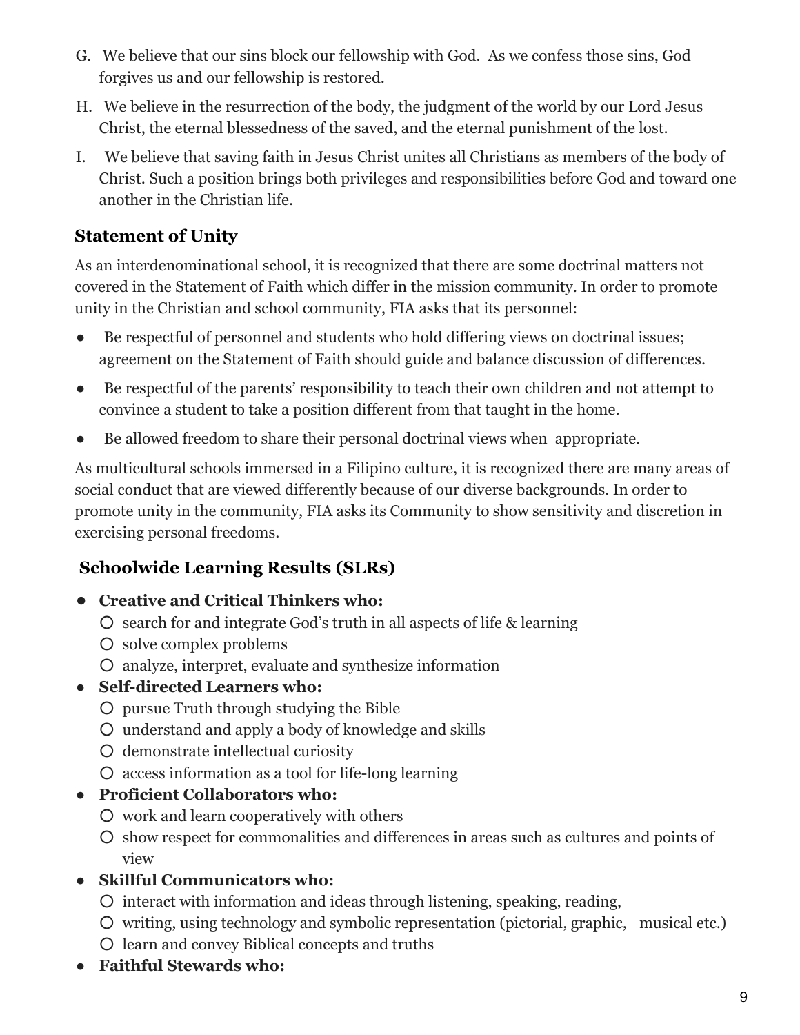G. We believe that our sins block our fellowship with God. As we confess those sins, God forgives us and our fellowship is restored.

H. We believe in the resurrection of the body, the judgment of the world by our Lord Jesus Christ, the eternal blessedness of the saved, and the eternal punishment of the lost.

I. We believe that saving faith in Jesus Christ unites all Christians as members of the body of Christ. Such a position brings both privileges and responsibilities before God and toward one another in the Christian life.

### Statement of Unity

As an interdenominational school, it is recognized that there are some doctrinal matters not covered in the Statement of Faith which differ in the mission community. In order to promote unity in the Christian and school community, FIA asks that its personnel:

- Be respectful of personnel and students who hold differing views on doctrinal issues; agreement on the Statement of Faith should guide and balance discussion of differences.
- Be respectful of the parents' responsibility to teach their own children and not attempt to convince a student to take a position different from that taught in the home.
- Be allowed freedom to share their personal doctrinal views when appropriate.

As multicultural schools immersed in a Filipino culture, it is recognized there are many areas of social conduct that are viewed differently because of our diverse backgrounds. In order to promote unity in the community, FIA asks its Community to show sensitivity and discretion in exercising personal freedoms.

### Schoolwide Learning Results (SLRs)

- **Creative and Critical Thinkers who:**
  - search for and integrate God's truth in all aspects of life & learning
  - solve complex problems
  - analyze, interpret, evaluate and synthesize information
- **Self-directed Learners who:**
  - pursue Truth through studying the Bible
  - understand and apply a body of knowledge and skills
  - demonstrate intellectual curiosity
  - access information as a tool for life-long learning
- **Proficient Collaborators who:**
  - work and learn cooperatively with others
  - show respect for commonalities and differences in areas such as cultures and points of view
- **Skillful Communicators who:**
  - interact with information and ideas through listening, speaking, reading,
  - writing, using technology and symbolic representation (pictorial, graphic, musical etc.)
  - learn and convey Biblical concepts and truths
- **Faithful Stewards who:**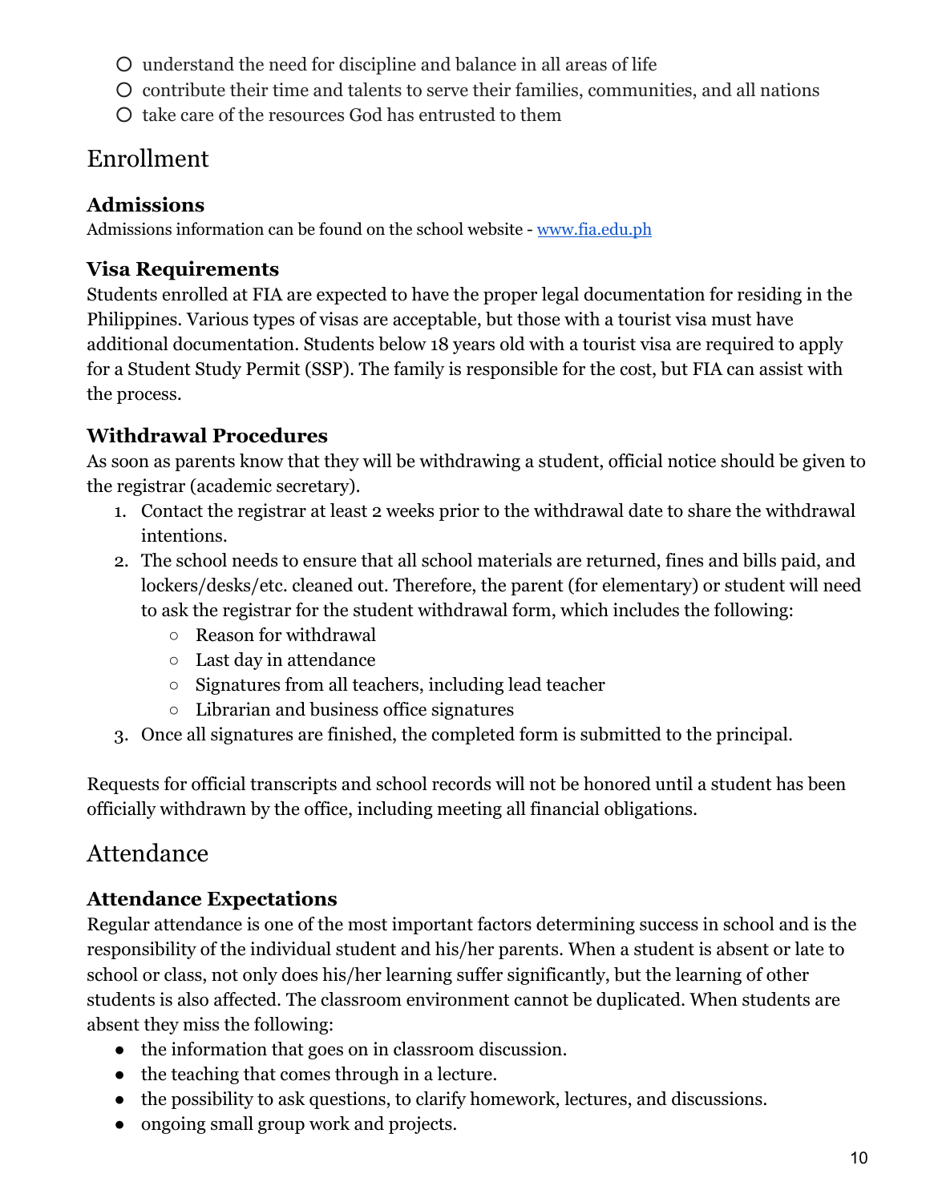- understand the need for discipline and balance in all areas of life
- contribute their time and talents to serve their families, communities, and all nations
- take care of the resources God has entrusted to them

## Enrollment

### Admissions

Admissions information can be found on the school website - www.fia.edu.ph

### Visa Requirements

Students enrolled at FIA are expected to have the proper legal documentation for residing in the Philippines. Various types of visas are acceptable, but those with a tourist visa must have additional documentation. Students below 18 years old with a tourist visa are required to apply for a Student Study Permit (SSP). The family is responsible for the cost, but FIA can assist with the process.

### Withdrawal Procedures

As soon as parents know that they will be withdrawing a student, official notice should be given to the registrar (academic secretary).

1. Contact the registrar at least 2 weeks prior to the withdrawal date to share the withdrawal intentions.
2. The school needs to ensure that all school materials are returned, fines and bills paid, and lockers/desks/etc. cleaned out. Therefore, the parent (for elementary) or student will need to ask the registrar for the student withdrawal form, which includes the following:
   - Reason for withdrawal
   - Last day in attendance
   - Signatures from all teachers, including lead teacher
   - Librarian and business office signatures
3. Once all signatures are finished, the completed form is submitted to the principal.

Requests for official transcripts and school records will not be honored until a student has been officially withdrawn by the office, including meeting all financial obligations.

## Attendance

### Attendance Expectations

Regular attendance is one of the most important factors determining success in school and is the responsibility of the individual student and his/her parents. When a student is absent or late to school or class, not only does his/her learning suffer significantly, but the learning of other students is also affected. The classroom environment cannot be duplicated. When students are absent they miss the following:

- the information that goes on in classroom discussion.
- the teaching that comes through in a lecture.
- the possibility to ask questions, to clarify homework, lectures, and discussions.
- ongoing small group work and projects.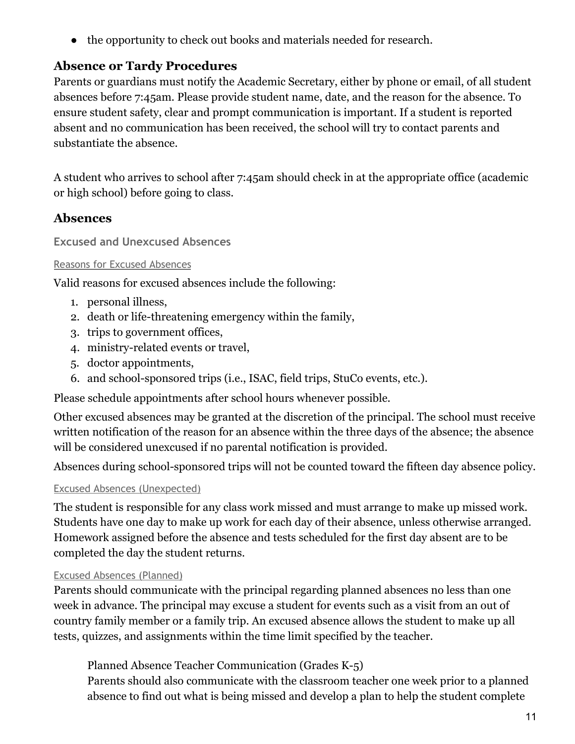- the opportunity to check out books and materials needed for research.

## Absence or Tardy Procedures

Parents or guardians must notify the Academic Secretary, either by phone or email, of all student absences before 7:45am. Please provide student name, date, and the reason for the absence. To ensure student safety, clear and prompt communication is important. If a student is reported absent and no communication has been received, the school will try to contact parents and substantiate the absence.

A student who arrives to school after 7:45am should check in at the appropriate office (academic or high school) before going to class.

## Absences

### Excused and Unexcused Absences

#### Reasons for Excused Absences

Valid reasons for excused absences include the following:

1. personal illness,
2. death or life-threatening emergency within the family,
3. trips to government offices,
4. ministry-related events or travel,
5. doctor appointments,
6. and school-sponsored trips (i.e., ISAC, field trips, StuCo events, etc.).

Please schedule appointments after school hours whenever possible.

Other excused absences may be granted at the discretion of the principal. The school must receive written notification of the reason for an absence within the three days of the absence; the absence will be considered unexcused if no parental notification is provided.

Absences during school-sponsored trips will not be counted toward the fifteen day absence policy.

#### Excused Absences (Unexpected)

The student is responsible for any class work missed and must arrange to make up missed work. Students have one day to make up work for each day of their absence, unless otherwise arranged. Homework assigned before the absence and tests scheduled for the first day absent are to be completed the day the student returns.

#### Excused Absences (Planned)

Parents should communicate with the principal regarding planned absences no less than one week in advance. The principal may excuse a student for events such as a visit from an out of country family member or a family trip. An excused absence allows the student to make up all tests, quizzes, and assignments within the time limit specified by the teacher.

Planned Absence Teacher Communication (Grades K-5)

Parents should also communicate with the classroom teacher one week prior to a planned absence to find out what is being missed and develop a plan to help the student complete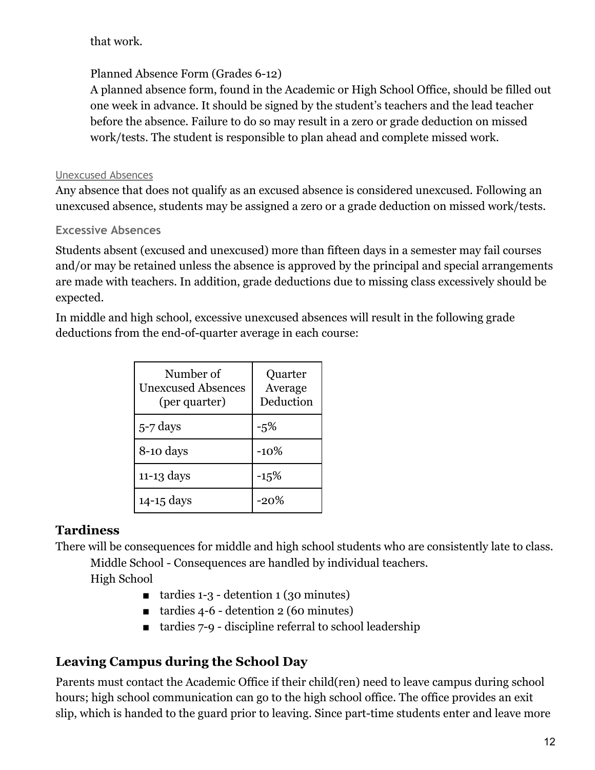that work.

Planned Absence Form (Grades 6-12)
A planned absence form, found in the Academic or High School Office, should be filled out one week in advance. It should be signed by the student's teachers and the lead teacher before the absence. Failure to do so may result in a zero or grade deduction on missed work/tests. The student is responsible to plan ahead and complete missed work.

#### Unexcused Absences

Any absence that does not qualify as an excused absence is considered unexcused. Following an unexcused absence, students may be assigned a zero or a grade deduction on missed work/tests.

### Excessive Absences

Students absent (excused and unexcused) more than fifteen days in a semester may fail courses and/or may be retained unless the absence is approved by the principal and special arrangements are made with teachers. In addition, grade deductions due to missing class excessively should be expected.

In middle and high school, excessive unexcused absences will result in the following grade deductions from the end-of-quarter average in each course:

| Number of Unexcused Absences (per quarter) | Quarter Average Deduction |
|---|---|
| 5-7 days | -5% |
| 8-10 days | -10% |
| 11-13 days | -15% |
| 14-15 days | -20% |

## Tardiness

There will be consequences for middle and high school students who are consistently late to class.

Middle School - Consequences are handled by individual teachers.

High School

- tardies 1-3 - detention 1 (30 minutes)
- tardies 4-6 - detention 2 (60 minutes)
- tardies 7-9 - discipline referral to school leadership

## Leaving Campus during the School Day

Parents must contact the Academic Office if their child(ren) need to leave campus during school hours; high school communication can go to the high school office. The office provides an exit slip, which is handed to the guard prior to leaving. Since part-time students enter and leave more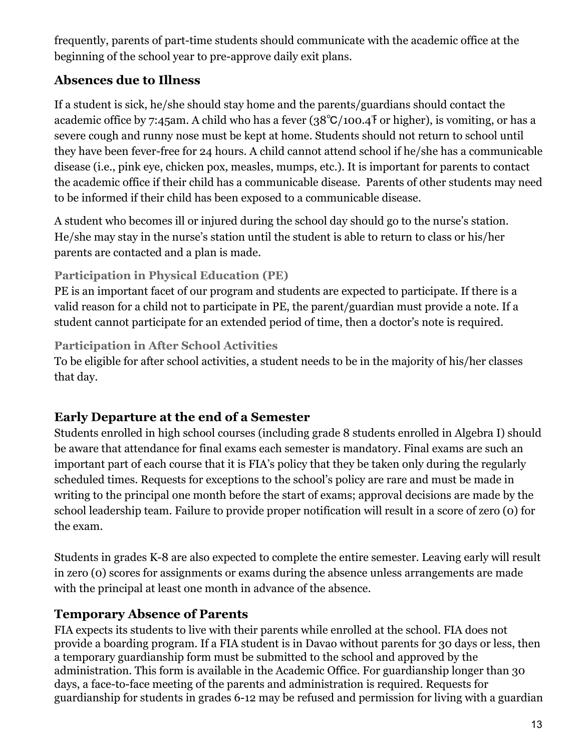frequently, parents of part-time students should communicate with the academic office at the beginning of the school year to pre-approve daily exit plans.

## Absences due to Illness

If a student is sick, he/she should stay home and the parents/guardians should contact the academic office by 7:45am. A child who has a fever (38℃/100.4℉ or higher), is vomiting, or has a severe cough and runny nose must be kept at home. Students should not return to school until they have been fever-free for 24 hours. A child cannot attend school if he/she has a communicable disease (i.e., pink eye, chicken pox, measles, mumps, etc.). It is important for parents to contact the academic office if their child has a communicable disease. Parents of other students may need to be informed if their child has been exposed to a communicable disease.

A student who becomes ill or injured during the school day should go to the nurse's station. He/she may stay in the nurse's station until the student is able to return to class or his/her parents are contacted and a plan is made.

### Participation in Physical Education (PE)

PE is an important facet of our program and students are expected to participate. If there is a valid reason for a child not to participate in PE, the parent/guardian must provide a note. If a student cannot participate for an extended period of time, then a doctor's note is required.

### Participation in After School Activities

To be eligible for after school activities, a student needs to be in the majority of his/her classes that day.

## Early Departure at the end of a Semester

Students enrolled in high school courses (including grade 8 students enrolled in Algebra I) should be aware that attendance for final exams each semester is mandatory. Final exams are such an important part of each course that it is FIA's policy that they be taken only during the regularly scheduled times. Requests for exceptions to the school's policy are rare and must be made in writing to the principal one month before the start of exams; approval decisions are made by the school leadership team. Failure to provide proper notification will result in a score of zero (0) for the exam.

Students in grades K-8 are also expected to complete the entire semester. Leaving early will result in zero (0) scores for assignments or exams during the absence unless arrangements are made with the principal at least one month in advance of the absence.

## Temporary Absence of Parents

FIA expects its students to live with their parents while enrolled at the school. FIA does not provide a boarding program. If a FIA student is in Davao without parents for 30 days or less, then a temporary guardianship form must be submitted to the school and approved by the administration. This form is available in the Academic Office. For guardianship longer than 30 days, a face-to-face meeting of the parents and administration is required. Requests for guardianship for students in grades 6-12 may be refused and permission for living with a guardian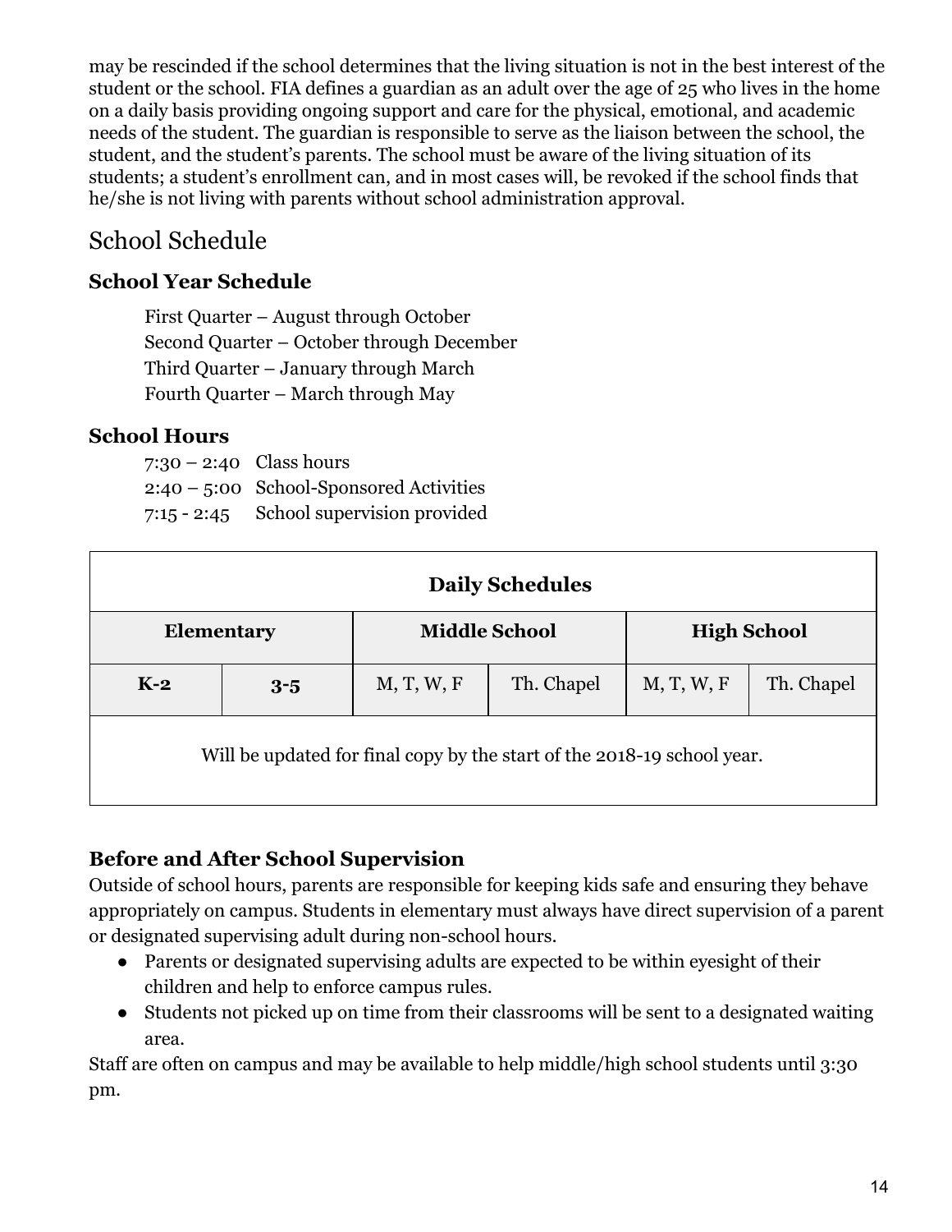may be rescinded if the school determines that the living situation is not in the best interest of the student or the school. FIA defines a guardian as an adult over the age of 25 who lives in the home on a daily basis providing ongoing support and care for the physical, emotional, and academic needs of the student. The guardian is responsible to serve as the liaison between the school, the student, and the student's parents. The school must be aware of the living situation of its students; a student's enrollment can, and in most cases will, be revoked if the school finds that he/she is not living with parents without school administration approval.

## School Schedule

### School Year Schedule

First Quarter – August through October
Second Quarter – October through December
Third Quarter – January through March
Fourth Quarter – March through May

### School Hours

7:30 – 2:40 Class hours
2:40 – 5:00 School-Sponsored Activities
7:15 - 2:45 School supervision provided

| **Daily Schedules** | | | | | |
|---|---|---|---|---|---|
| **Elementary** | | **Middle School** | | **High School** | |
| **K-2** | **3-5** | M, T, W, F | Th. Chapel | M, T, W, F | Th. Chapel |
| Will be updated for final copy by the start of the 2018-19 school year. | | | | | |

### Before and After School Supervision

Outside of school hours, parents are responsible for keeping kids safe and ensuring they behave appropriately on campus. Students in elementary must always have direct supervision of a parent or designated supervising adult during non-school hours.

- Parents or designated supervising adults are expected to be within eyesight of their children and help to enforce campus rules.
- Students not picked up on time from their classrooms will be sent to a designated waiting area.

Staff are often on campus and may be available to help middle/high school students until 3:30 pm.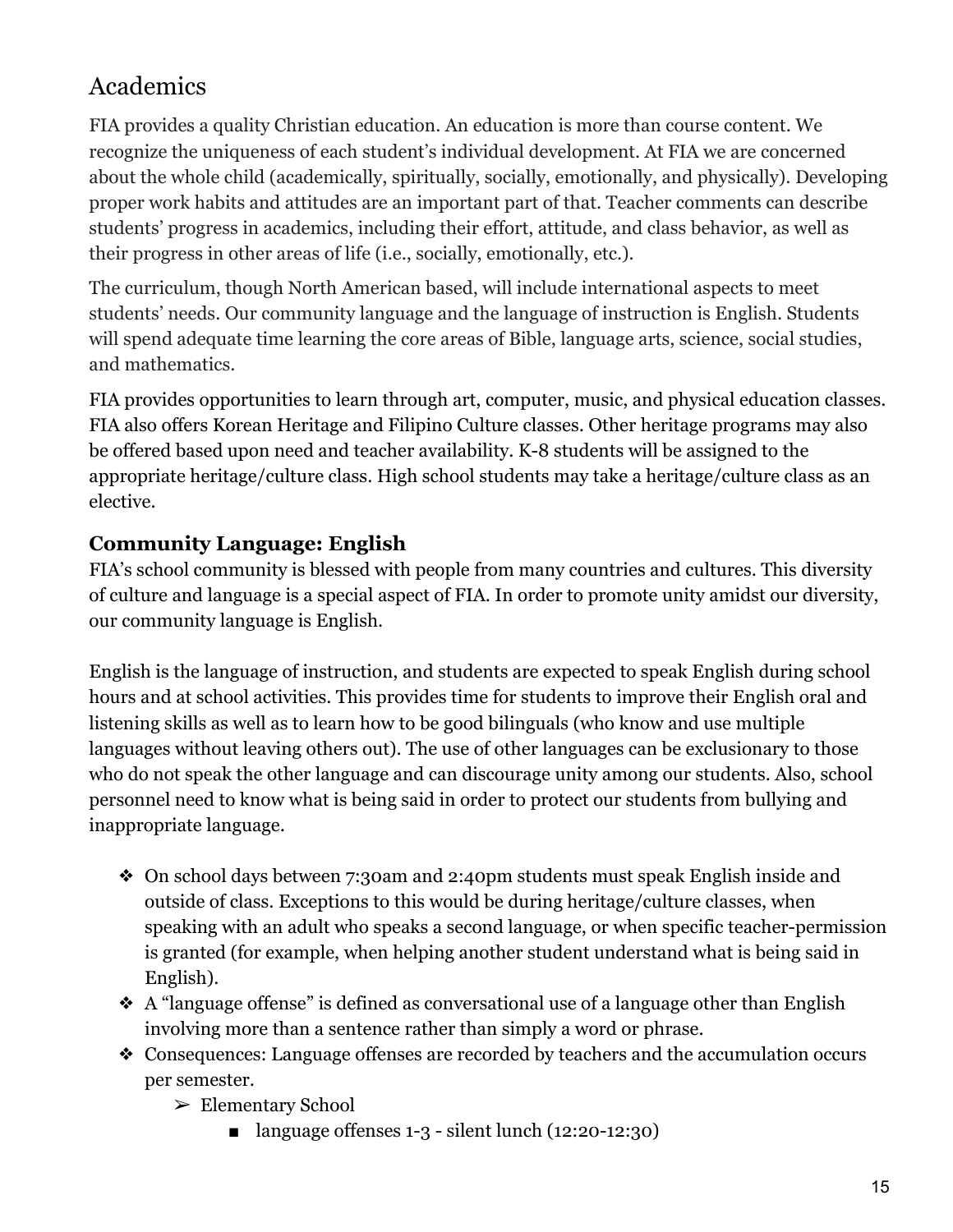## Academics

FIA provides a quality Christian education. An education is more than course content. We recognize the uniqueness of each student's individual development. At FIA we are concerned about the whole child (academically, spiritually, socially, emotionally, and physically). Developing proper work habits and attitudes are an important part of that. Teacher comments can describe students' progress in academics, including their effort, attitude, and class behavior, as well as their progress in other areas of life (i.e., socially, emotionally, etc.).

The curriculum, though North American based, will include international aspects to meet students' needs. Our community language and the language of instruction is English. Students will spend adequate time learning the core areas of Bible, language arts, science, social studies, and mathematics.

FIA provides opportunities to learn through art, computer, music, and physical education classes. FIA also offers Korean Heritage and Filipino Culture classes. Other heritage programs may also be offered based upon need and teacher availability. K-8 students will be assigned to the appropriate heritage/culture class. High school students may take a heritage/culture class as an elective.

### Community Language: English

FIA's school community is blessed with people from many countries and cultures. This diversity of culture and language is a special aspect of FIA. In order to promote unity amidst our diversity, our community language is English.

English is the language of instruction, and students are expected to speak English during school hours and at school activities. This provides time for students to improve their English oral and listening skills as well as to learn how to be good bilinguals (who know and use multiple languages without leaving others out). The use of other languages can be exclusionary to those who do not speak the other language and can discourage unity among our students. Also, school personnel need to know what is being said in order to protect our students from bullying and inappropriate language.

- On school days between 7:30am and 2:40pm students must speak English inside and outside of class. Exceptions to this would be during heritage/culture classes, when speaking with an adult who speaks a second language, or when specific teacher-permission is granted (for example, when helping another student understand what is being said in English).
- A "language offense" is defined as conversational use of a language other than English involving more than a sentence rather than simply a word or phrase.
- Consequences: Language offenses are recorded by teachers and the accumulation occurs per semester.
  - Elementary School
    - language offenses 1-3 - silent lunch (12:20-12:30)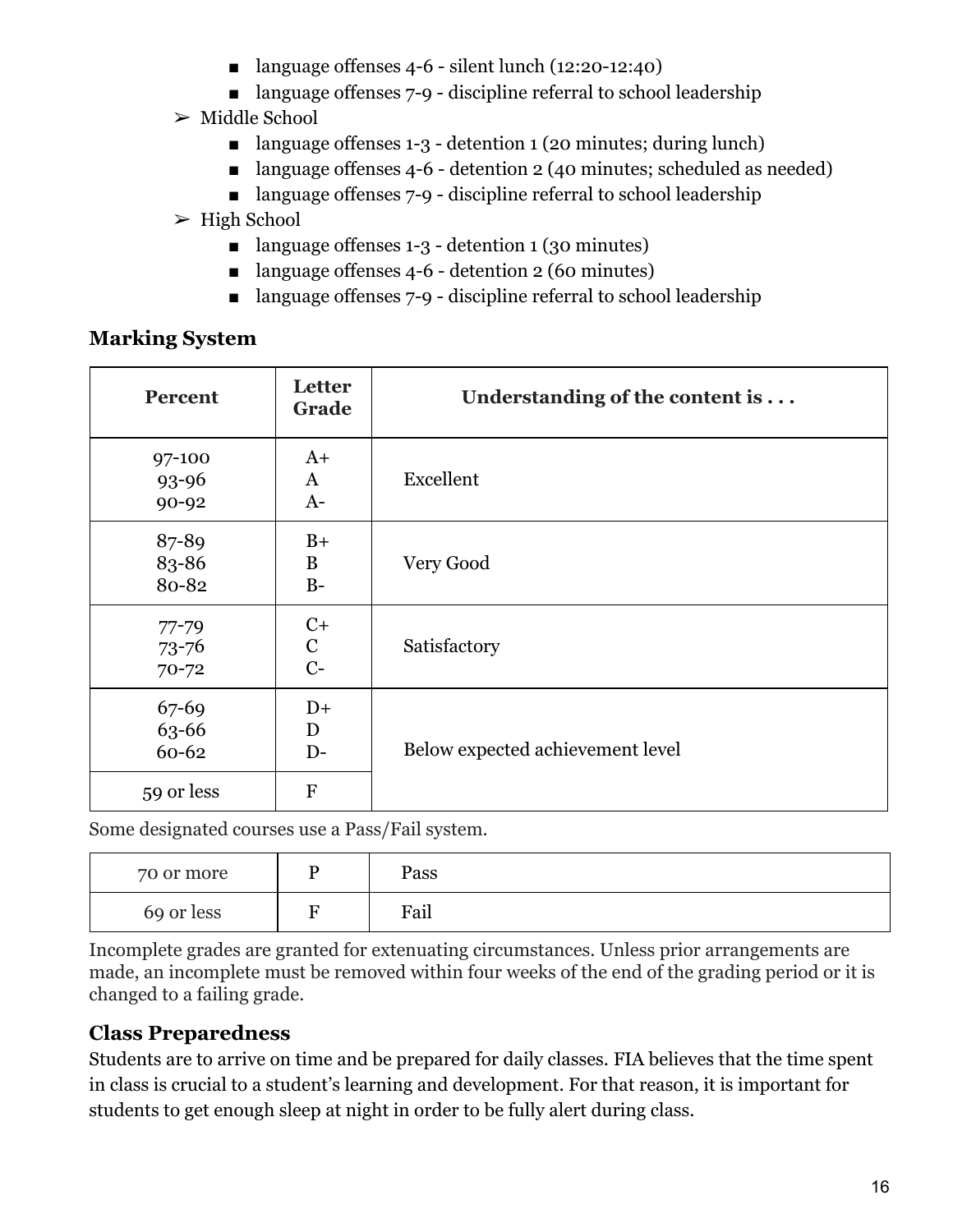- language offenses 4-6 - silent lunch (12:20-12:40)
- language offenses 7-9 - discipline referral to school leadership

- Middle School
  - language offenses 1-3 - detention 1 (20 minutes; during lunch)
  - language offenses 4-6 - detention 2 (40 minutes; scheduled as needed)
  - language offenses 7-9 - discipline referral to school leadership
- High School
  - language offenses 1-3 - detention 1 (30 minutes)
  - language offenses 4-6 - detention 2 (60 minutes)
  - language offenses 7-9 - discipline referral to school leadership

### Marking System

| Percent | Letter Grade | Understanding of the content is . . . |
|---|---|---|
| 97-100<br>93-96<br>90-92 | A+<br>A<br>A- | Excellent |
| 87-89<br>83-86<br>80-82 | B+<br>B<br>B- | Very Good |
| 77-79<br>73-76<br>70-72 | C+<br>C<br>C- | Satisfactory |
| 67-69<br>63-66<br>60-62 | D+<br>D<br>D- | Below expected achievement level |
| 59 or less | F | |

Some designated courses use a Pass/Fail system.

| 70 or more | P | Pass |
|---|---|---|
| 69 or less | F | Fail |

Incomplete grades are granted for extenuating circumstances. Unless prior arrangements are made, an incomplete must be removed within four weeks of the end of the grading period or it is changed to a failing grade.

### Class Preparedness

Students are to arrive on time and be prepared for daily classes. FIA believes that the time spent in class is crucial to a student's learning and development. For that reason, it is important for students to get enough sleep at night in order to be fully alert during class.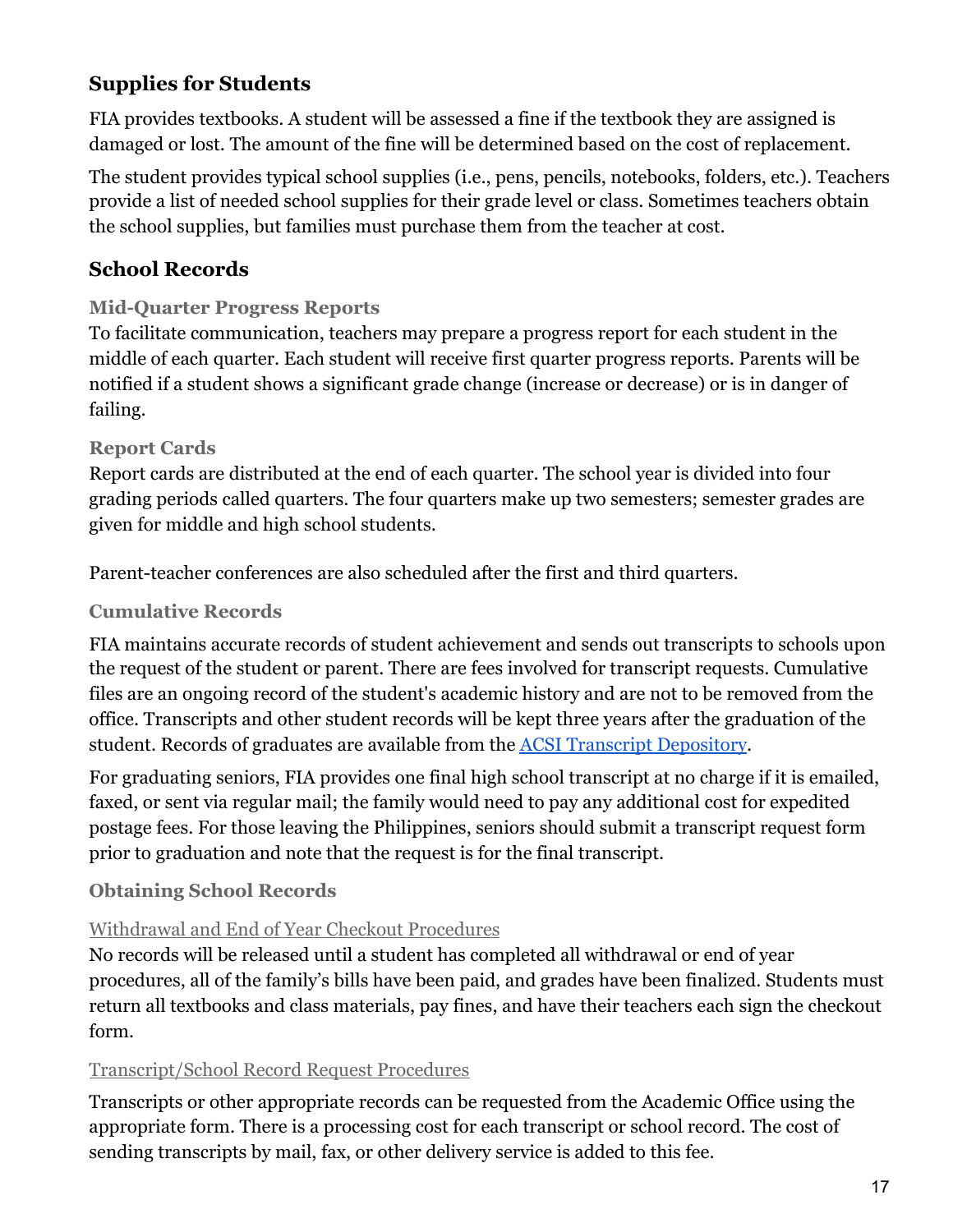## Supplies for Students

FIA provides textbooks. A student will be assessed a fine if the textbook they are assigned is damaged or lost. The amount of the fine will be determined based on the cost of replacement.

The student provides typical school supplies (i.e., pens, pencils, notebooks, folders, etc.). Teachers provide a list of needed school supplies for their grade level or class. Sometimes teachers obtain the school supplies, but families must purchase them from the teacher at cost.

## School Records

### Mid-Quarter Progress Reports

To facilitate communication, teachers may prepare a progress report for each student in the middle of each quarter. Each student will receive first quarter progress reports. Parents will be notified if a student shows a significant grade change (increase or decrease) or is in danger of failing.

### Report Cards

Report cards are distributed at the end of each quarter. The school year is divided into four grading periods called quarters. The four quarters make up two semesters; semester grades are given for middle and high school students.

Parent-teacher conferences are also scheduled after the first and third quarters.

### Cumulative Records

FIA maintains accurate records of student achievement and sends out transcripts to schools upon the request of the student or parent. There are fees involved for transcript requests. Cumulative files are an ongoing record of the student's academic history and are not to be removed from the office. Transcripts and other student records will be kept three years after the graduation of the student. Records of graduates are available from the ACSI Transcript Depository.

For graduating seniors, FIA provides one final high school transcript at no charge if it is emailed, faxed, or sent via regular mail; the family would need to pay any additional cost for expedited postage fees. For those leaving the Philippines, seniors should submit a transcript request form prior to graduation and note that the request is for the final transcript.

### Obtaining School Records

#### Withdrawal and End of Year Checkout Procedures

No records will be released until a student has completed all withdrawal or end of year procedures, all of the family's bills have been paid, and grades have been finalized. Students must return all textbooks and class materials, pay fines, and have their teachers each sign the checkout form.

#### Transcript/School Record Request Procedures

Transcripts or other appropriate records can be requested from the Academic Office using the appropriate form. There is a processing cost for each transcript or school record. The cost of sending transcripts by mail, fax, or other delivery service is added to this fee.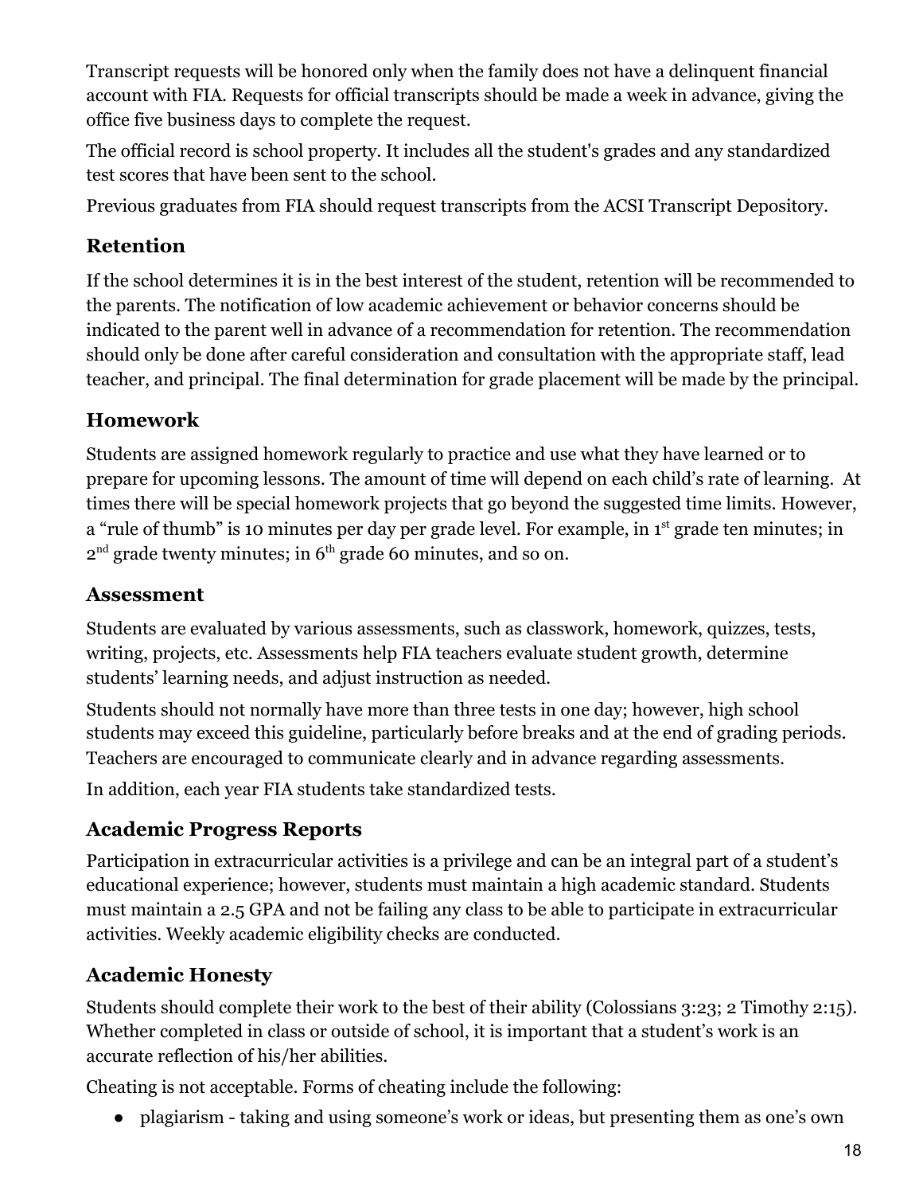Transcript requests will be honored only when the family does not have a delinquent financial account with FIA. Requests for official transcripts should be made a week in advance, giving the office five business days to complete the request.

The official record is school property. It includes all the student's grades and any standardized test scores that have been sent to the school.

Previous graduates from FIA should request transcripts from the ACSI Transcript Depository.

## Retention

If the school determines it is in the best interest of the student, retention will be recommended to the parents. The notification of low academic achievement or behavior concerns should be indicated to the parent well in advance of a recommendation for retention. The recommendation should only be done after careful consideration and consultation with the appropriate staff, lead teacher, and principal. The final determination for grade placement will be made by the principal.

## Homework

Students are assigned homework regularly to practice and use what they have learned or to prepare for upcoming lessons. The amount of time will depend on each child's rate of learning. At times there will be special homework projects that go beyond the suggested time limits. However, a "rule of thumb" is 10 minutes per day per grade level. For example, in 1st grade ten minutes; in 2nd grade twenty minutes; in 6th grade 60 minutes, and so on.

## Assessment

Students are evaluated by various assessments, such as classwork, homework, quizzes, tests, writing, projects, etc. Assessments help FIA teachers evaluate student growth, determine students' learning needs, and adjust instruction as needed.

Students should not normally have more than three tests in one day; however, high school students may exceed this guideline, particularly before breaks and at the end of grading periods. Teachers are encouraged to communicate clearly and in advance regarding assessments.

In addition, each year FIA students take standardized tests.

## Academic Progress Reports

Participation in extracurricular activities is a privilege and can be an integral part of a student's educational experience; however, students must maintain a high academic standard. Students must maintain a 2.5 GPA and not be failing any class to be able to participate in extracurricular activities. Weekly academic eligibility checks are conducted.

## Academic Honesty

Students should complete their work to the best of their ability (Colossians 3:23; 2 Timothy 2:15). Whether completed in class or outside of school, it is important that a student's work is an accurate reflection of his/her abilities.

Cheating is not acceptable. Forms of cheating include the following:

- plagiarism - taking and using someone's work or ideas, but presenting them as one's own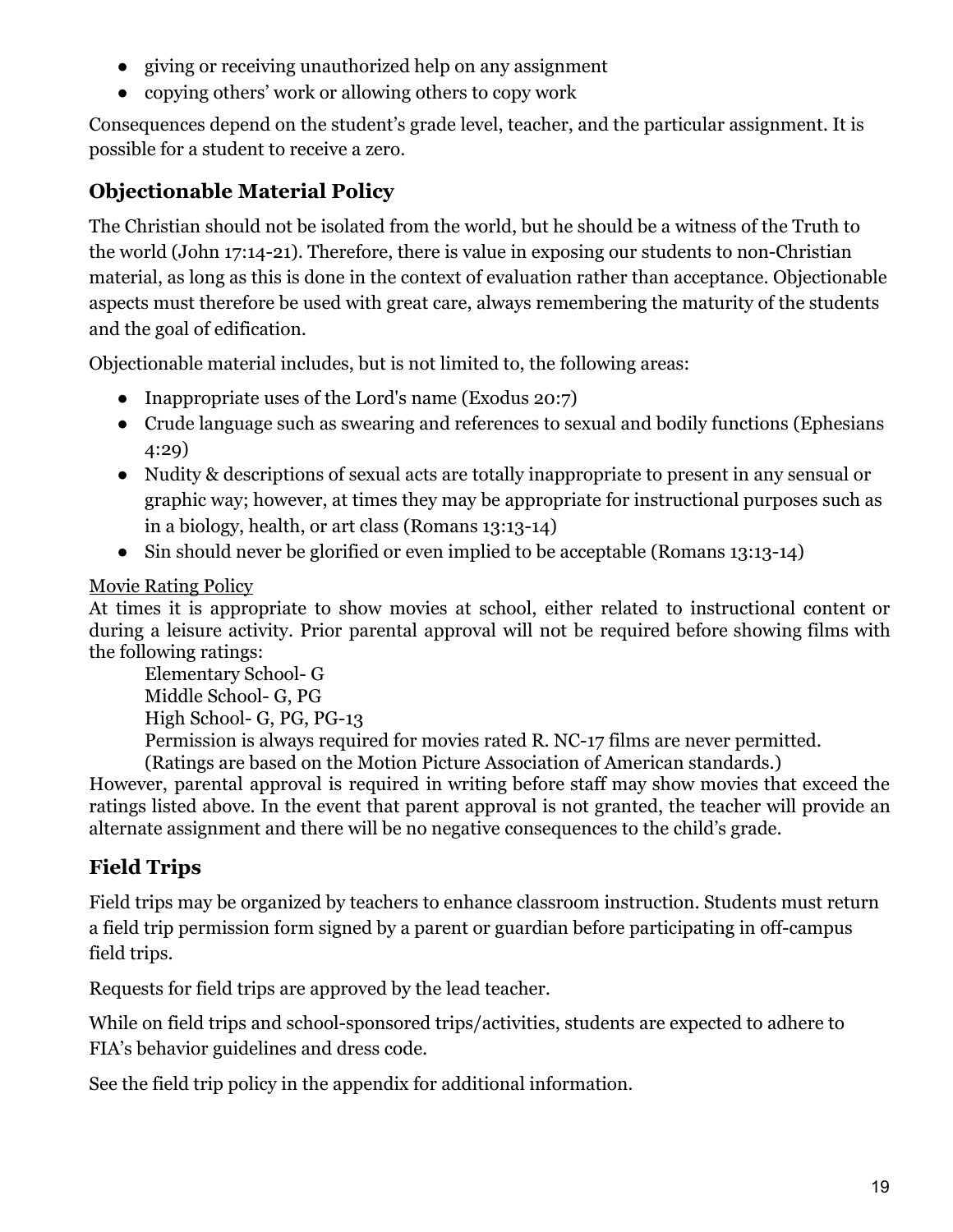- giving or receiving unauthorized help on any assignment
- copying others' work or allowing others to copy work

Consequences depend on the student's grade level, teacher, and the particular assignment. It is possible for a student to receive a zero.

## Objectionable Material Policy

The Christian should not be isolated from the world, but he should be a witness of the Truth to the world (John 17:14-21). Therefore, there is value in exposing our students to non-Christian material, as long as this is done in the context of evaluation rather than acceptance. Objectionable aspects must therefore be used with great care, always remembering the maturity of the students and the goal of edification.

Objectionable material includes, but is not limited to, the following areas:

- Inappropriate uses of the Lord's name (Exodus 20:7)
- Crude language such as swearing and references to sexual and bodily functions (Ephesians 4:29)
- Nudity & descriptions of sexual acts are totally inappropriate to present in any sensual or graphic way; however, at times they may be appropriate for instructional purposes such as in a biology, health, or art class (Romans 13:13-14)
- Sin should never be glorified or even implied to be acceptable (Romans 13:13-14)

<u>Movie Rating Policy</u>

At times it is appropriate to show movies at school, either related to instructional content or during a leisure activity. Prior parental approval will not be required before showing films with the following ratings:

Elementary School- G
Middle School- G, PG
High School- G, PG, PG-13
Permission is always required for movies rated R. NC-17 films are never permitted.
(Ratings are based on the Motion Picture Association of American standards.)

However, parental approval is required in writing before staff may show movies that exceed the ratings listed above. In the event that parent approval is not granted, the teacher will provide an alternate assignment and there will be no negative consequences to the child's grade.

## Field Trips

Field trips may be organized by teachers to enhance classroom instruction. Students must return a field trip permission form signed by a parent or guardian before participating in off-campus field trips.

Requests for field trips are approved by the lead teacher.

While on field trips and school-sponsored trips/activities, students are expected to adhere to FIA's behavior guidelines and dress code.

See the field trip policy in the appendix for additional information.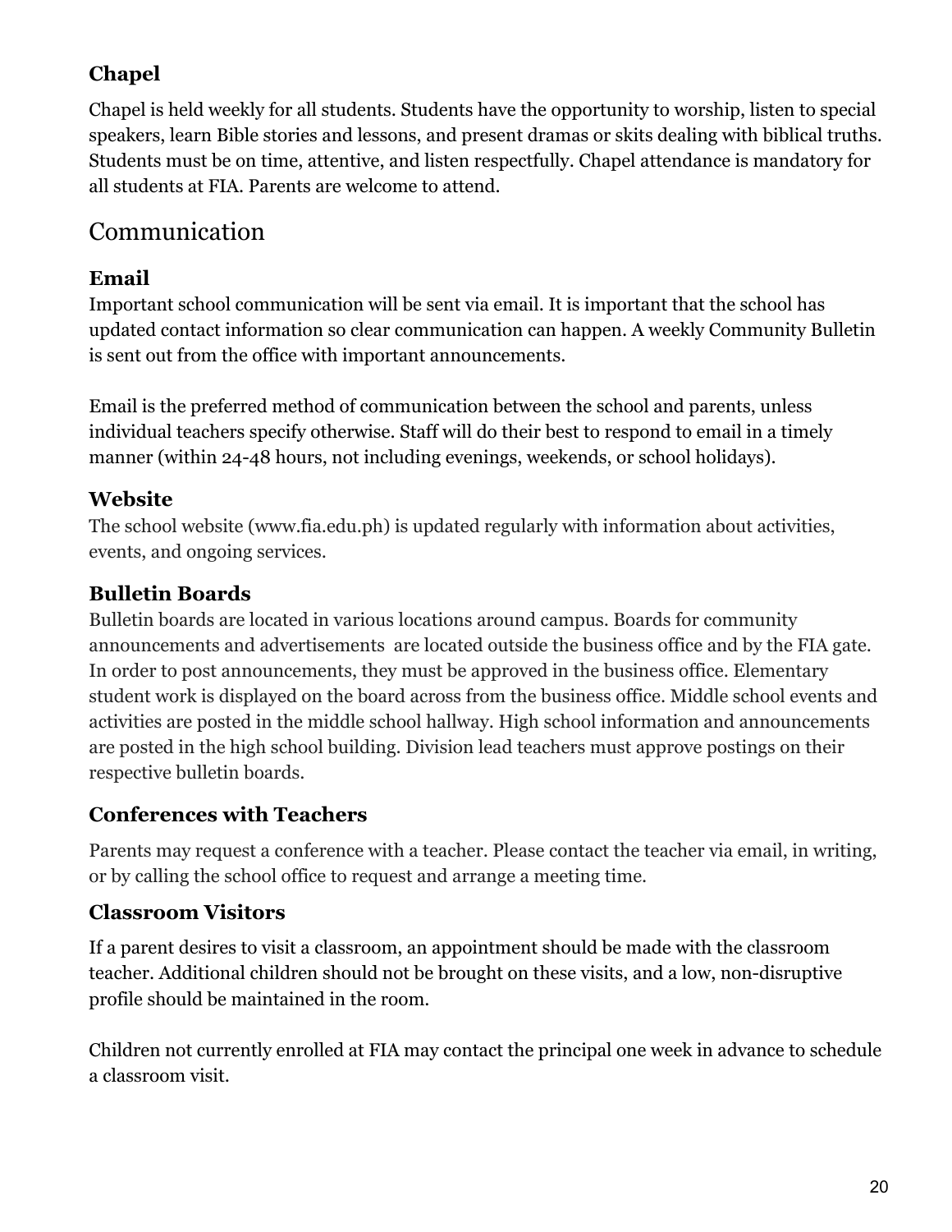### Chapel

Chapel is held weekly for all students. Students have the opportunity to worship, listen to special speakers, learn Bible stories and lessons, and present dramas or skits dealing with biblical truths. Students must be on time, attentive, and listen respectfully. Chapel attendance is mandatory for all students at FIA. Parents are welcome to attend.

## Communication

### Email

Important school communication will be sent via email. It is important that the school has updated contact information so clear communication can happen. A weekly Community Bulletin is sent out from the office with important announcements.

Email is the preferred method of communication between the school and parents, unless individual teachers specify otherwise. Staff will do their best to respond to email in a timely manner (within 24-48 hours, not including evenings, weekends, or school holidays).

### Website

The school website (www.fia.edu.ph) is updated regularly with information about activities, events, and ongoing services.

### Bulletin Boards

Bulletin boards are located in various locations around campus. Boards for community announcements and advertisements are located outside the business office and by the FIA gate. In order to post announcements, they must be approved in the business office. Elementary student work is displayed on the board across from the business office. Middle school events and activities are posted in the middle school hallway. High school information and announcements are posted in the high school building. Division lead teachers must approve postings on their respective bulletin boards.

### Conferences with Teachers

Parents may request a conference with a teacher. Please contact the teacher via email, in writing, or by calling the school office to request and arrange a meeting time.

### Classroom Visitors

If a parent desires to visit a classroom, an appointment should be made with the classroom teacher. Additional children should not be brought on these visits, and a low, non-disruptive profile should be maintained in the room.

Children not currently enrolled at FIA may contact the principal one week in advance to schedule a classroom visit.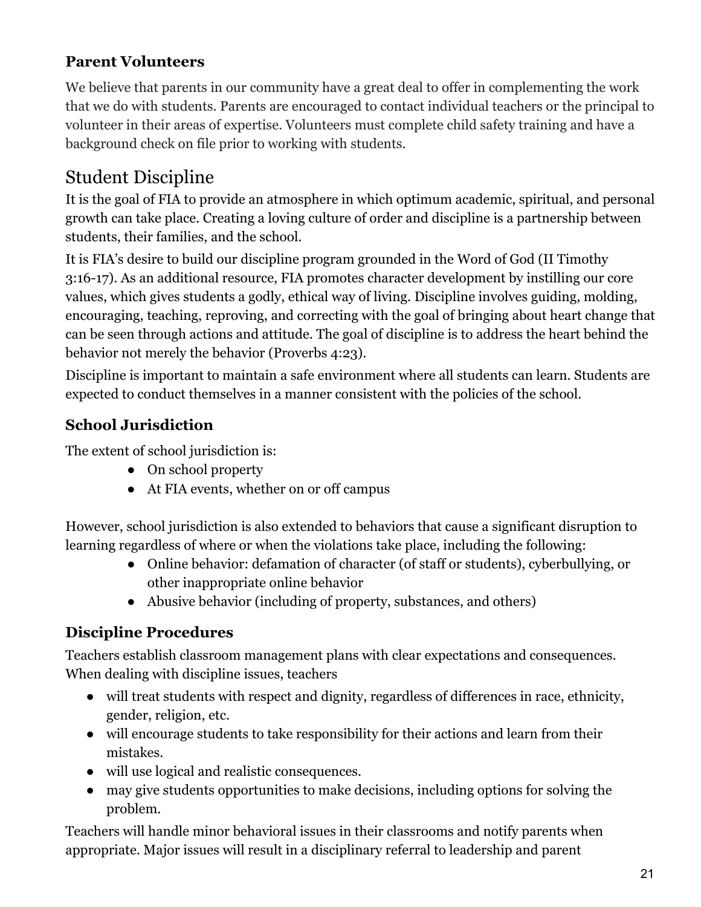### Parent Volunteers

We believe that parents in our community have a great deal to offer in complementing the work that we do with students. Parents are encouraged to contact individual teachers or the principal to volunteer in their areas of expertise. Volunteers must complete child safety training and have a background check on file prior to working with students.

## Student Discipline

It is the goal of FIA to provide an atmosphere in which optimum academic, spiritual, and personal growth can take place. Creating a loving culture of order and discipline is a partnership between students, their families, and the school.

It is FIA's desire to build our discipline program grounded in the Word of God (II Timothy 3:16-17). As an additional resource, FIA promotes character development by instilling our core values, which gives students a godly, ethical way of living. Discipline involves guiding, molding, encouraging, teaching, reproving, and correcting with the goal of bringing about heart change that can be seen through actions and attitude. The goal of discipline is to address the heart behind the behavior not merely the behavior (Proverbs 4:23).

Discipline is important to maintain a safe environment where all students can learn. Students are expected to conduct themselves in a manner consistent with the policies of the school.

### School Jurisdiction

The extent of school jurisdiction is:

- On school property
- At FIA events, whether on or off campus

However, school jurisdiction is also extended to behaviors that cause a significant disruption to learning regardless of where or when the violations take place, including the following:

- Online behavior: defamation of character (of staff or students), cyberbullying, or other inappropriate online behavior
- Abusive behavior (including of property, substances, and others)

### Discipline Procedures

Teachers establish classroom management plans with clear expectations and consequences. When dealing with discipline issues, teachers

- will treat students with respect and dignity, regardless of differences in race, ethnicity, gender, religion, etc.
- will encourage students to take responsibility for their actions and learn from their mistakes.
- will use logical and realistic consequences.
- may give students opportunities to make decisions, including options for solving the problem.

Teachers will handle minor behavioral issues in their classrooms and notify parents when appropriate. Major issues will result in a disciplinary referral to leadership and parent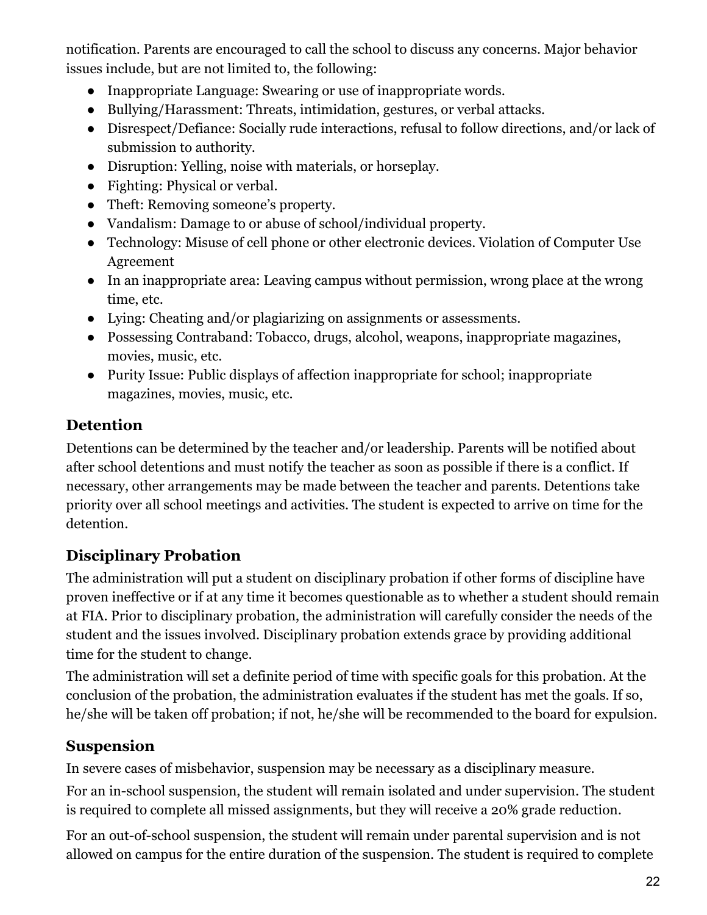notification. Parents are encouraged to call the school to discuss any concerns. Major behavior issues include, but are not limited to, the following:

- Inappropriate Language: Swearing or use of inappropriate words.
- Bullying/Harassment: Threats, intimidation, gestures, or verbal attacks.
- Disrespect/Defiance: Socially rude interactions, refusal to follow directions, and/or lack of submission to authority.
- Disruption: Yelling, noise with materials, or horseplay.
- Fighting: Physical or verbal.
- Theft: Removing someone's property.
- Vandalism: Damage to or abuse of school/individual property.
- Technology: Misuse of cell phone or other electronic devices. Violation of Computer Use Agreement
- In an inappropriate area: Leaving campus without permission, wrong place at the wrong time, etc.
- Lying: Cheating and/or plagiarizing on assignments or assessments.
- Possessing Contraband: Tobacco, drugs, alcohol, weapons, inappropriate magazines, movies, music, etc.
- Purity Issue: Public displays of affection inappropriate for school; inappropriate magazines, movies, music, etc.

## Detention

Detentions can be determined by the teacher and/or leadership. Parents will be notified about after school detentions and must notify the teacher as soon as possible if there is a conflict. If necessary, other arrangements may be made between the teacher and parents. Detentions take priority over all school meetings and activities. The student is expected to arrive on time for the detention.

## Disciplinary Probation

The administration will put a student on disciplinary probation if other forms of discipline have proven ineffective or if at any time it becomes questionable as to whether a student should remain at FIA. Prior to disciplinary probation, the administration will carefully consider the needs of the student and the issues involved. Disciplinary probation extends grace by providing additional time for the student to change.

The administration will set a definite period of time with specific goals for this probation. At the conclusion of the probation, the administration evaluates if the student has met the goals. If so, he/she will be taken off probation; if not, he/she will be recommended to the board for expulsion.

## Suspension

In severe cases of misbehavior, suspension may be necessary as a disciplinary measure.

For an in-school suspension, the student will remain isolated and under supervision. The student is required to complete all missed assignments, but they will receive a 20% grade reduction.

For an out-of-school suspension, the student will remain under parental supervision and is not allowed on campus for the entire duration of the suspension. The student is required to complete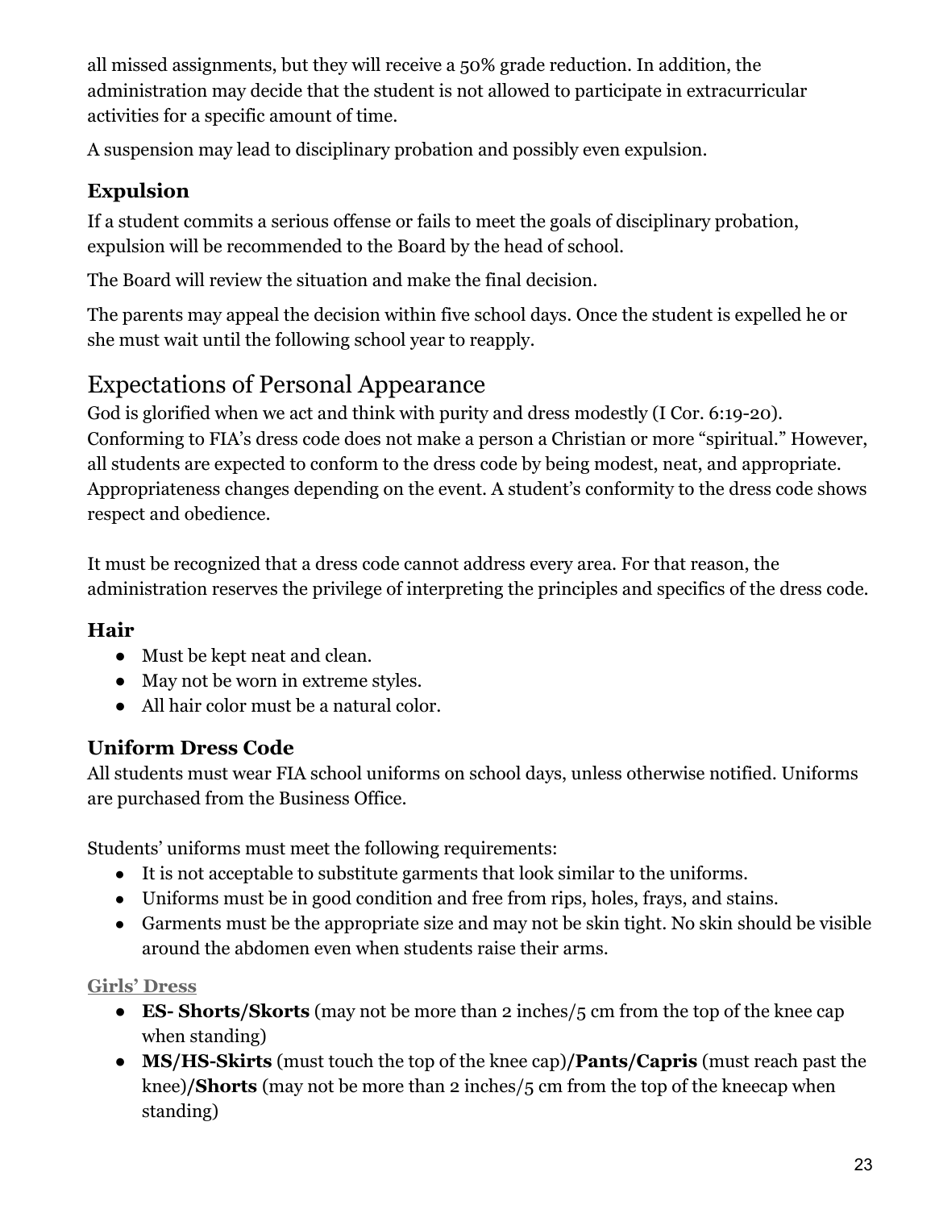all missed assignments, but they will receive a 50% grade reduction. In addition, the administration may decide that the student is not allowed to participate in extracurricular activities for a specific amount of time.

A suspension may lead to disciplinary probation and possibly even expulsion.

### Expulsion

If a student commits a serious offense or fails to meet the goals of disciplinary probation, expulsion will be recommended to the Board by the head of school.

The Board will review the situation and make the final decision.

The parents may appeal the decision within five school days. Once the student is expelled he or she must wait until the following school year to reapply.

## Expectations of Personal Appearance

God is glorified when we act and think with purity and dress modestly (I Cor. 6:19-20). Conforming to FIA's dress code does not make a person a Christian or more "spiritual." However, all students are expected to conform to the dress code by being modest, neat, and appropriate. Appropriateness changes depending on the event. A student's conformity to the dress code shows respect and obedience.

It must be recognized that a dress code cannot address every area. For that reason, the administration reserves the privilege of interpreting the principles and specifics of the dress code.

### Hair

- Must be kept neat and clean.
- May not be worn in extreme styles.
- All hair color must be a natural color.

### Uniform Dress Code

All students must wear FIA school uniforms on school days, unless otherwise notified. Uniforms are purchased from the Business Office.

Students' uniforms must meet the following requirements:

- It is not acceptable to substitute garments that look similar to the uniforms.
- Uniforms must be in good condition and free from rips, holes, frays, and stains.
- Garments must be the appropriate size and may not be skin tight. No skin should be visible around the abdomen even when students raise their arms.

#### Girls' Dress

- **ES- Shorts/Skorts** (may not be more than 2 inches/5 cm from the top of the knee cap when standing)
- **MS/HS-Skirts** (must touch the top of the knee cap)**/Pants/Capris** (must reach past the knee)**/Shorts** (may not be more than 2 inches/5 cm from the top of the kneecap when standing)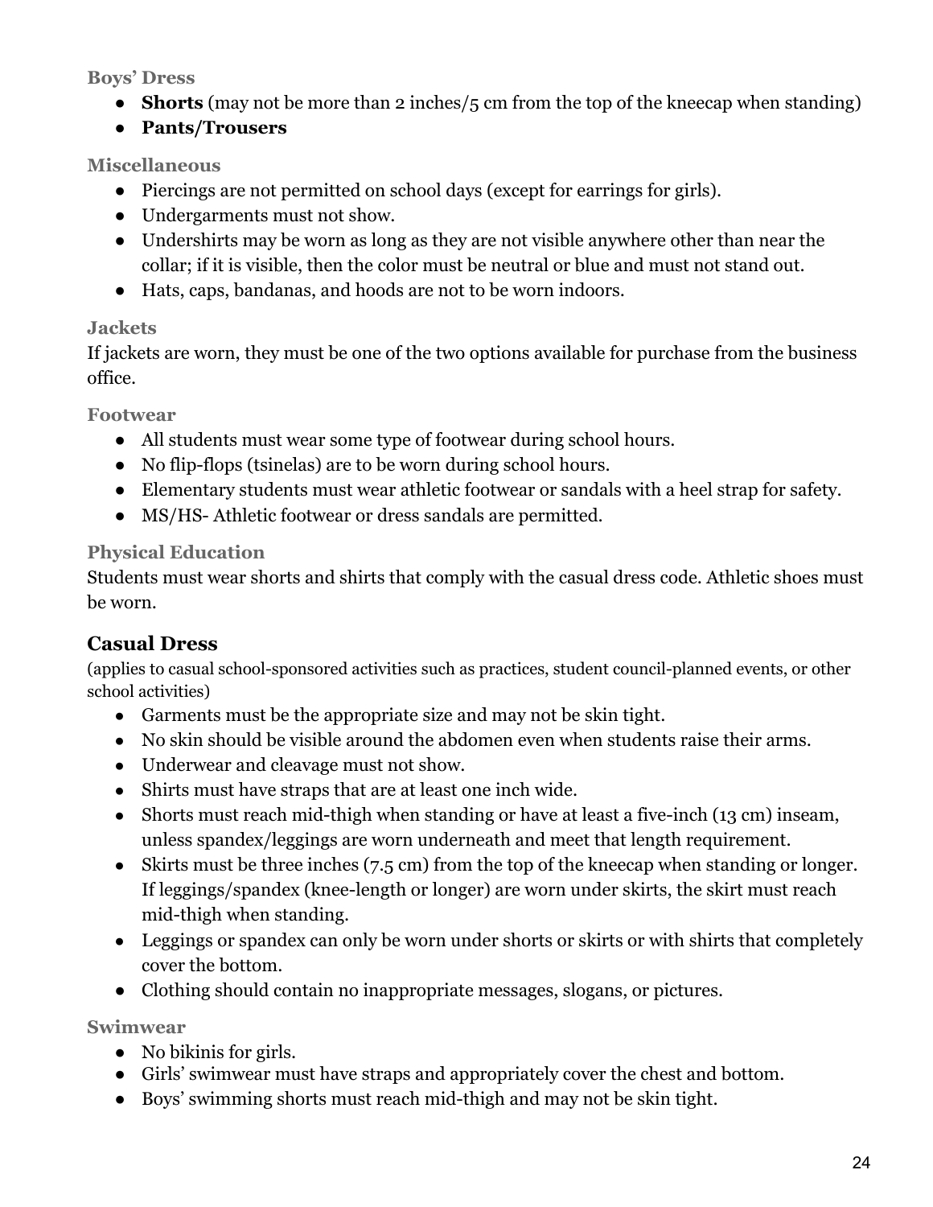### Boys' Dress

- **Shorts** (may not be more than 2 inches/5 cm from the top of the kneecap when standing)
- **Pants/Trousers**

### Miscellaneous

- Piercings are not permitted on school days (except for earrings for girls).
- Undergarments must not show.
- Undershirts may be worn as long as they are not visible anywhere other than near the collar; if it is visible, then the color must be neutral or blue and must not stand out.
- Hats, caps, bandanas, and hoods are not to be worn indoors.

### Jackets

If jackets are worn, they must be one of the two options available for purchase from the business office.

### Footwear

- All students must wear some type of footwear during school hours.
- No flip-flops (tsinelas) are to be worn during school hours.
- Elementary students must wear athletic footwear or sandals with a heel strap for safety.
- MS/HS- Athletic footwear or dress sandals are permitted.

### Physical Education

Students must wear shorts and shirts that comply with the casual dress code. Athletic shoes must be worn.

## Casual Dress

(applies to casual school-sponsored activities such as practices, student council-planned events, or other school activities)

- Garments must be the appropriate size and may not be skin tight.
- No skin should be visible around the abdomen even when students raise their arms.
- Underwear and cleavage must not show.
- Shirts must have straps that are at least one inch wide.
- Shorts must reach mid-thigh when standing or have at least a five-inch (13 cm) inseam, unless spandex/leggings are worn underneath and meet that length requirement.
- Skirts must be three inches (7.5 cm) from the top of the kneecap when standing or longer. If leggings/spandex (knee-length or longer) are worn under skirts, the skirt must reach mid-thigh when standing.
- Leggings or spandex can only be worn under shorts or skirts or with shirts that completely cover the bottom.
- Clothing should contain no inappropriate messages, slogans, or pictures.

### Swimwear

- No bikinis for girls.
- Girls' swimwear must have straps and appropriately cover the chest and bottom.
- Boys' swimming shorts must reach mid-thigh and may not be skin tight.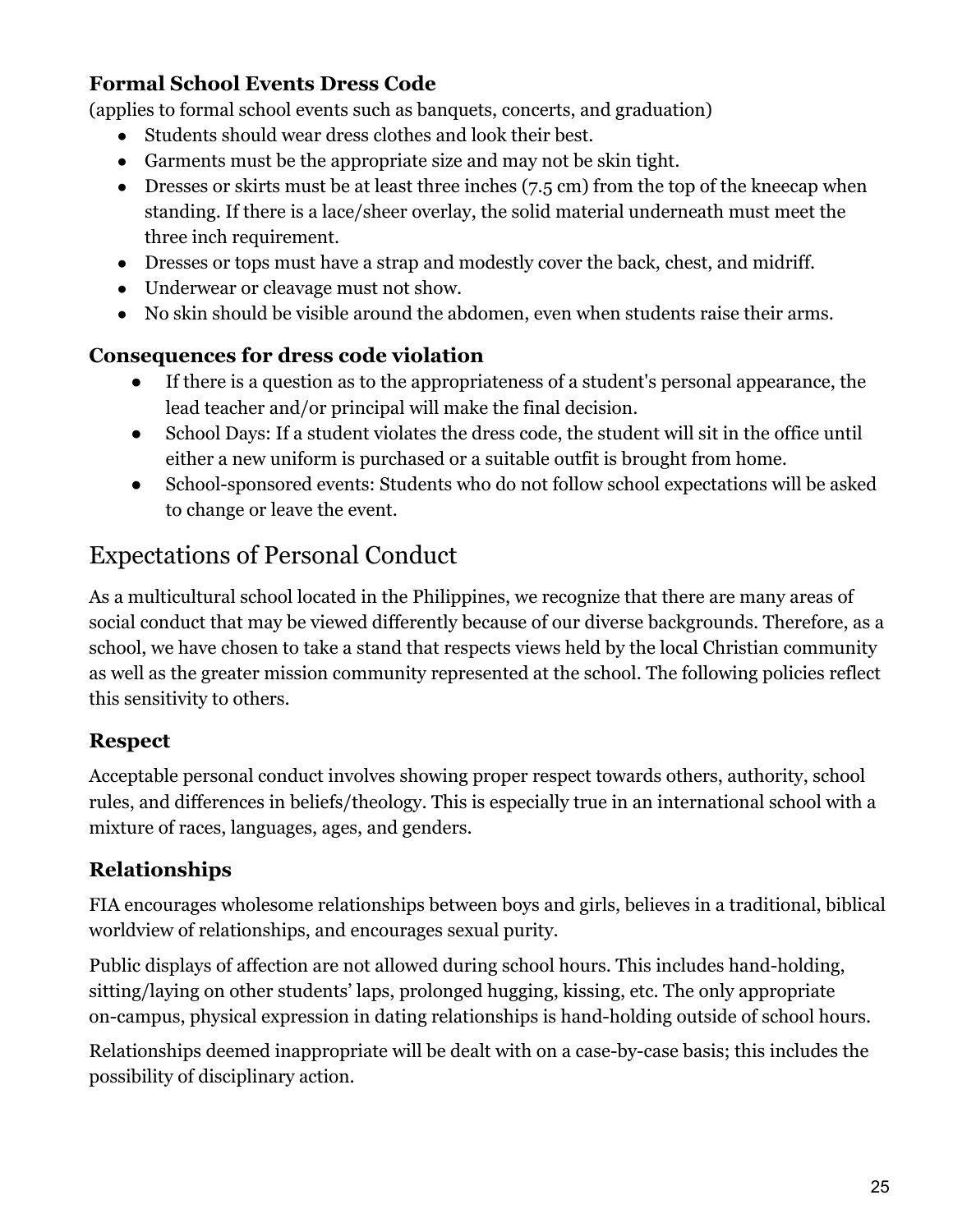### Formal School Events Dress Code

(applies to formal school events such as banquets, concerts, and graduation)

- Students should wear dress clothes and look their best.
- Garments must be the appropriate size and may not be skin tight.
- Dresses or skirts must be at least three inches (7.5 cm) from the top of the kneecap when standing. If there is a lace/sheer overlay, the solid material underneath must meet the three inch requirement.
- Dresses or tops must have a strap and modestly cover the back, chest, and midriff.
- Underwear or cleavage must not show.
- No skin should be visible around the abdomen, even when students raise their arms.

### Consequences for dress code violation

- If there is a question as to the appropriateness of a student's personal appearance, the lead teacher and/or principal will make the final decision.
- School Days: If a student violates the dress code, the student will sit in the office until either a new uniform is purchased or a suitable outfit is brought from home.
- School-sponsored events: Students who do not follow school expectations will be asked to change or leave the event.

## Expectations of Personal Conduct

As a multicultural school located in the Philippines, we recognize that there are many areas of social conduct that may be viewed differently because of our diverse backgrounds. Therefore, as a school, we have chosen to take a stand that respects views held by the local Christian community as well as the greater mission community represented at the school. The following policies reflect this sensitivity to others.

### Respect

Acceptable personal conduct involves showing proper respect towards others, authority, school rules, and differences in beliefs/theology. This is especially true in an international school with a mixture of races, languages, ages, and genders.

### Relationships

FIA encourages wholesome relationships between boys and girls, believes in a traditional, biblical worldview of relationships, and encourages sexual purity.

Public displays of affection are not allowed during school hours. This includes hand-holding, sitting/laying on other students' laps, prolonged hugging, kissing, etc. The only appropriate on-campus, physical expression in dating relationships is hand-holding outside of school hours.

Relationships deemed inappropriate will be dealt with on a case-by-case basis; this includes the possibility of disciplinary action.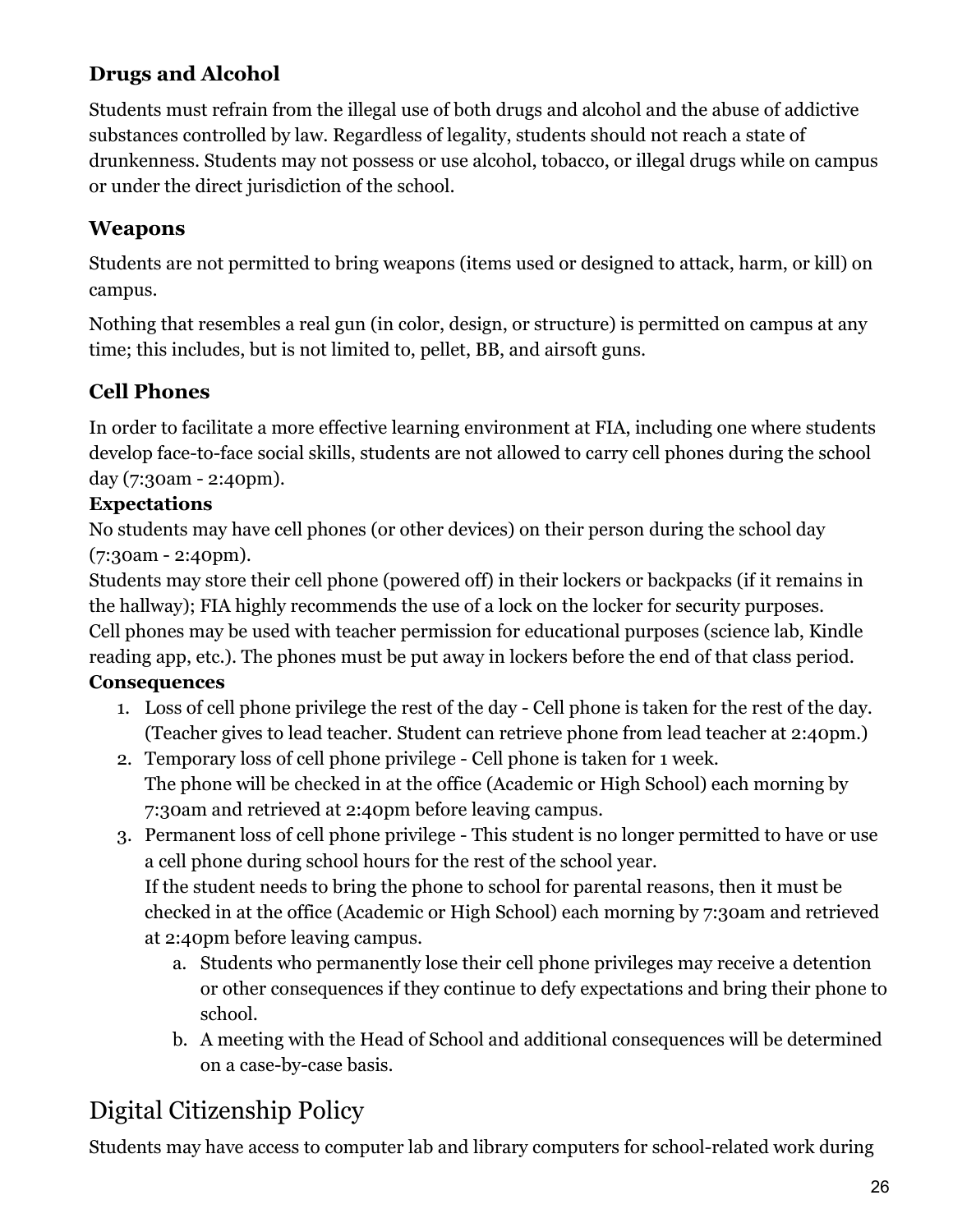### Drugs and Alcohol

Students must refrain from the illegal use of both drugs and alcohol and the abuse of addictive substances controlled by law. Regardless of legality, students should not reach a state of drunkenness. Students may not possess or use alcohol, tobacco, or illegal drugs while on campus or under the direct jurisdiction of the school.

### Weapons

Students are not permitted to bring weapons (items used or designed to attack, harm, or kill) on campus.

Nothing that resembles a real gun (in color, design, or structure) is permitted on campus at any time; this includes, but is not limited to, pellet, BB, and airsoft guns.

### Cell Phones

In order to facilitate a more effective learning environment at FIA, including one where students develop face-to-face social skills, students are not allowed to carry cell phones during the school day (7:30am - 2:40pm).

**Expectations**

No students may have cell phones (or other devices) on their person during the school day (7:30am - 2:40pm).

Students may store their cell phone (powered off) in their lockers or backpacks (if it remains in the hallway); FIA highly recommends the use of a lock on the locker for security purposes.

Cell phones may be used with teacher permission for educational purposes (science lab, Kindle reading app, etc.). The phones must be put away in lockers before the end of that class period.

**Consequences**

1. Loss of cell phone privilege the rest of the day - Cell phone is taken for the rest of the day. (Teacher gives to lead teacher. Student can retrieve phone from lead teacher at 2:40pm.)
2. Temporary loss of cell phone privilege - Cell phone is taken for 1 week.
   The phone will be checked in at the office (Academic or High School) each morning by 7:30am and retrieved at 2:40pm before leaving campus.
3. Permanent loss of cell phone privilege - This student is no longer permitted to have or use a cell phone during school hours for the rest of the school year.
   If the student needs to bring the phone to school for parental reasons, then it must be checked in at the office (Academic or High School) each morning by 7:30am and retrieved at 2:40pm before leaving campus.
   a. Students who permanently lose their cell phone privileges may receive a detention or other consequences if they continue to defy expectations and bring their phone to school.
   b. A meeting with the Head of School and additional consequences will be determined on a case-by-case basis.

## Digital Citizenship Policy

Students may have access to computer lab and library computers for school-related work during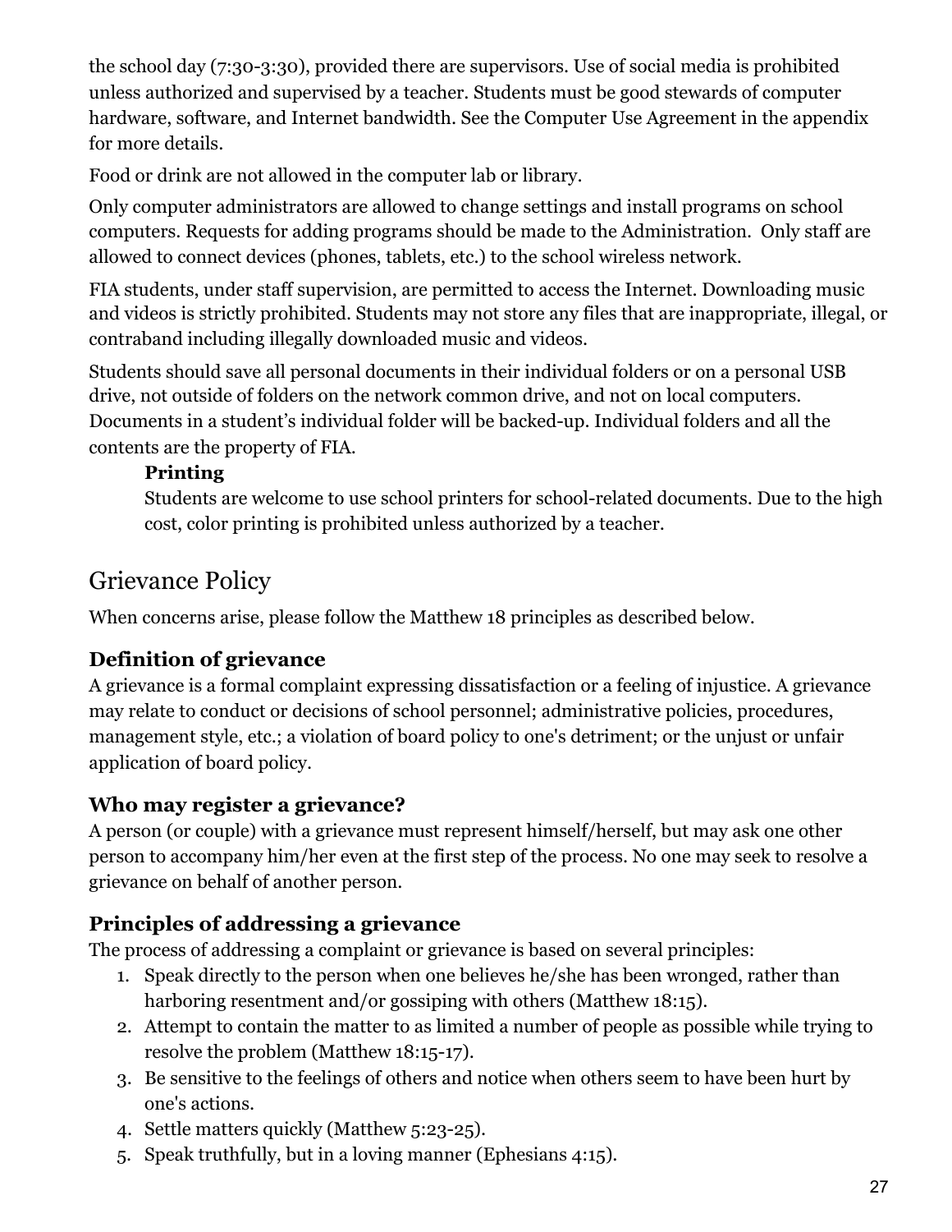the school day (7:30-3:30), provided there are supervisors. Use of social media is prohibited unless authorized and supervised by a teacher. Students must be good stewards of computer hardware, software, and Internet bandwidth. See the Computer Use Agreement in the appendix for more details.

Food or drink are not allowed in the computer lab or library.

Only computer administrators are allowed to change settings and install programs on school computers. Requests for adding programs should be made to the Administration. Only staff are allowed to connect devices (phones, tablets, etc.) to the school wireless network.

FIA students, under staff supervision, are permitted to access the Internet. Downloading music and videos is strictly prohibited. Students may not store any files that are inappropriate, illegal, or contraband including illegally downloaded music and videos.

Students should save all personal documents in their individual folders or on a personal USB drive, not outside of folders on the network common drive, and not on local computers. Documents in a student's individual folder will be backed-up. Individual folders and all the contents are the property of FIA.

**Printing**

Students are welcome to use school printers for school-related documents. Due to the high cost, color printing is prohibited unless authorized by a teacher.

## Grievance Policy

When concerns arise, please follow the Matthew 18 principles as described below.

### Definition of grievance

A grievance is a formal complaint expressing dissatisfaction or a feeling of injustice. A grievance may relate to conduct or decisions of school personnel; administrative policies, procedures, management style, etc.; a violation of board policy to one's detriment; or the unjust or unfair application of board policy.

### Who may register a grievance?

A person (or couple) with a grievance must represent himself/herself, but may ask one other person to accompany him/her even at the first step of the process. No one may seek to resolve a grievance on behalf of another person.

### Principles of addressing a grievance

The process of addressing a complaint or grievance is based on several principles:

1. Speak directly to the person when one believes he/she has been wronged, rather than harboring resentment and/or gossiping with others (Matthew 18:15).
2. Attempt to contain the matter to as limited a number of people as possible while trying to resolve the problem (Matthew 18:15-17).
3. Be sensitive to the feelings of others and notice when others seem to have been hurt by one's actions.
4. Settle matters quickly (Matthew 5:23-25).
5. Speak truthfully, but in a loving manner (Ephesians 4:15).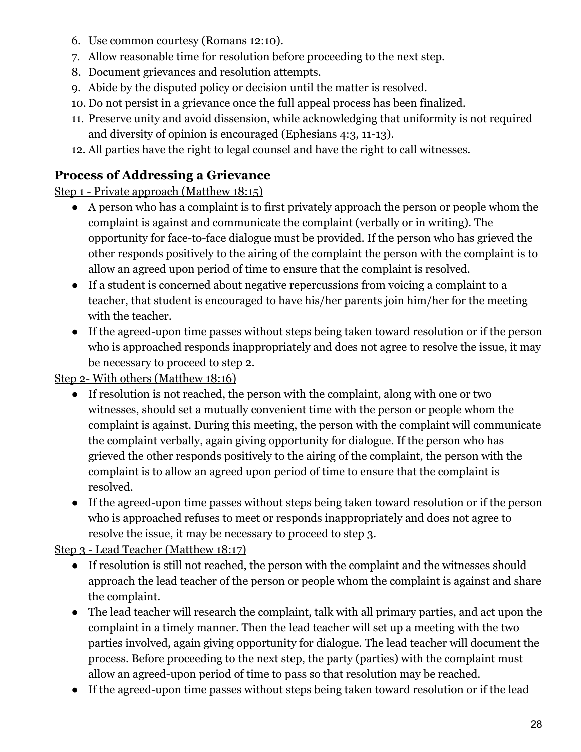6. Use common courtesy (Romans 12:10).
7. Allow reasonable time for resolution before proceeding to the next step.
8. Document grievances and resolution attempts.
9. Abide by the disputed policy or decision until the matter is resolved.
10. Do not persist in a grievance once the full appeal process has been finalized.
11. Preserve unity and avoid dissension, while acknowledging that uniformity is not required and diversity of opinion is encouraged (Ephesians 4:3, 11-13).
12. All parties have the right to legal counsel and have the right to call witnesses.

## Process of Addressing a Grievance

Step 1 - Private approach (Matthew 18:15)

- A person who has a complaint is to first privately approach the person or people whom the complaint is against and communicate the complaint (verbally or in writing). The opportunity for face-to-face dialogue must be provided. If the person who has grieved the other responds positively to the airing of the complaint the person with the complaint is to allow an agreed upon period of time to ensure that the complaint is resolved.
- If a student is concerned about negative repercussions from voicing a complaint to a teacher, that student is encouraged to have his/her parents join him/her for the meeting with the teacher.
- If the agreed-upon time passes without steps being taken toward resolution or if the person who is approached responds inappropriately and does not agree to resolve the issue, it may be necessary to proceed to step 2.

Step 2- With others (Matthew 18:16)

- If resolution is not reached, the person with the complaint, along with one or two witnesses, should set a mutually convenient time with the person or people whom the complaint is against. During this meeting, the person with the complaint will communicate the complaint verbally, again giving opportunity for dialogue. If the person who has grieved the other responds positively to the airing of the complaint, the person with the complaint is to allow an agreed upon period of time to ensure that the complaint is resolved.
- If the agreed-upon time passes without steps being taken toward resolution or if the person who is approached refuses to meet or responds inappropriately and does not agree to resolve the issue, it may be necessary to proceed to step 3.

Step 3 - Lead Teacher (Matthew 18:17)

- If resolution is still not reached, the person with the complaint and the witnesses should approach the lead teacher of the person or people whom the complaint is against and share the complaint.
- The lead teacher will research the complaint, talk with all primary parties, and act upon the complaint in a timely manner. Then the lead teacher will set up a meeting with the two parties involved, again giving opportunity for dialogue. The lead teacher will document the process. Before proceeding to the next step, the party (parties) with the complaint must allow an agreed-upon period of time to pass so that resolution may be reached.
- If the agreed-upon time passes without steps being taken toward resolution or if the lead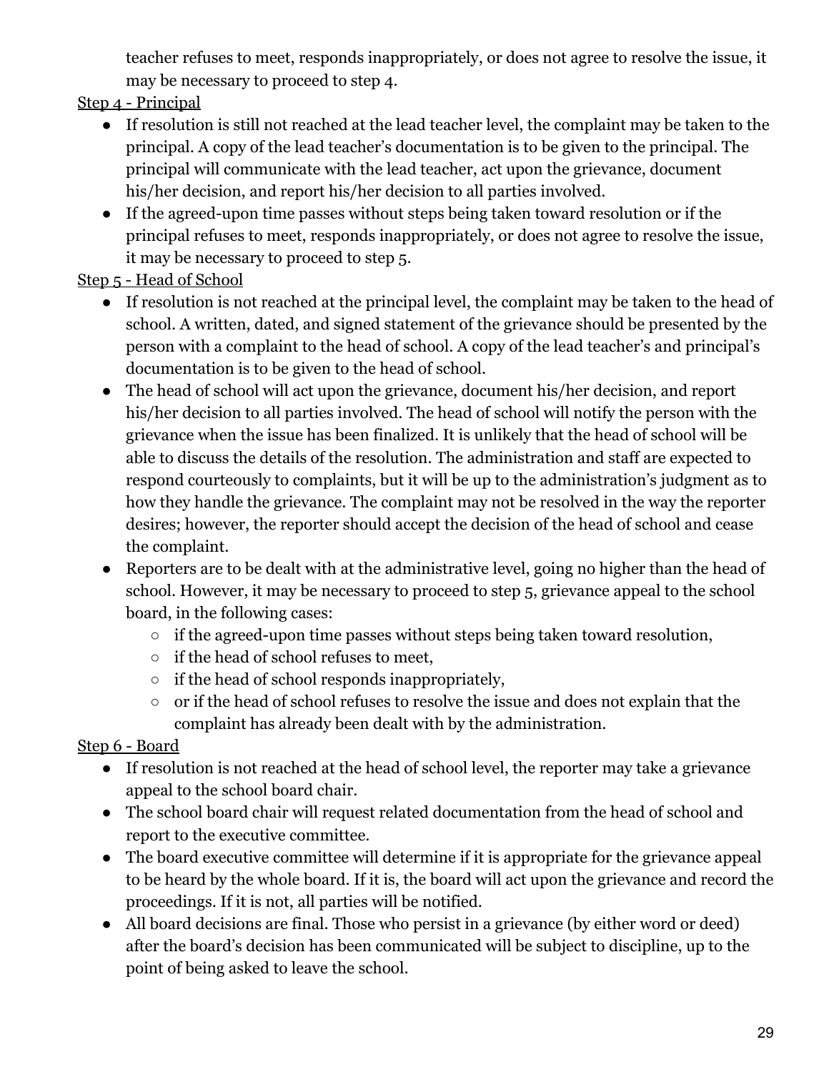teacher refuses to meet, responds inappropriately, or does not agree to resolve the issue, it may be necessary to proceed to step 4.

Step 4 - Principal

- If resolution is still not reached at the lead teacher level, the complaint may be taken to the principal. A copy of the lead teacher's documentation is to be given to the principal. The principal will communicate with the lead teacher, act upon the grievance, document his/her decision, and report his/her decision to all parties involved.
- If the agreed-upon time passes without steps being taken toward resolution or if the principal refuses to meet, responds inappropriately, or does not agree to resolve the issue, it may be necessary to proceed to step 5.

Step 5 - Head of School

- If resolution is not reached at the principal level, the complaint may be taken to the head of school. A written, dated, and signed statement of the grievance should be presented by the person with a complaint to the head of school. A copy of the lead teacher's and principal's documentation is to be given to the head of school.
- The head of school will act upon the grievance, document his/her decision, and report his/her decision to all parties involved. The head of school will notify the person with the grievance when the issue has been finalized. It is unlikely that the head of school will be able to discuss the details of the resolution. The administration and staff are expected to respond courteously to complaints, but it will be up to the administration's judgment as to how they handle the grievance. The complaint may not be resolved in the way the reporter desires; however, the reporter should accept the decision of the head of school and cease the complaint.
- Reporters are to be dealt with at the administrative level, going no higher than the head of school. However, it may be necessary to proceed to step 5, grievance appeal to the school board, in the following cases:
    - if the agreed-upon time passes without steps being taken toward resolution,
    - if the head of school refuses to meet,
    - if the head of school responds inappropriately,
    - or if the head of school refuses to resolve the issue and does not explain that the complaint has already been dealt with by the administration.

Step 6 - Board

- If resolution is not reached at the head of school level, the reporter may take a grievance appeal to the school board chair.
- The school board chair will request related documentation from the head of school and report to the executive committee.
- The board executive committee will determine if it is appropriate for the grievance appeal to be heard by the whole board. If it is, the board will act upon the grievance and record the proceedings. If it is not, all parties will be notified.
- All board decisions are final. Those who persist in a grievance (by either word or deed) after the board's decision has been communicated will be subject to discipline, up to the point of being asked to leave the school.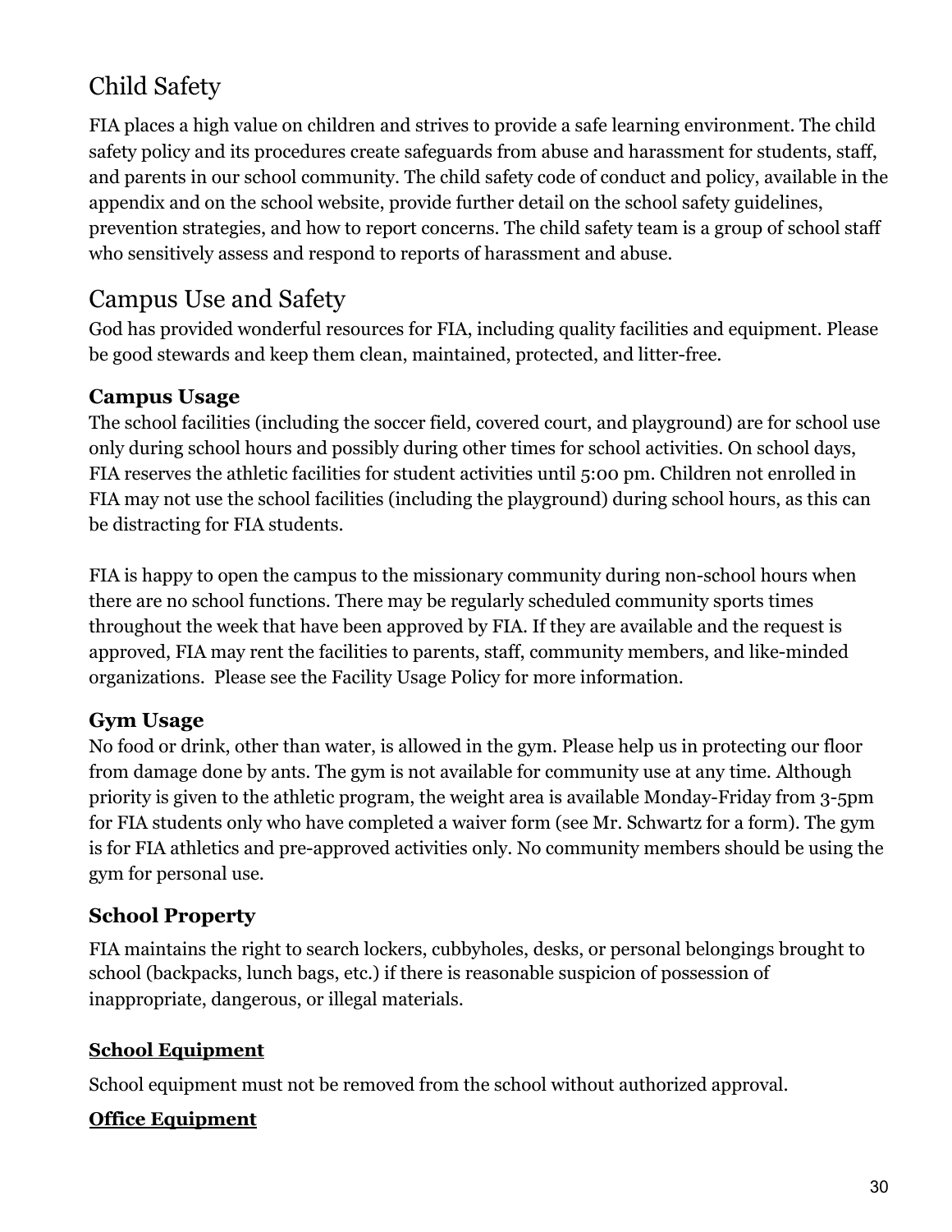## Child Safety

FIA places a high value on children and strives to provide a safe learning environment. The child safety policy and its procedures create safeguards from abuse and harassment for students, staff, and parents in our school community. The child safety code of conduct and policy, available in the appendix and on the school website, provide further detail on the school safety guidelines, prevention strategies, and how to report concerns. The child safety team is a group of school staff who sensitively assess and respond to reports of harassment and abuse.

## Campus Use and Safety

God has provided wonderful resources for FIA, including quality facilities and equipment. Please be good stewards and keep them clean, maintained, protected, and litter-free.

### Campus Usage

The school facilities (including the soccer field, covered court, and playground) are for school use only during school hours and possibly during other times for school activities. On school days, FIA reserves the athletic facilities for student activities until 5:00 pm. Children not enrolled in FIA may not use the school facilities (including the playground) during school hours, as this can be distracting for FIA students.

FIA is happy to open the campus to the missionary community during non-school hours when there are no school functions. There may be regularly scheduled community sports times throughout the week that have been approved by FIA. If they are available and the request is approved, FIA may rent the facilities to parents, staff, community members, and like-minded organizations.  Please see the Facility Usage Policy for more information.

### Gym Usage

No food or drink, other than water, is allowed in the gym. Please help us in protecting our floor from damage done by ants. The gym is not available for community use at any time. Although priority is given to the athletic program, the weight area is available Monday-Friday from 3-5pm for FIA students only who have completed a waiver form (see Mr. Schwartz for a form). The gym is for FIA athletics and pre-approved activities only. No community members should be using the gym for personal use.

### School Property

FIA maintains the right to search lockers, cubbyholes, desks, or personal belongings brought to school (backpacks, lunch bags, etc.) if there is reasonable suspicion of possession of inappropriate, dangerous, or illegal materials.

#### **School Equipment**

School equipment must not be removed from the school without authorized approval.

#### **Office Equipment**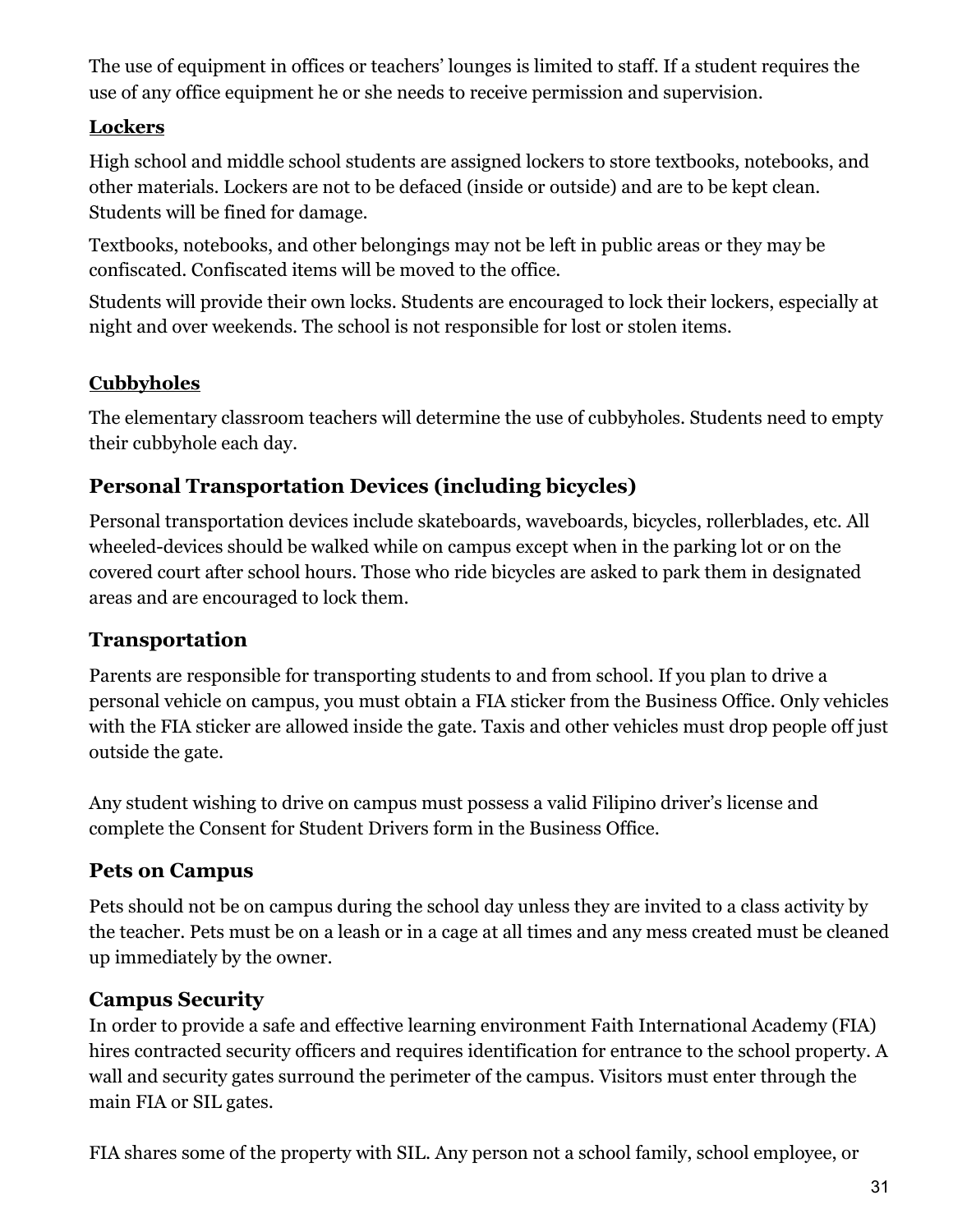The use of equipment in offices or teachers' lounges is limited to staff. If a student requires the use of any office equipment he or she needs to receive permission and supervision.

#### Lockers

High school and middle school students are assigned lockers to store textbooks, notebooks, and other materials. Lockers are not to be defaced (inside or outside) and are to be kept clean. Students will be fined for damage.

Textbooks, notebooks, and other belongings may not be left in public areas or they may be confiscated. Confiscated items will be moved to the office.

Students will provide their own locks. Students are encouraged to lock their lockers, especially at night and over weekends. The school is not responsible for lost or stolen items.

#### Cubbyholes

The elementary classroom teachers will determine the use of cubbyholes. Students need to empty their cubbyhole each day.

### Personal Transportation Devices (including bicycles)

Personal transportation devices include skateboards, waveboards, bicycles, rollerblades, etc. All wheeled-devices should be walked while on campus except when in the parking lot or on the covered court after school hours. Those who ride bicycles are asked to park them in designated areas and are encouraged to lock them.

### Transportation

Parents are responsible for transporting students to and from school. If you plan to drive a personal vehicle on campus, you must obtain a FIA sticker from the Business Office. Only vehicles with the FIA sticker are allowed inside the gate. Taxis and other vehicles must drop people off just outside the gate.

Any student wishing to drive on campus must possess a valid Filipino driver's license and complete the Consent for Student Drivers form in the Business Office.

### Pets on Campus

Pets should not be on campus during the school day unless they are invited to a class activity by the teacher. Pets must be on a leash or in a cage at all times and any mess created must be cleaned up immediately by the owner.

### Campus Security

In order to provide a safe and effective learning environment Faith International Academy (FIA) hires contracted security officers and requires identification for entrance to the school property. A wall and security gates surround the perimeter of the campus. Visitors must enter through the main FIA or SIL gates.

FIA shares some of the property with SIL. Any person not a school family, school employee, or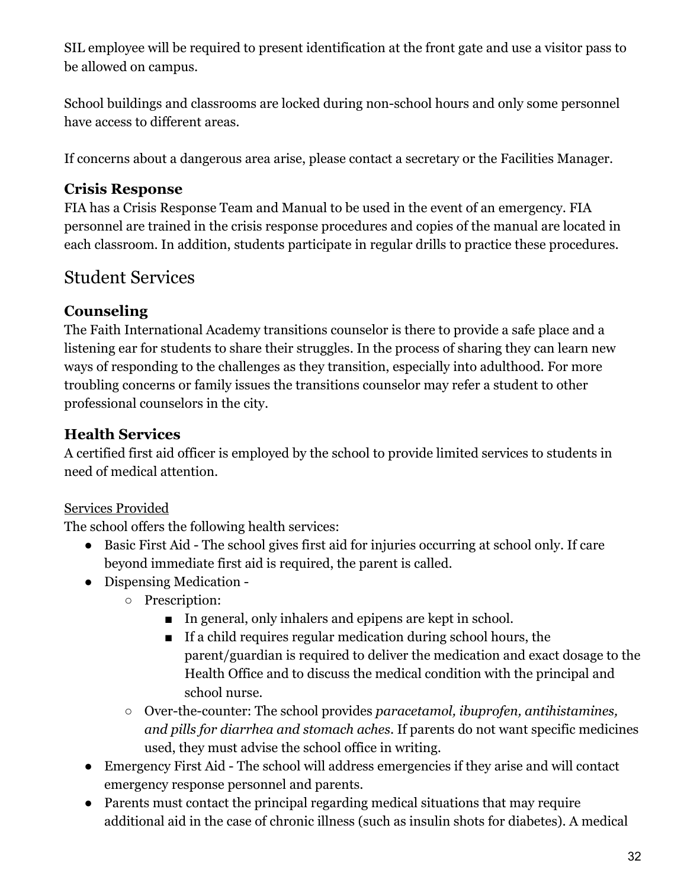SIL employee will be required to present identification at the front gate and use a visitor pass to be allowed on campus.

School buildings and classrooms are locked during non-school hours and only some personnel have access to different areas.

If concerns about a dangerous area arise, please contact a secretary or the Facilities Manager.

### Crisis Response

FIA has a Crisis Response Team and Manual to be used in the event of an emergency. FIA personnel are trained in the crisis response procedures and copies of the manual are located in each classroom. In addition, students participate in regular drills to practice these procedures.

## Student Services

### Counseling

The Faith International Academy transitions counselor is there to provide a safe place and a listening ear for students to share their struggles. In the process of sharing they can learn new ways of responding to the challenges as they transition, especially into adulthood. For more troubling concerns or family issues the transitions counselor may refer a student to other professional counselors in the city.

### Health Services

A certified first aid officer is employed by the school to provide limited services to students in need of medical attention.

<u>Services Provided</u>

The school offers the following health services:

- Basic First Aid - The school gives first aid for injuries occurring at school only. If care beyond immediate first aid is required, the parent is called.
- Dispensing Medication -
  - Prescription:
    - In general, only inhalers and epipens are kept in school.
    - If a child requires regular medication during school hours, the parent/guardian is required to deliver the medication and exact dosage to the Health Office and to discuss the medical condition with the principal and school nurse.
  - Over-the-counter: The school provides *paracetamol, ibuprofen, antihistamines, and pills for diarrhea and stomach aches*. If parents do not want specific medicines used, they must advise the school office in writing.
- Emergency First Aid - The school will address emergencies if they arise and will contact emergency response personnel and parents.
- Parents must contact the principal regarding medical situations that may require additional aid in the case of chronic illness (such as insulin shots for diabetes). A medical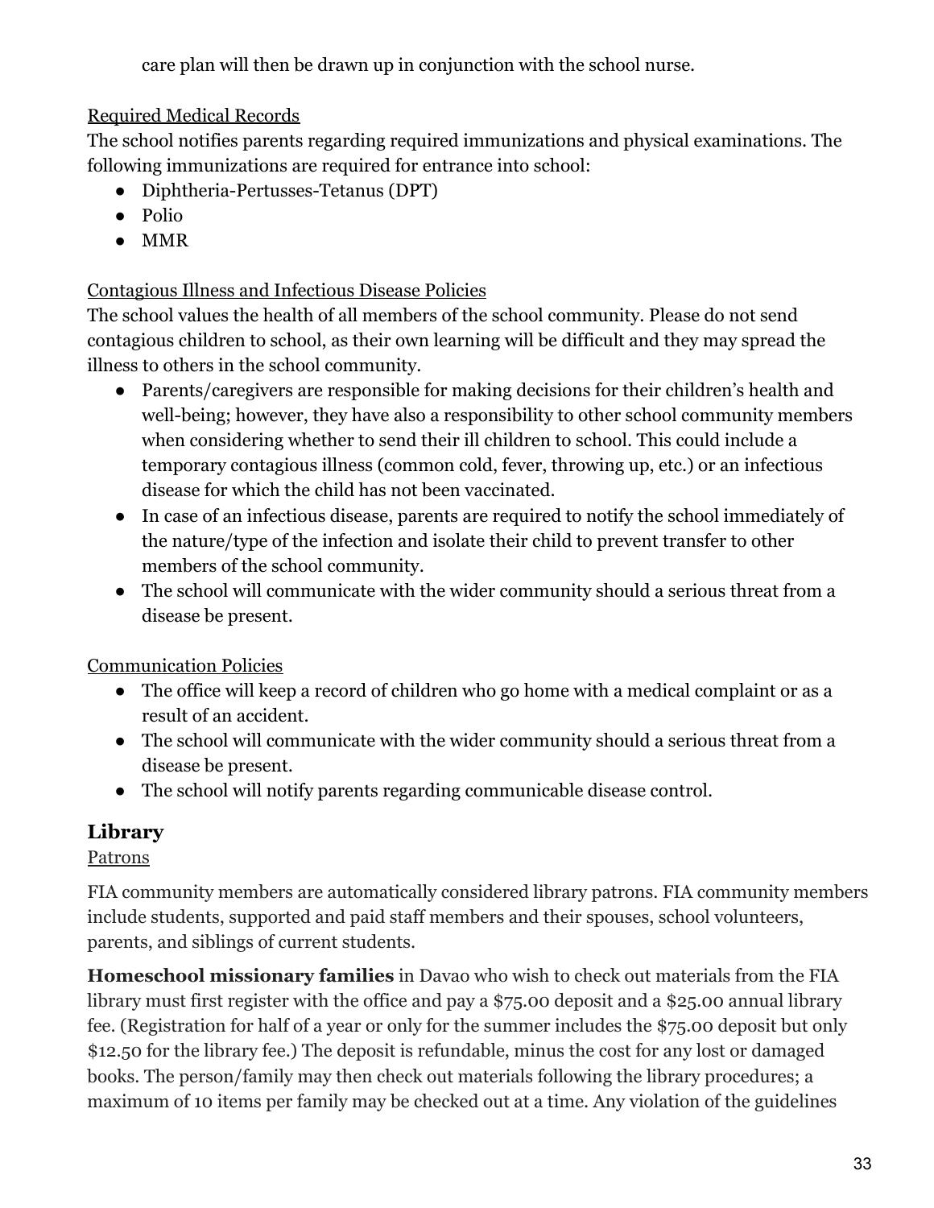care plan will then be drawn up in conjunction with the school nurse.

Required Medical Records

The school notifies parents regarding required immunizations and physical examinations. The following immunizations are required for entrance into school:

- Diphtheria-Pertusses-Tetanus (DPT)
- Polio
- MMR

Contagious Illness and Infectious Disease Policies

The school values the health of all members of the school community. Please do not send contagious children to school, as their own learning will be difficult and they may spread the illness to others in the school community.

- Parents/caregivers are responsible for making decisions for their children's health and well-being; however, they have also a responsibility to other school community members when considering whether to send their ill children to school. This could include a temporary contagious illness (common cold, fever, throwing up, etc.) or an infectious disease for which the child has not been vaccinated.
- In case of an infectious disease, parents are required to notify the school immediately of the nature/type of the infection and isolate their child to prevent transfer to other members of the school community.
- The school will communicate with the wider community should a serious threat from a disease be present.

Communication Policies

- The office will keep a record of children who go home with a medical complaint or as a result of an accident.
- The school will communicate with the wider community should a serious threat from a disease be present.
- The school will notify parents regarding communicable disease control.

## Library

Patrons

FIA community members are automatically considered library patrons. FIA community members include students, supported and paid staff members and their spouses, school volunteers, parents, and siblings of current students.

**Homeschool missionary families** in Davao who wish to check out materials from the FIA library must first register with the office and pay a $75.00 deposit and a $25.00 annual library fee. (Registration for half of a year or only for the summer includes the $75.00 deposit but only $12.50 for the library fee.) The deposit is refundable, minus the cost for any lost or damaged books. The person/family may then check out materials following the library procedures; a maximum of 10 items per family may be checked out at a time. Any violation of the guidelines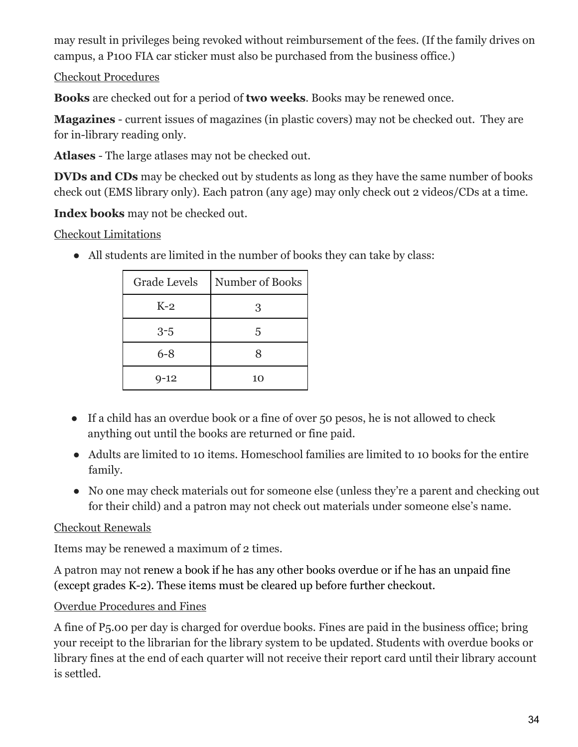may result in privileges being revoked without reimbursement of the fees. (If the family drives on campus, a P100 FIA car sticker must also be purchased from the business office.)

Checkout Procedures

**Books** are checked out for a period of **two weeks**. Books may be renewed once.

**Magazines** - current issues of magazines (in plastic covers) may not be checked out. They are for in-library reading only.

**Atlases** - The large atlases may not be checked out.

**DVDs and CDs** may be checked out by students as long as they have the same number of books check out (EMS library only). Each patron (any age) may only check out 2 videos/CDs at a time.

**Index books** may not be checked out.

Checkout Limitations

- All students are limited in the number of books they can take by class:

| Grade Levels | Number of Books |
|---|---|
| K-2 | 3 |
| 3-5 | 5 |
| 6-8 | 8 |
| 9-12 | 10 |

- If a child has an overdue book or a fine of over 50 pesos, he is not allowed to check anything out until the books are returned or fine paid.
- Adults are limited to 10 items. Homeschool families are limited to 10 books for the entire family.
- No one may check materials out for someone else (unless they're a parent and checking out for their child) and a patron may not check out materials under someone else's name.

Checkout Renewals

Items may be renewed a maximum of 2 times.

A patron may not renew a book if he has any other books overdue or if he has an unpaid fine (except grades K-2). These items must be cleared up before further checkout.

Overdue Procedures and Fines

A fine of P5.00 per day is charged for overdue books. Fines are paid in the business office; bring your receipt to the librarian for the library system to be updated. Students with overdue books or library fines at the end of each quarter will not receive their report card until their library account is settled.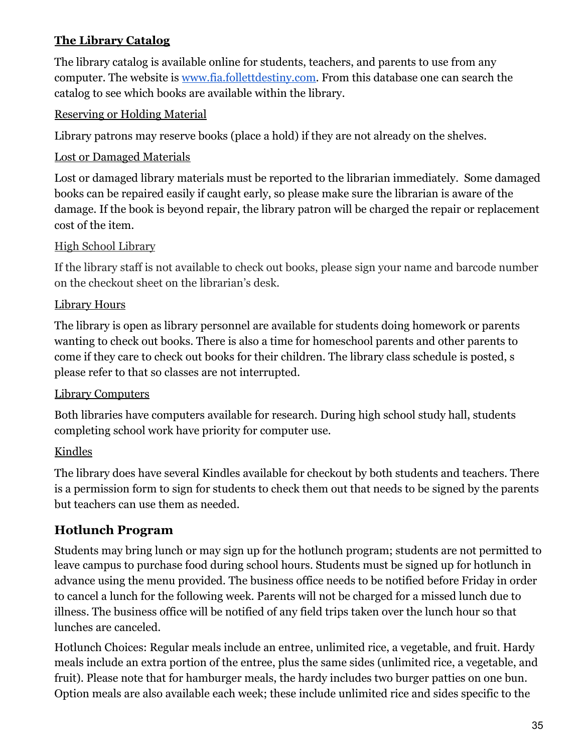## The Library Catalog

The library catalog is available online for students, teachers, and parents to use from any computer. The website is [www.fia.follettdestiny.com](www.fia.follettdestiny.com). From this database one can search the catalog to see which books are available within the library.

### Reserving or Holding Material

Library patrons may reserve books (place a hold) if they are not already on the shelves.

### Lost or Damaged Materials

Lost or damaged library materials must be reported to the librarian immediately.  Some damaged books can be repaired easily if caught early, so please make sure the librarian is aware of the damage. If the book is beyond repair, the library patron will be charged the repair or replacement cost of the item.

### High School Library

If the library staff is not available to check out books, please sign your name and barcode number on the checkout sheet on the librarian's desk.

### Library Hours

The library is open as library personnel are available for students doing homework or parents wanting to check out books. There is also a time for homeschool parents and other parents to come if they care to check out books for their children. The library class schedule is posted, s please refer to that so classes are not interrupted.

### Library Computers

Both libraries have computers available for research. During high school study hall, students completing school work have priority for computer use.

### Kindles

The library does have several Kindles available for checkout by both students and teachers. There is a permission form to sign for students to check them out that needs to be signed by the parents but teachers can use them as needed.

## Hotlunch Program

Students may bring lunch or may sign up for the hotlunch program; students are not permitted to leave campus to purchase food during school hours. Students must be signed up for hotlunch in advance using the menu provided. The business office needs to be notified before Friday in order to cancel a lunch for the following week. Parents will not be charged for a missed lunch due to illness. The business office will be notified of any field trips taken over the lunch hour so that lunches are canceled.

Hotlunch Choices: Regular meals include an entree, unlimited rice, a vegetable, and fruit. Hardy meals include an extra portion of the entree, plus the same sides (unlimited rice, a vegetable, and fruit). Please note that for hamburger meals, the hardy includes two burger patties on one bun. Option meals are also available each week; these include unlimited rice and sides specific to the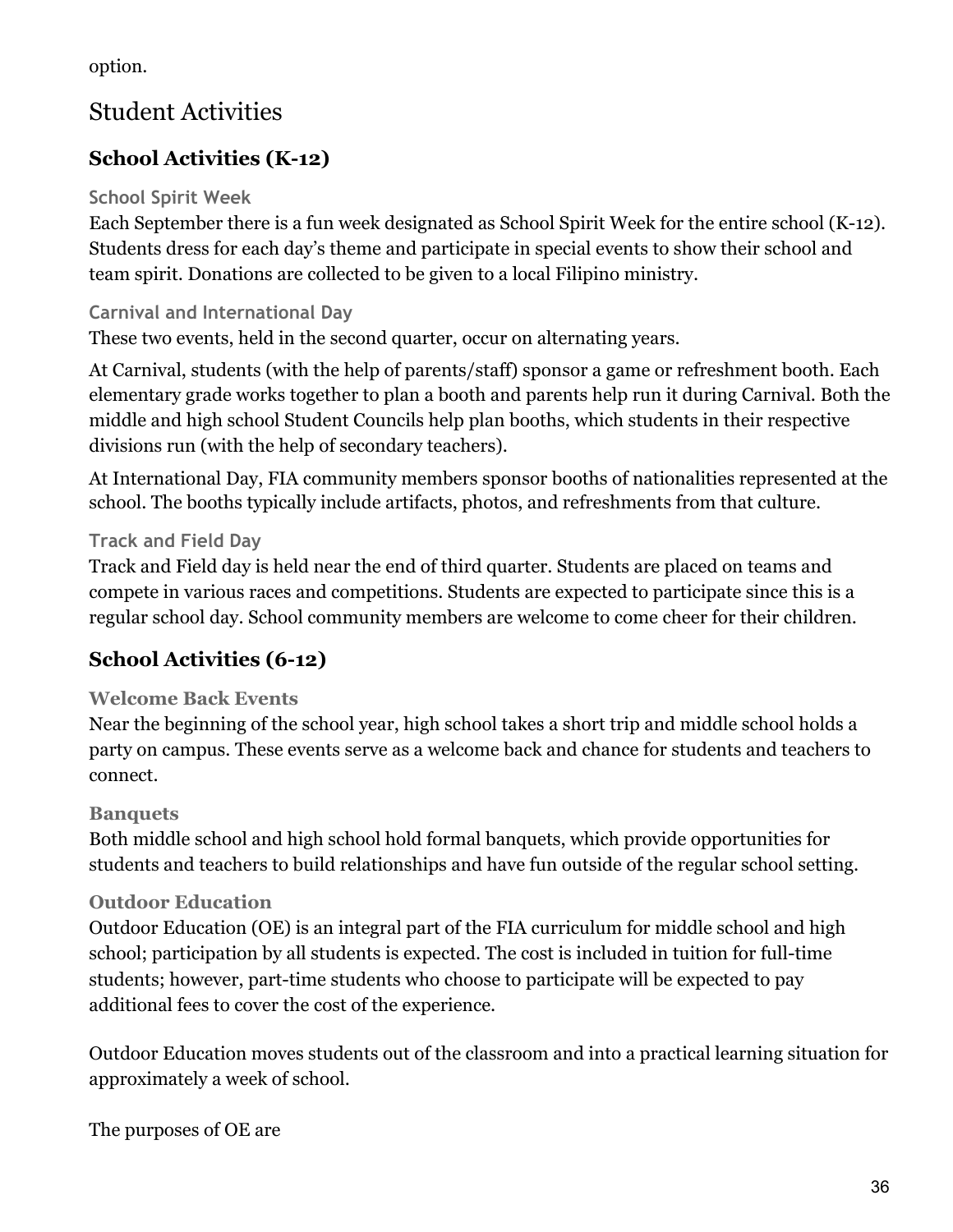option.

## Student Activities

### School Activities (K-12)

#### School Spirit Week

Each September there is a fun week designated as School Spirit Week for the entire school (K-12). Students dress for each day's theme and participate in special events to show their school and team spirit. Donations are collected to be given to a local Filipino ministry.

#### Carnival and International Day

These two events, held in the second quarter, occur on alternating years.

At Carnival, students (with the help of parents/staff) sponsor a game or refreshment booth. Each elementary grade works together to plan a booth and parents help run it during Carnival. Both the middle and high school Student Councils help plan booths, which students in their respective divisions run (with the help of secondary teachers).

At International Day, FIA community members sponsor booths of nationalities represented at the school. The booths typically include artifacts, photos, and refreshments from that culture.

#### Track and Field Day

Track and Field day is held near the end of third quarter. Students are placed on teams and compete in various races and competitions. Students are expected to participate since this is a regular school day. School community members are welcome to come cheer for their children.

### School Activities (6-12)

#### Welcome Back Events

Near the beginning of the school year, high school takes a short trip and middle school holds a party on campus. These events serve as a welcome back and chance for students and teachers to connect.

#### Banquets

Both middle school and high school hold formal banquets, which provide opportunities for students and teachers to build relationships and have fun outside of the regular school setting.

#### Outdoor Education

Outdoor Education (OE) is an integral part of the FIA curriculum for middle school and high school; participation by all students is expected. The cost is included in tuition for full-time students; however, part-time students who choose to participate will be expected to pay additional fees to cover the cost of the experience.

Outdoor Education moves students out of the classroom and into a practical learning situation for approximately a week of school.

The purposes of OE are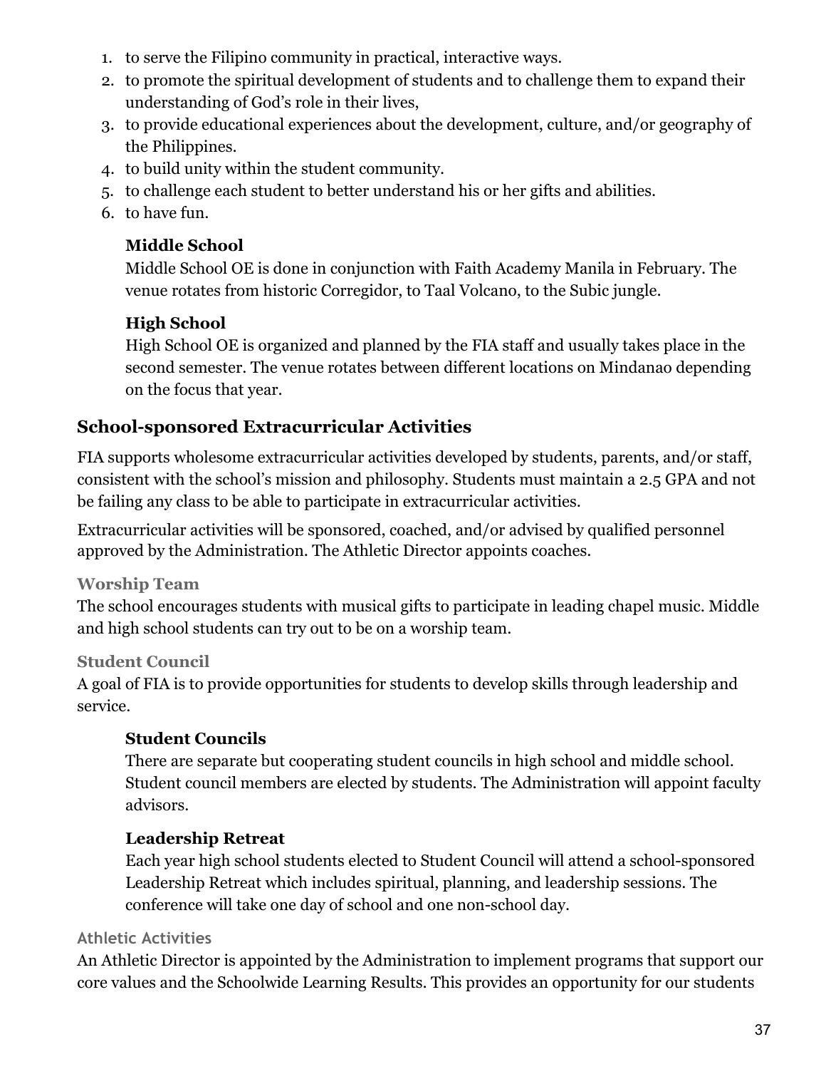1. to serve the Filipino community in practical, interactive ways.
2. to promote the spiritual development of students and to challenge them to expand their understanding of God's role in their lives,
3. to provide educational experiences about the development, culture, and/or geography of the Philippines.
4. to build unity within the student community.
5. to challenge each student to better understand his or her gifts and abilities.
6. to have fun.

**Middle School**
Middle School OE is done in conjunction with Faith Academy Manila in February. The venue rotates from historic Corregidor, to Taal Volcano, to the Subic jungle.

**High School**
High School OE is organized and planned by the FIA staff and usually takes place in the second semester. The venue rotates between different locations on Mindanao depending on the focus that year.

## School-sponsored Extracurricular Activities

FIA supports wholesome extracurricular activities developed by students, parents, and/or staff, consistent with the school's mission and philosophy. Students must maintain a 2.5 GPA and not be failing any class to be able to participate in extracurricular activities.

Extracurricular activities will be sponsored, coached, and/or advised by qualified personnel approved by the Administration. The Athletic Director appoints coaches.

### Worship Team

The school encourages students with musical gifts to participate in leading chapel music. Middle and high school students can try out to be on a worship team.

### Student Council

A goal of FIA is to provide opportunities for students to develop skills through leadership and service.

**Student Councils**
There are separate but cooperating student councils in high school and middle school. Student council members are elected by students. The Administration will appoint faculty advisors.

**Leadership Retreat**
Each year high school students elected to Student Council will attend a school-sponsored Leadership Retreat which includes spiritual, planning, and leadership sessions. The conference will take one day of school and one non-school day.

### Athletic Activities

An Athletic Director is appointed by the Administration to implement programs that support our core values and the Schoolwide Learning Results. This provides an opportunity for our students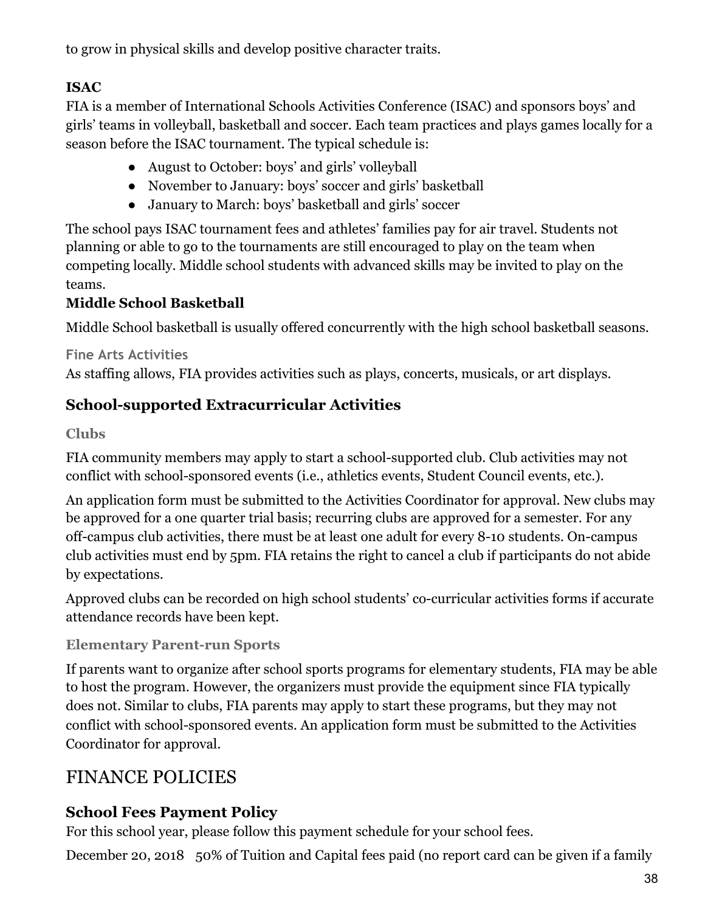to grow in physical skills and develop positive character traits.

### ISAC

FIA is a member of International Schools Activities Conference (ISAC) and sponsors boys' and girls' teams in volleyball, basketball and soccer. Each team practices and plays games locally for a season before the ISAC tournament. The typical schedule is:

- August to October: boys' and girls' volleyball
- November to January: boys' soccer and girls' basketball
- January to March: boys' basketball and girls' soccer

The school pays ISAC tournament fees and athletes' families pay for air travel. Students not planning or able to go to the tournaments are still encouraged to play on the team when competing locally. Middle school students with advanced skills may be invited to play on the teams.

### Middle School Basketball

Middle School basketball is usually offered concurrently with the high school basketball seasons.

### Fine Arts Activities

As staffing allows, FIA provides activities such as plays, concerts, musicals, or art displays.

## School-supported Extracurricular Activities

### Clubs

FIA community members may apply to start a school-supported club. Club activities may not conflict with school-sponsored events (i.e., athletics events, Student Council events, etc.).

An application form must be submitted to the Activities Coordinator for approval. New clubs may be approved for a one quarter trial basis; recurring clubs are approved for a semester. For any off-campus club activities, there must be at least one adult for every 8-10 students. On-campus club activities must end by 5pm. FIA retains the right to cancel a club if participants do not abide by expectations.

Approved clubs can be recorded on high school students' co-curricular activities forms if accurate attendance records have been kept.

### Elementary Parent-run Sports

If parents want to organize after school sports programs for elementary students, FIA may be able to host the program. However, the organizers must provide the equipment since FIA typically does not. Similar to clubs, FIA parents may apply to start these programs, but they may not conflict with school-sponsored events. An application form must be submitted to the Activities Coordinator for approval.

# FINANCE POLICIES

## School Fees Payment Policy

For this school year, please follow this payment schedule for your school fees.

December 20, 2018 50% of Tuition and Capital fees paid (no report card can be given if a family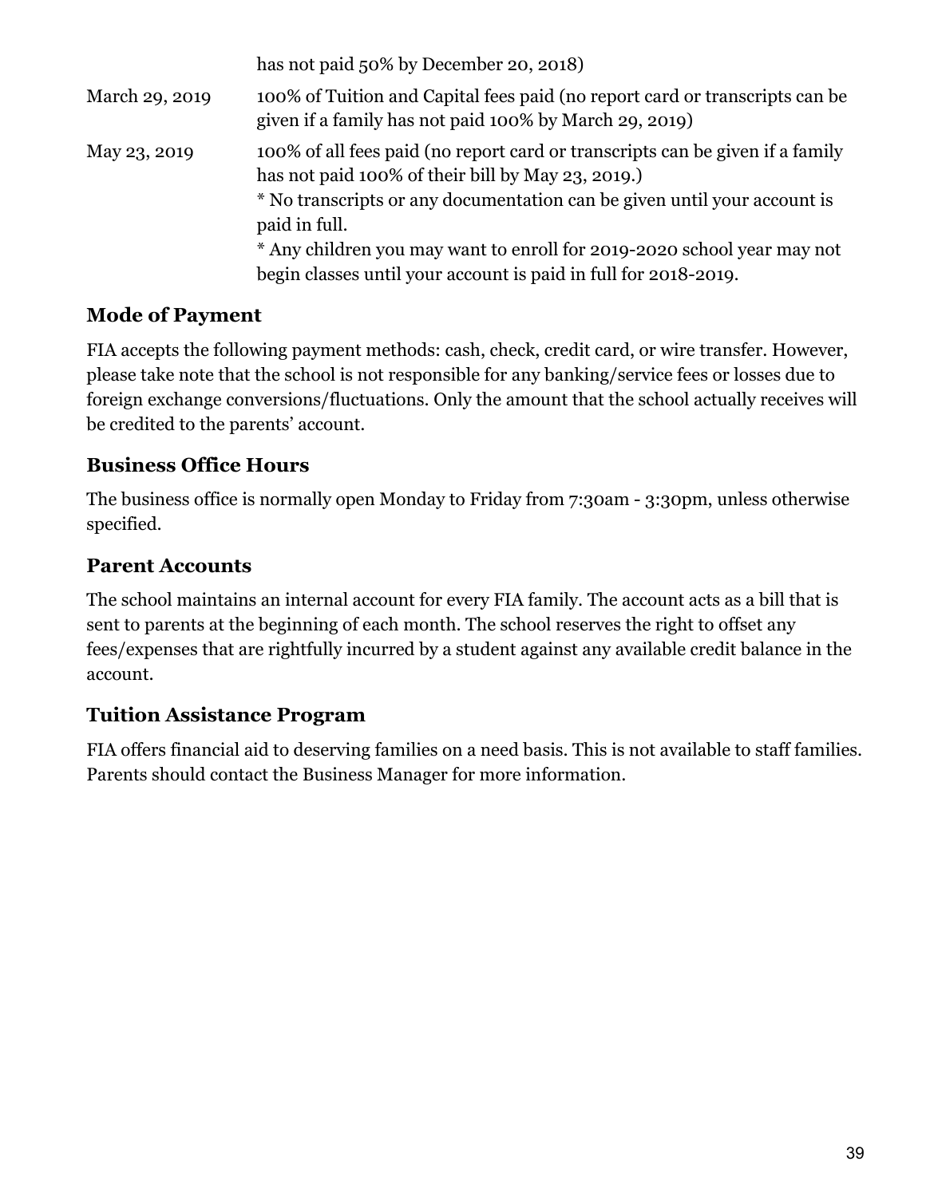| | |
|---|---|
| | has not paid 50% by December 20, 2018) |
| March 29, 2019 | 100% of Tuition and Capital fees paid (no report card or transcripts can be given if a family has not paid 100% by March 29, 2019) |
| May 23, 2019 | 100% of all fees paid (no report card or transcripts can be given if a family has not paid 100% of their bill by May 23, 2019.)<br>* No transcripts or any documentation can be given until your account is paid in full.<br>* Any children you may want to enroll for 2019-2020 school year may not begin classes until your account is paid in full for 2018-2019. |

### Mode of Payment

FIA accepts the following payment methods: cash, check, credit card, or wire transfer. However, please take note that the school is not responsible for any banking/service fees or losses due to foreign exchange conversions/fluctuations. Only the amount that the school actually receives will be credited to the parents' account.

### Business Office Hours

The business office is normally open Monday to Friday from 7:30am - 3:30pm, unless otherwise specified.

### Parent Accounts

The school maintains an internal account for every FIA family. The account acts as a bill that is sent to parents at the beginning of each month. The school reserves the right to offset any fees/expenses that are rightfully incurred by a student against any available credit balance in the account.

### Tuition Assistance Program

FIA offers financial aid to deserving families on a need basis. This is not available to staff families. Parents should contact the Business Manager for more information.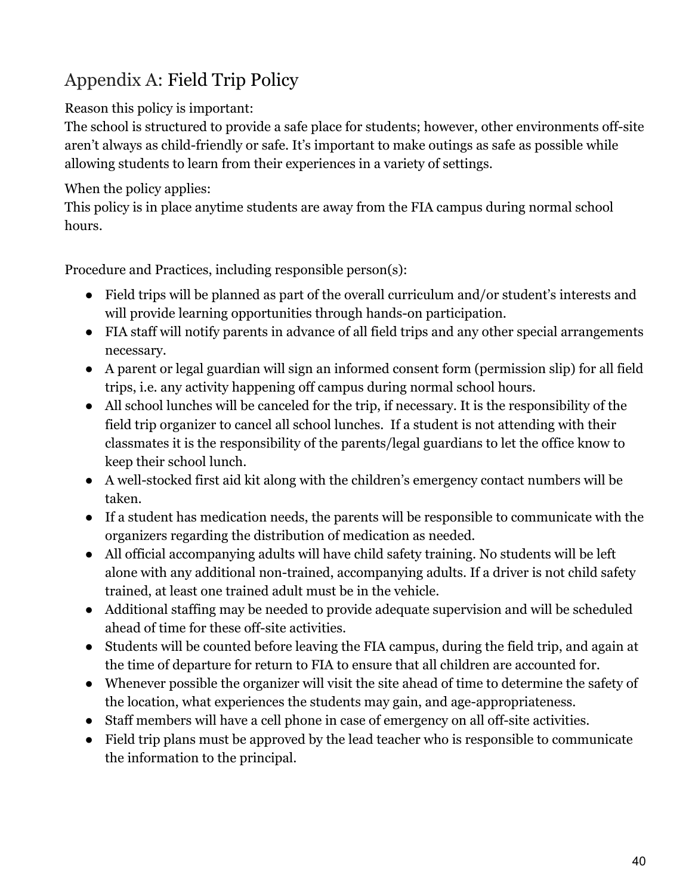# Appendix A: Field Trip Policy

Reason this policy is important:
The school is structured to provide a safe place for students; however, other environments off-site aren't always as child-friendly or safe. It's important to make outings as safe as possible while allowing students to learn from their experiences in a variety of settings.

When the policy applies:
This policy is in place anytime students are away from the FIA campus during normal school hours.

Procedure and Practices, including responsible person(s):

- Field trips will be planned as part of the overall curriculum and/or student's interests and will provide learning opportunities through hands-on participation.
- FIA staff will notify parents in advance of all field trips and any other special arrangements necessary.
- A parent or legal guardian will sign an informed consent form (permission slip) for all field trips, i.e. any activity happening off campus during normal school hours.
- All school lunches will be canceled for the trip, if necessary. It is the responsibility of the field trip organizer to cancel all school lunches. If a student is not attending with their classmates it is the responsibility of the parents/legal guardians to let the office know to keep their school lunch.
- A well-stocked first aid kit along with the children's emergency contact numbers will be taken.
- If a student has medication needs, the parents will be responsible to communicate with the organizers regarding the distribution of medication as needed.
- All official accompanying adults will have child safety training. No students will be left alone with any additional non-trained, accompanying adults. If a driver is not child safety trained, at least one trained adult must be in the vehicle.
- Additional staffing may be needed to provide adequate supervision and will be scheduled ahead of time for these off-site activities.
- Students will be counted before leaving the FIA campus, during the field trip, and again at the time of departure for return to FIA to ensure that all children are accounted for.
- Whenever possible the organizer will visit the site ahead of time to determine the safety of the location, what experiences the students may gain, and age-appropriateness.
- Staff members will have a cell phone in case of emergency on all off-site activities.
- Field trip plans must be approved by the lead teacher who is responsible to communicate the information to the principal.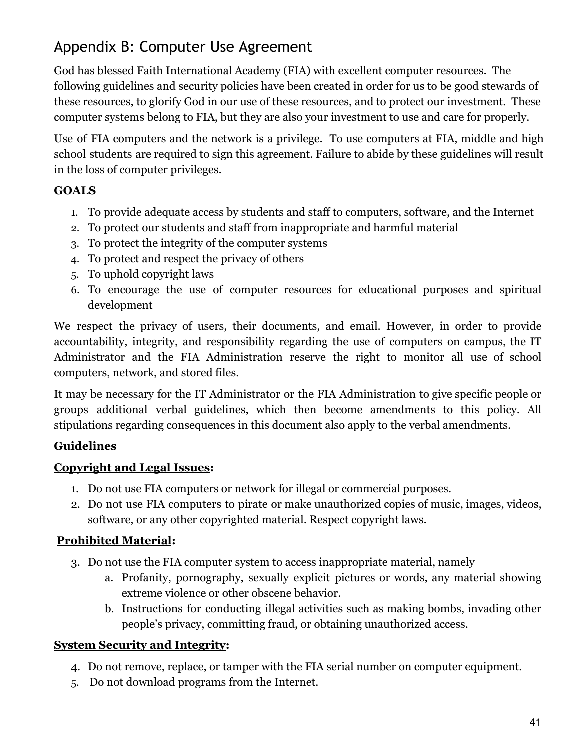## Appendix B: Computer Use Agreement

God has blessed Faith International Academy (FIA) with excellent computer resources. The following guidelines and security policies have been created in order for us to be good stewards of these resources, to glorify God in our use of these resources, and to protect our investment. These computer systems belong to FIA, but they are also your investment to use and care for properly.

Use of FIA computers and the network is a privilege. To use computers at FIA, middle and high school students are required to sign this agreement. Failure to abide by these guidelines will result in the loss of computer privileges.

**GOALS**

1. To provide adequate access by students and staff to computers, software, and the Internet
2. To protect our students and staff from inappropriate and harmful material
3. To protect the integrity of the computer systems
4. To protect and respect the privacy of others
5. To uphold copyright laws
6. To encourage the use of computer resources for educational purposes and spiritual development

We respect the privacy of users, their documents, and email. However, in order to provide accountability, integrity, and responsibility regarding the use of computers on campus, the IT Administrator and the FIA Administration reserve the right to monitor all use of school computers, network, and stored files.

It may be necessary for the IT Administrator or the FIA Administration to give specific people or groups additional verbal guidelines, which then become amendments to this policy. All stipulations regarding consequences in this document also apply to the verbal amendments.

**Guidelines**

**Copyright and Legal Issues:**

1. Do not use FIA computers or network for illegal or commercial purposes.
2. Do not use FIA computers to pirate or make unauthorized copies of music, images, videos, software, or any other copyrighted material. Respect copyright laws.

**Prohibited Material:**

3. Do not use the FIA computer system to access inappropriate material, namely
    a. Profanity, pornography, sexually explicit pictures or words, any material showing extreme violence or other obscene behavior.
    b. Instructions for conducting illegal activities such as making bombs, invading other people's privacy, committing fraud, or obtaining unauthorized access.

**System Security and Integrity:**

4. Do not remove, replace, or tamper with the FIA serial number on computer equipment.
5. Do not download programs from the Internet.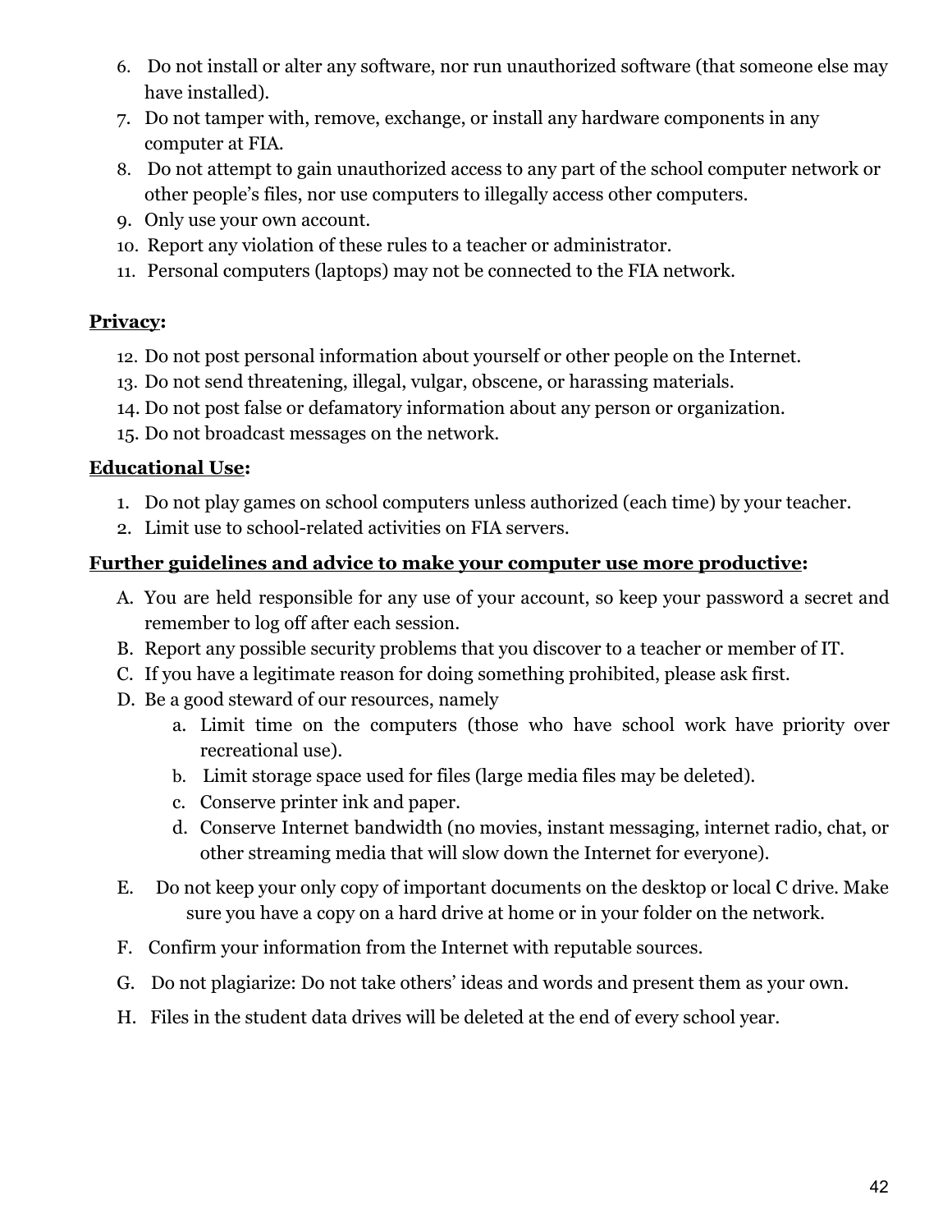6. Do not install or alter any software, nor run unauthorized software (that someone else may have installed).
7. Do not tamper with, remove, exchange, or install any hardware components in any computer at FIA.
8. Do not attempt to gain unauthorized access to any part of the school computer network or other people's files, nor use computers to illegally access other computers.
9. Only use your own account.
10. Report any violation of these rules to a teacher or administrator.
11. Personal computers (laptops) may not be connected to the FIA network.

**<u>Privacy</u>:**

12. Do not post personal information about yourself or other people on the Internet.
13. Do not send threatening, illegal, vulgar, obscene, or harassing materials.
14. Do not post false or defamatory information about any person or organization.
15. Do not broadcast messages on the network.

**<u>Educational Use</u>:**

1. Do not play games on school computers unless authorized (each time) by your teacher.
2. Limit use to school-related activities on FIA servers.

**<u>Further guidelines and advice to make your computer use more productive</u>:**

A. You are held responsible for any use of your account, so keep your password a secret and remember to log off after each session.
B. Report any possible security problems that you discover to a teacher or member of IT.
C. If you have a legitimate reason for doing something prohibited, please ask first.
D. Be a good steward of our resources, namely
   a. Limit time on the computers (those who have school work have priority over recreational use).
   b. Limit storage space used for files (large media files may be deleted).
   c. Conserve printer ink and paper.
   d. Conserve Internet bandwidth (no movies, instant messaging, internet radio, chat, or other streaming media that will slow down the Internet for everyone).
E. Do not keep your only copy of important documents on the desktop or local C drive. Make sure you have a copy on a hard drive at home or in your folder on the network.
F. Confirm your information from the Internet with reputable sources.
G. Do not plagiarize: Do not take others' ideas and words and present them as your own.
H. Files in the student data drives will be deleted at the end of every school year.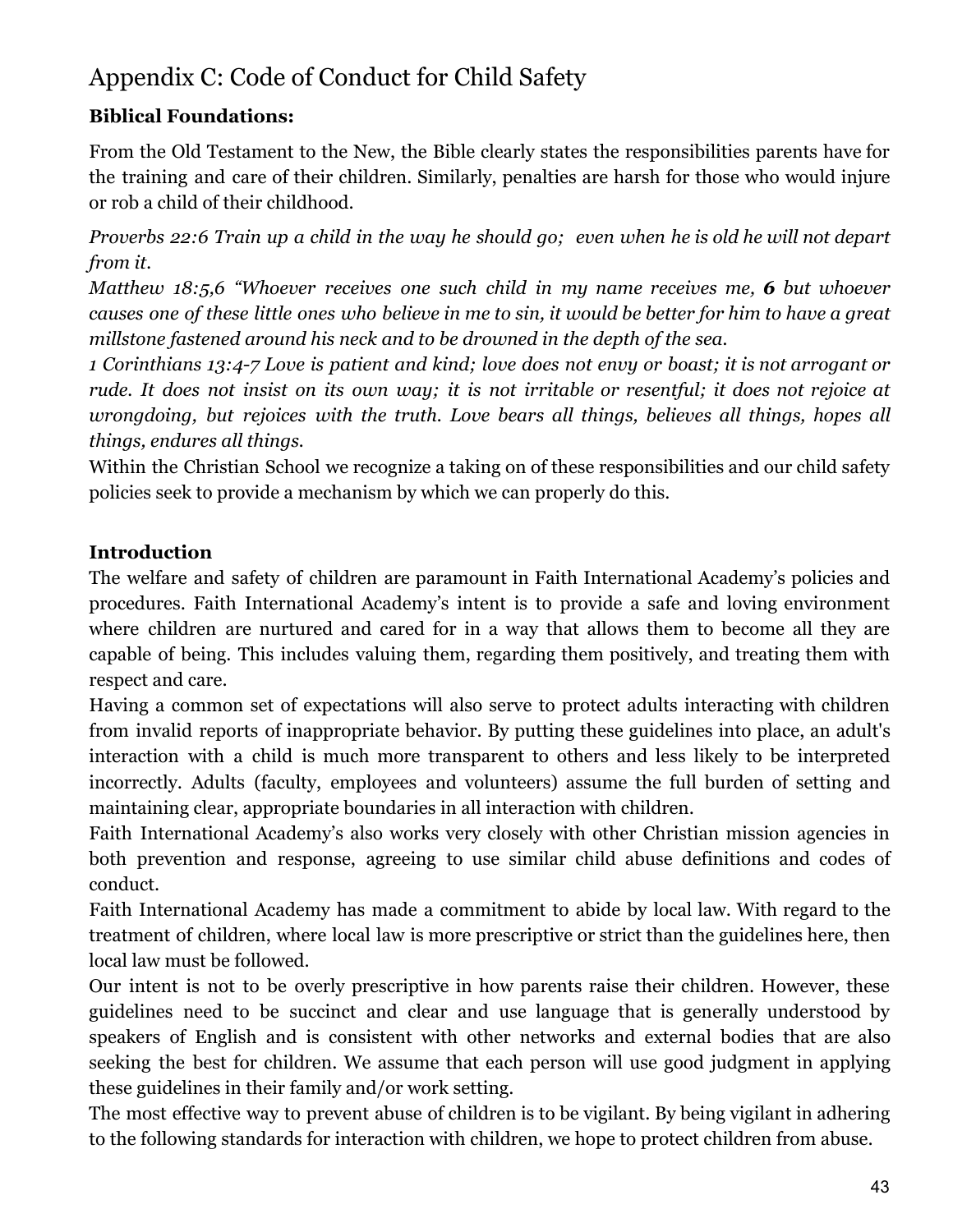# Appendix C: Code of Conduct for Child Safety

**Biblical Foundations:**

From the Old Testament to the New, the Bible clearly states the responsibilities parents have for the training and care of their children. Similarly, penalties are harsh for those who would injure or rob a child of their childhood.

*Proverbs 22:6 Train up a child in the way he should go; even when he is old he will not depart from it.*
*Matthew 18:5,6 "Whoever receives one such child in my name receives me,* ***6*** *but whoever causes one of these little ones who believe in me to sin, it would be better for him to have a great millstone fastened around his neck and to be drowned in the depth of the sea.*
*1 Corinthians 13:4-7 Love is patient and kind; love does not envy or boast; it is not arrogant or rude. It does not insist on its own way; it is not irritable or resentful; it does not rejoice at wrongdoing, but rejoices with the truth. Love bears all things, believes all things, hopes all things, endures all things.*
Within the Christian School we recognize a taking on of these responsibilities and our child safety policies seek to provide a mechanism by which we can properly do this.

**Introduction**
The welfare and safety of children are paramount in Faith International Academy's policies and procedures. Faith International Academy's intent is to provide a safe and loving environment where children are nurtured and cared for in a way that allows them to become all they are capable of being. This includes valuing them, regarding them positively, and treating them with respect and care.
Having a common set of expectations will also serve to protect adults interacting with children from invalid reports of inappropriate behavior. By putting these guidelines into place, an adult's interaction with a child is much more transparent to others and less likely to be interpreted incorrectly. Adults (faculty, employees and volunteers) assume the full burden of setting and maintaining clear, appropriate boundaries in all interaction with children.
Faith International Academy's also works very closely with other Christian mission agencies in both prevention and response, agreeing to use similar child abuse definitions and codes of conduct.
Faith International Academy has made a commitment to abide by local law. With regard to the treatment of children, where local law is more prescriptive or strict than the guidelines here, then local law must be followed.
Our intent is not to be overly prescriptive in how parents raise their children. However, these guidelines need to be succinct and clear and use language that is generally understood by speakers of English and is consistent with other networks and external bodies that are also seeking the best for children. We assume that each person will use good judgment in applying these guidelines in their family and/or work setting.
The most effective way to prevent abuse of children is to be vigilant. By being vigilant in adhering to the following standards for interaction with children, we hope to protect children from abuse.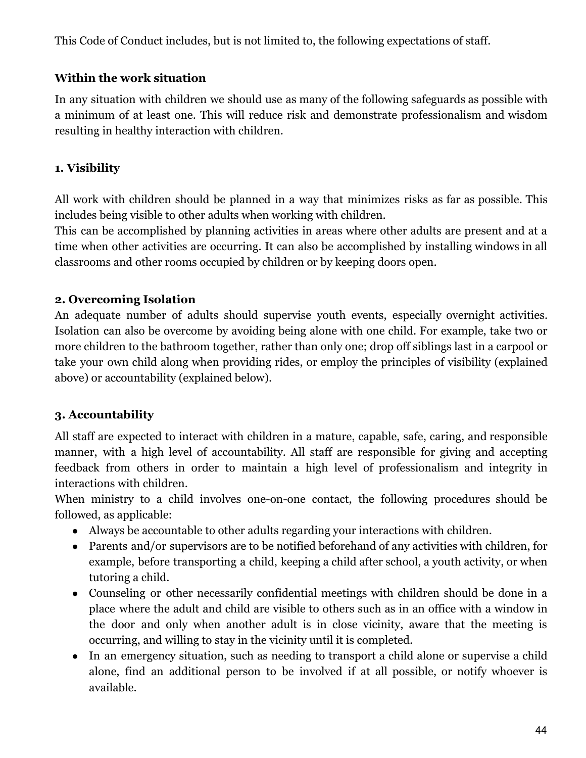This Code of Conduct includes, but is not limited to, the following expectations of staff.

### Within the work situation

In any situation with children we should use as many of the following safeguards as possible with a minimum of at least one. This will reduce risk and demonstrate professionalism and wisdom resulting in healthy interaction with children.

#### 1. Visibility

All work with children should be planned in a way that minimizes risks as far as possible. This includes being visible to other adults when working with children.

This can be accomplished by planning activities in areas where other adults are present and at a time when other activities are occurring. It can also be accomplished by installing windows in all classrooms and other rooms occupied by children or by keeping doors open.

#### 2. Overcoming Isolation

An adequate number of adults should supervise youth events, especially overnight activities. Isolation can also be overcome by avoiding being alone with one child. For example, take two or more children to the bathroom together, rather than only one; drop off siblings last in a carpool or take your own child along when providing rides, or employ the principles of visibility (explained above) or accountability (explained below).

#### 3. Accountability

All staff are expected to interact with children in a mature, capable, safe, caring, and responsible manner, with a high level of accountability. All staff are responsible for giving and accepting feedback from others in order to maintain a high level of professionalism and integrity in interactions with children.

When ministry to a child involves one-on-one contact, the following procedures should be followed, as applicable:

- Always be accountable to other adults regarding your interactions with children.
- Parents and/or supervisors are to be notified beforehand of any activities with children, for example, before transporting a child, keeping a child after school, a youth activity, or when tutoring a child.
- Counseling or other necessarily confidential meetings with children should be done in a place where the adult and child are visible to others such as in an office with a window in the door and only when another adult is in close vicinity, aware that the meeting is occurring, and willing to stay in the vicinity until it is completed.
- In an emergency situation, such as needing to transport a child alone or supervise a child alone, find an additional person to be involved if at all possible, or notify whoever is available.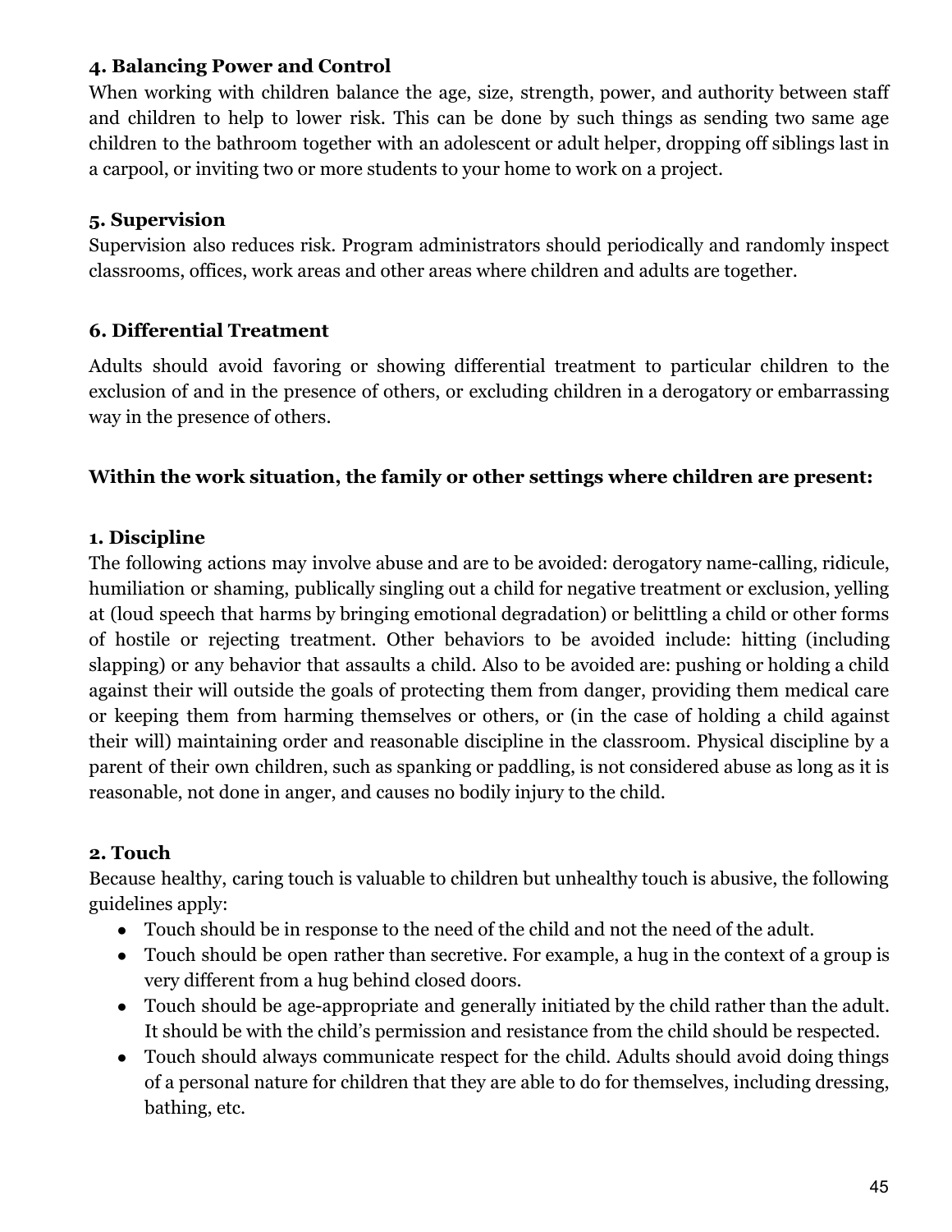**4. Balancing Power and Control**

When working with children balance the age, size, strength, power, and authority between staff and children to help to lower risk. This can be done by such things as sending two same age children to the bathroom together with an adolescent or adult helper, dropping off siblings last in a carpool, or inviting two or more students to your home to work on a project.

**5. Supervision**

Supervision also reduces risk. Program administrators should periodically and randomly inspect classrooms, offices, work areas and other areas where children and adults are together.

**6. Differential Treatment**

Adults should avoid favoring or showing differential treatment to particular children to the exclusion of and in the presence of others, or excluding children in a derogatory or embarrassing way in the presence of others.

**Within the work situation, the family or other settings where children are present:**

**1. Discipline**

The following actions may involve abuse and are to be avoided: derogatory name-calling, ridicule, humiliation or shaming, publically singling out a child for negative treatment or exclusion, yelling at (loud speech that harms by bringing emotional degradation) or belittling a child or other forms of hostile or rejecting treatment. Other behaviors to be avoided include: hitting (including slapping) or any behavior that assaults a child. Also to be avoided are: pushing or holding a child against their will outside the goals of protecting them from danger, providing them medical care or keeping them from harming themselves or others, or (in the case of holding a child against their will) maintaining order and reasonable discipline in the classroom. Physical discipline by a parent of their own children, such as spanking or paddling, is not considered abuse as long as it is reasonable, not done in anger, and causes no bodily injury to the child.

**2. Touch**

Because healthy, caring touch is valuable to children but unhealthy touch is abusive, the following guidelines apply:

- Touch should be in response to the need of the child and not the need of the adult.
- Touch should be open rather than secretive. For example, a hug in the context of a group is very different from a hug behind closed doors.
- Touch should be age-appropriate and generally initiated by the child rather than the adult. It should be with the child's permission and resistance from the child should be respected.
- Touch should always communicate respect for the child. Adults should avoid doing things of a personal nature for children that they are able to do for themselves, including dressing, bathing, etc.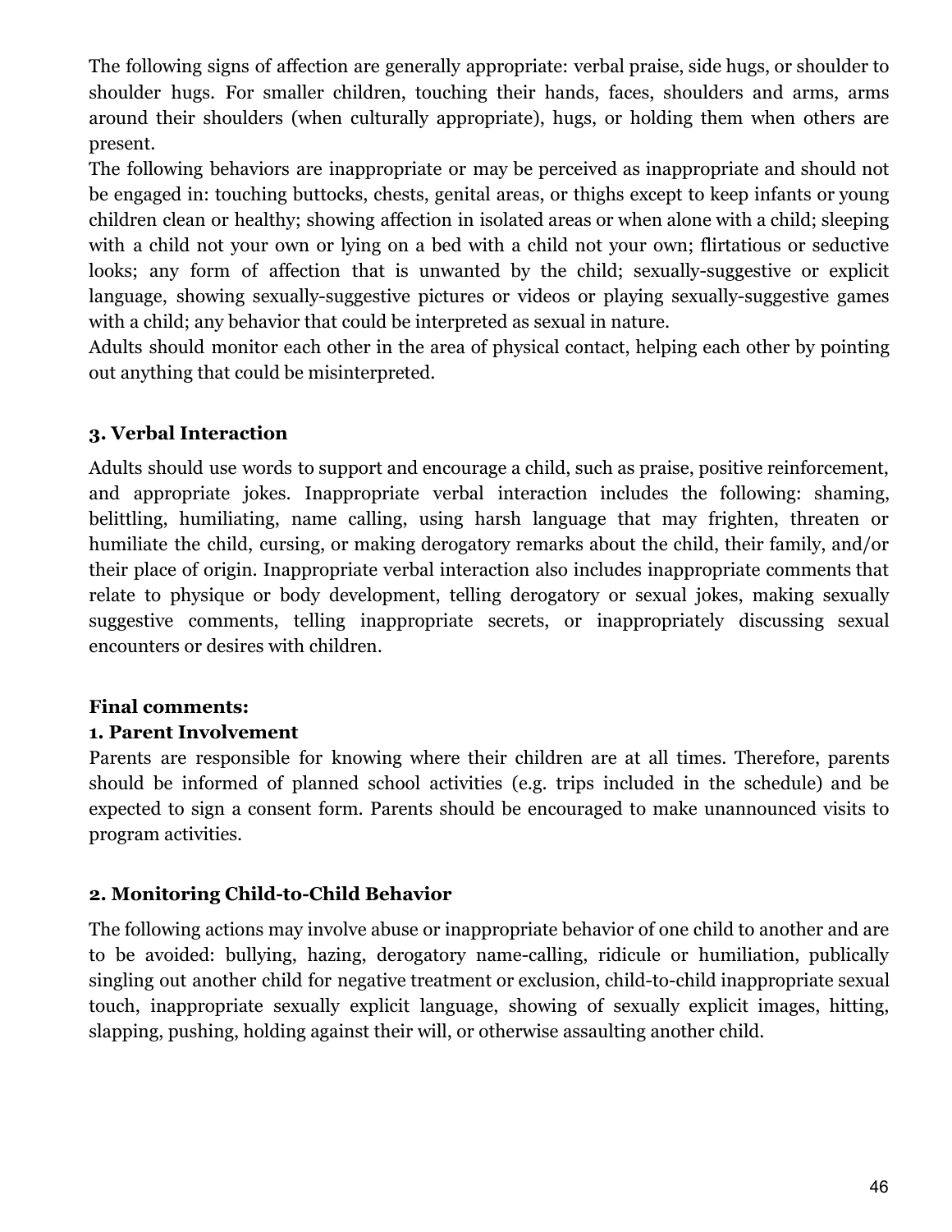The following signs of affection are generally appropriate: verbal praise, side hugs, or shoulder to shoulder hugs. For smaller children, touching their hands, faces, shoulders and arms, arms around their shoulders (when culturally appropriate), hugs, or holding them when others are present.

The following behaviors are inappropriate or may be perceived as inappropriate and should not be engaged in: touching buttocks, chests, genital areas, or thighs except to keep infants or young children clean or healthy; showing affection in isolated areas or when alone with a child; sleeping with a child not your own or lying on a bed with a child not your own; flirtatious or seductive looks; any form of affection that is unwanted by the child; sexually-suggestive or explicit language, showing sexually-suggestive pictures or videos or playing sexually-suggestive games with a child; any behavior that could be interpreted as sexual in nature.

Adults should monitor each other in the area of physical contact, helping each other by pointing out anything that could be misinterpreted.

**3. Verbal Interaction**

Adults should use words to support and encourage a child, such as praise, positive reinforcement, and appropriate jokes. Inappropriate verbal interaction includes the following: shaming, belittling, humiliating, name calling, using harsh language that may frighten, threaten or humiliate the child, cursing, or making derogatory remarks about the child, their family, and/or their place of origin. Inappropriate verbal interaction also includes inappropriate comments that relate to physique or body development, telling derogatory or sexual jokes, making sexually suggestive comments, telling inappropriate secrets, or inappropriately discussing sexual encounters or desires with children.

**Final comments:**

**1. Parent Involvement**

Parents are responsible for knowing where their children are at all times. Therefore, parents should be informed of planned school activities (e.g. trips included in the schedule) and be expected to sign a consent form. Parents should be encouraged to make unannounced visits to program activities.

**2. Monitoring Child-to-Child Behavior**

The following actions may involve abuse or inappropriate behavior of one child to another and are to be avoided: bullying, hazing, derogatory name-calling, ridicule or humiliation, publically singling out another child for negative treatment or exclusion, child-to-child inappropriate sexual touch, inappropriate sexually explicit language, showing of sexually explicit images, hitting, slapping, pushing, holding against their will, or otherwise assaulting another child.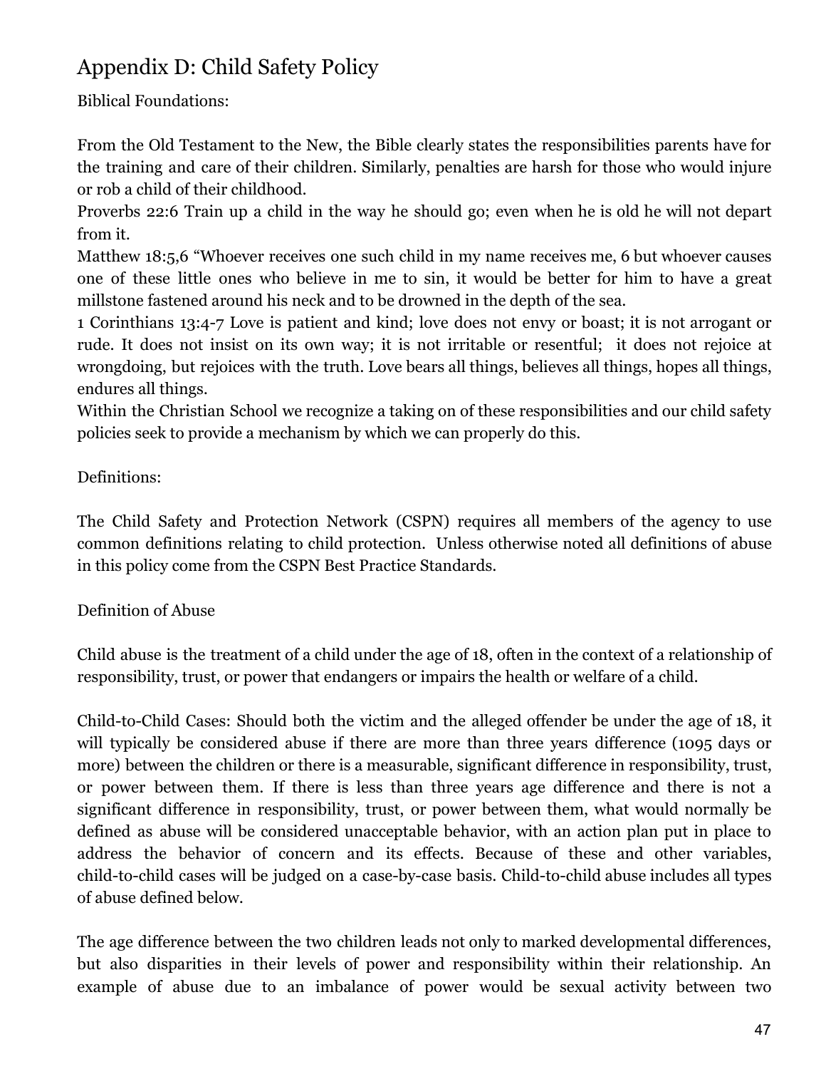# Appendix D: Child Safety Policy

Biblical Foundations:

From the Old Testament to the New, the Bible clearly states the responsibilities parents have for the training and care of their children. Similarly, penalties are harsh for those who would injure or rob a child of their childhood.

Proverbs 22:6 Train up a child in the way he should go; even when he is old he will not depart from it.

Matthew 18:5,6 "Whoever receives one such child in my name receives me, 6 but whoever causes one of these little ones who believe in me to sin, it would be better for him to have a great millstone fastened around his neck and to be drowned in the depth of the sea.

1 Corinthians 13:4-7 Love is patient and kind; love does not envy or boast; it is not arrogant or rude. It does not insist on its own way; it is not irritable or resentful; it does not rejoice at wrongdoing, but rejoices with the truth. Love bears all things, believes all things, hopes all things, endures all things.

Within the Christian School we recognize a taking on of these responsibilities and our child safety policies seek to provide a mechanism by which we can properly do this.

Definitions:

The Child Safety and Protection Network (CSPN) requires all members of the agency to use common definitions relating to child protection. Unless otherwise noted all definitions of abuse in this policy come from the CSPN Best Practice Standards.

Definition of Abuse

Child abuse is the treatment of a child under the age of 18, often in the context of a relationship of responsibility, trust, or power that endangers or impairs the health or welfare of a child.

Child-to-Child Cases: Should both the victim and the alleged offender be under the age of 18, it will typically be considered abuse if there are more than three years difference (1095 days or more) between the children or there is a measurable, significant difference in responsibility, trust, or power between them. If there is less than three years age difference and there is not a significant difference in responsibility, trust, or power between them, what would normally be defined as abuse will be considered unacceptable behavior, with an action plan put in place to address the behavior of concern and its effects. Because of these and other variables, child-to-child cases will be judged on a case-by-case basis. Child-to-child abuse includes all types of abuse defined below.

The age difference between the two children leads not only to marked developmental differences, but also disparities in their levels of power and responsibility within their relationship. An example of abuse due to an imbalance of power would be sexual activity between two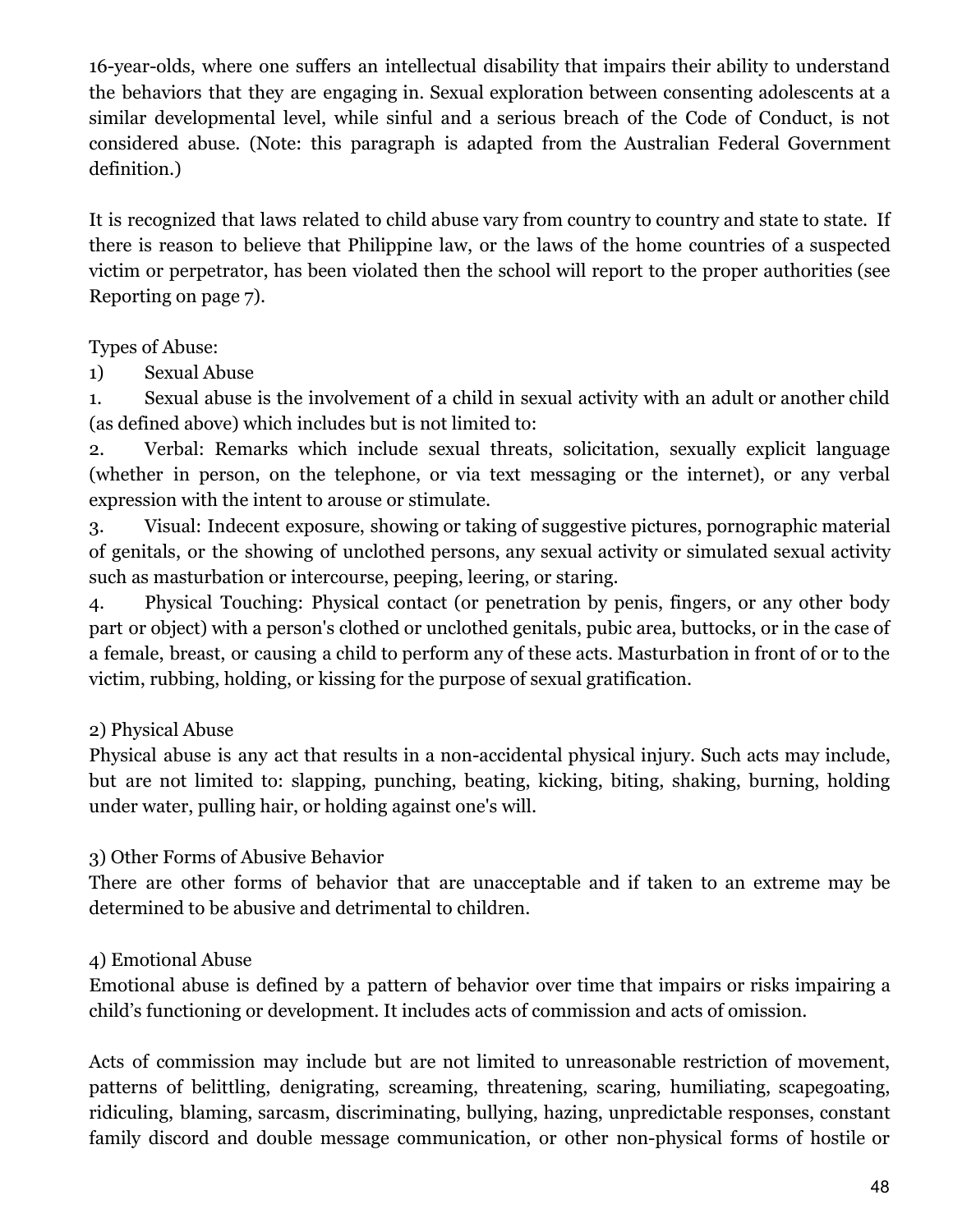16-year-olds, where one suffers an intellectual disability that impairs their ability to understand the behaviors that they are engaging in. Sexual exploration between consenting adolescents at a similar developmental level, while sinful and a serious breach of the Code of Conduct, is not considered abuse. (Note: this paragraph is adapted from the Australian Federal Government definition.)

It is recognized that laws related to child abuse vary from country to country and state to state. If there is reason to believe that Philippine law, or the laws of the home countries of a suspected victim or perpetrator, has been violated then the school will report to the proper authorities (see Reporting on page 7).

Types of Abuse:

1) Sexual Abuse

1. Sexual abuse is the involvement of a child in sexual activity with an adult or another child (as defined above) which includes but is not limited to:
2. Verbal: Remarks which include sexual threats, solicitation, sexually explicit language (whether in person, on the telephone, or via text messaging or the internet), or any verbal expression with the intent to arouse or stimulate.
3. Visual: Indecent exposure, showing or taking of suggestive pictures, pornographic material of genitals, or the showing of unclothed persons, any sexual activity or simulated sexual activity such as masturbation or intercourse, peeping, leering, or staring.
4. Physical Touching: Physical contact (or penetration by penis, fingers, or any other body part or object) with a person's clothed or unclothed genitals, pubic area, buttocks, or in the case of a female, breast, or causing a child to perform any of these acts. Masturbation in front of or to the victim, rubbing, holding, or kissing for the purpose of sexual gratification.

2) Physical Abuse

Physical abuse is any act that results in a non-accidental physical injury. Such acts may include, but are not limited to: slapping, punching, beating, kicking, biting, shaking, burning, holding under water, pulling hair, or holding against one's will.

3) Other Forms of Abusive Behavior

There are other forms of behavior that are unacceptable and if taken to an extreme may be determined to be abusive and detrimental to children.

4) Emotional Abuse

Emotional abuse is defined by a pattern of behavior over time that impairs or risks impairing a child's functioning or development. It includes acts of commission and acts of omission.

Acts of commission may include but are not limited to unreasonable restriction of movement, patterns of belittling, denigrating, screaming, threatening, scaring, humiliating, scapegoating, ridiculing, blaming, sarcasm, discriminating, bullying, hazing, unpredictable responses, constant family discord and double message communication, or other non-physical forms of hostile or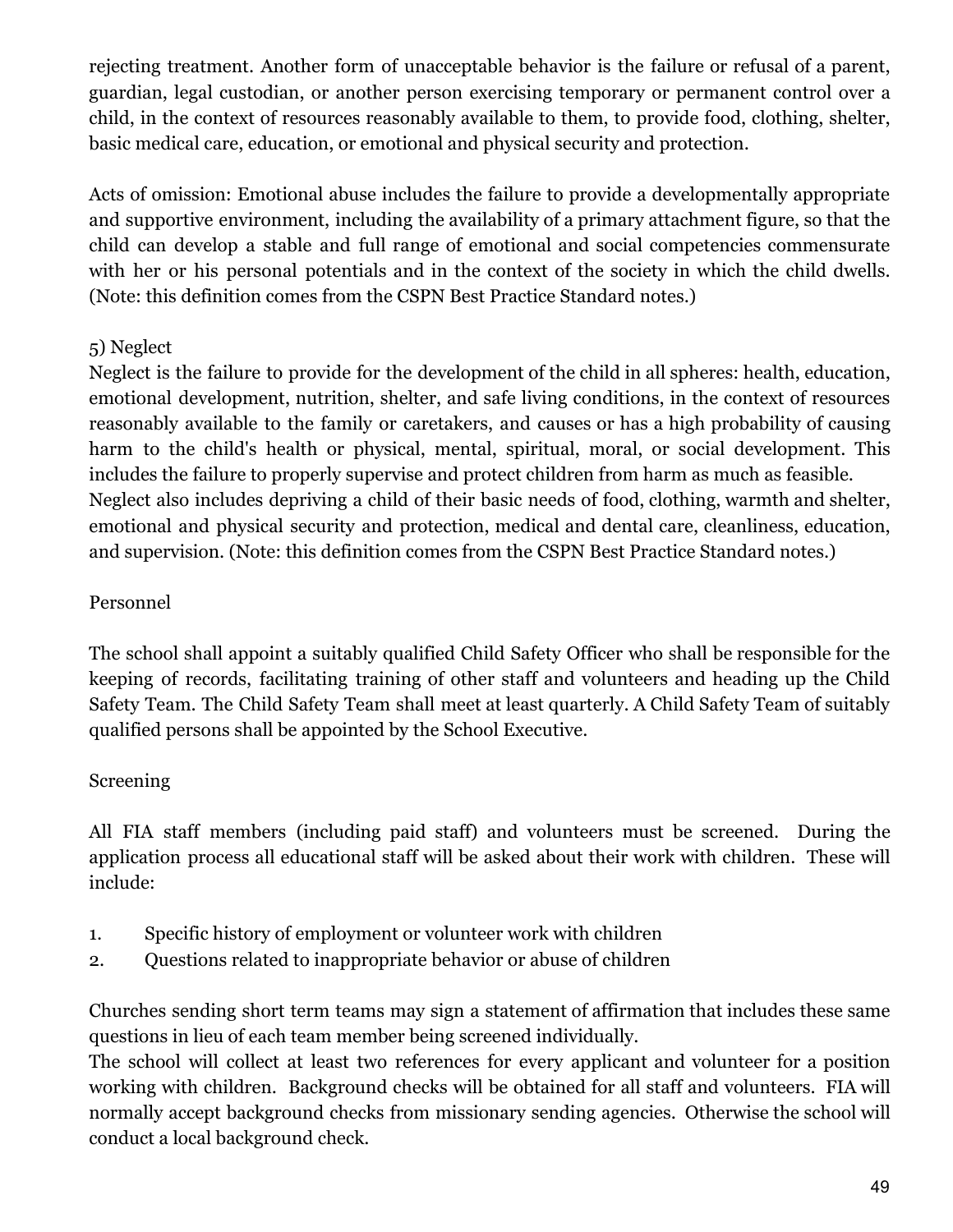rejecting treatment. Another form of unacceptable behavior is the failure or refusal of a parent, guardian, legal custodian, or another person exercising temporary or permanent control over a child, in the context of resources reasonably available to them, to provide food, clothing, shelter, basic medical care, education, or emotional and physical security and protection.

Acts of omission: Emotional abuse includes the failure to provide a developmentally appropriate and supportive environment, including the availability of a primary attachment figure, so that the child can develop a stable and full range of emotional and social competencies commensurate with her or his personal potentials and in the context of the society in which the child dwells. (Note: this definition comes from the CSPN Best Practice Standard notes.)

5) Neglect

Neglect is the failure to provide for the development of the child in all spheres: health, education, emotional development, nutrition, shelter, and safe living conditions, in the context of resources reasonably available to the family or caretakers, and causes or has a high probability of causing harm to the child's health or physical, mental, spiritual, moral, or social development. This includes the failure to properly supervise and protect children from harm as much as feasible.
Neglect also includes depriving a child of their basic needs of food, clothing, warmth and shelter, emotional and physical security and protection, medical and dental care, cleanliness, education, and supervision. (Note: this definition comes from the CSPN Best Practice Standard notes.)

Personnel

The school shall appoint a suitably qualified Child Safety Officer who shall be responsible for the keeping of records, facilitating training of other staff and volunteers and heading up the Child Safety Team. The Child Safety Team shall meet at least quarterly. A Child Safety Team of suitably qualified persons shall be appointed by the School Executive.

Screening

All FIA staff members (including paid staff) and volunteers must be screened. During the application process all educational staff will be asked about their work with children. These will include:

1. Specific history of employment or volunteer work with children
2. Questions related to inappropriate behavior or abuse of children

Churches sending short term teams may sign a statement of affirmation that includes these same questions in lieu of each team member being screened individually.
The school will collect at least two references for every applicant and volunteer for a position working with children. Background checks will be obtained for all staff and volunteers. FIA will normally accept background checks from missionary sending agencies. Otherwise the school will conduct a local background check.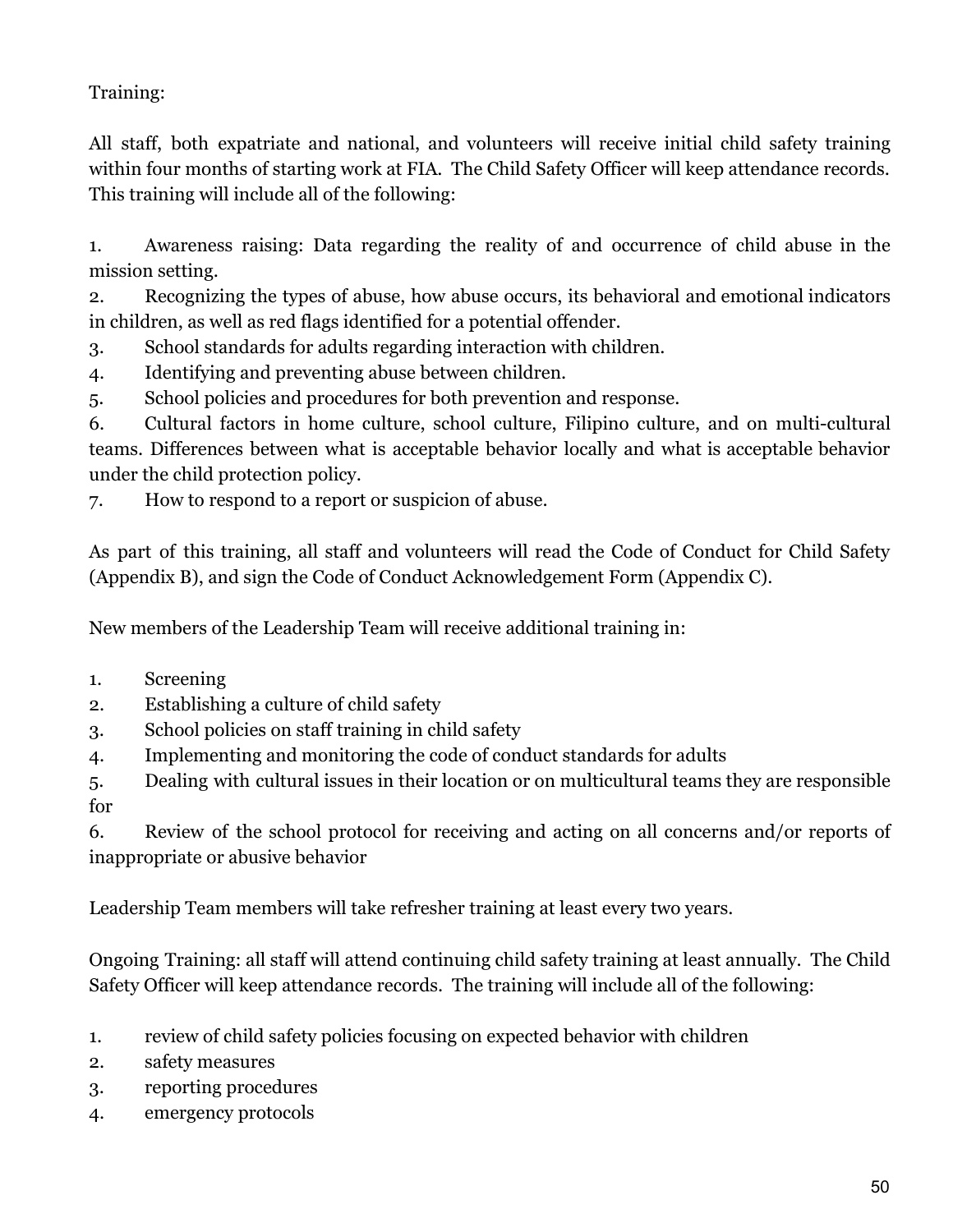Training:

All staff, both expatriate and national, and volunteers will receive initial child safety training within four months of starting work at FIA. The Child Safety Officer will keep attendance records. This training will include all of the following:

1. Awareness raising: Data regarding the reality of and occurrence of child abuse in the mission setting.
2. Recognizing the types of abuse, how abuse occurs, its behavioral and emotional indicators in children, as well as red flags identified for a potential offender.
3. School standards for adults regarding interaction with children.
4. Identifying and preventing abuse between children.
5. School policies and procedures for both prevention and response.
6. Cultural factors in home culture, school culture, Filipino culture, and on multi-cultural teams. Differences between what is acceptable behavior locally and what is acceptable behavior under the child protection policy.
7. How to respond to a report or suspicion of abuse.

As part of this training, all staff and volunteers will read the Code of Conduct for Child Safety (Appendix B), and sign the Code of Conduct Acknowledgement Form (Appendix C).

New members of the Leadership Team will receive additional training in:

1. Screening
2. Establishing a culture of child safety
3. School policies on staff training in child safety
4. Implementing and monitoring the code of conduct standards for adults
5. Dealing with cultural issues in their location or on multicultural teams they are responsible for
6. Review of the school protocol for receiving and acting on all concerns and/or reports of inappropriate or abusive behavior

Leadership Team members will take refresher training at least every two years.

Ongoing Training: all staff will attend continuing child safety training at least annually. The Child Safety Officer will keep attendance records. The training will include all of the following:

1. review of child safety policies focusing on expected behavior with children
2. safety measures
3. reporting procedures
4. emergency protocols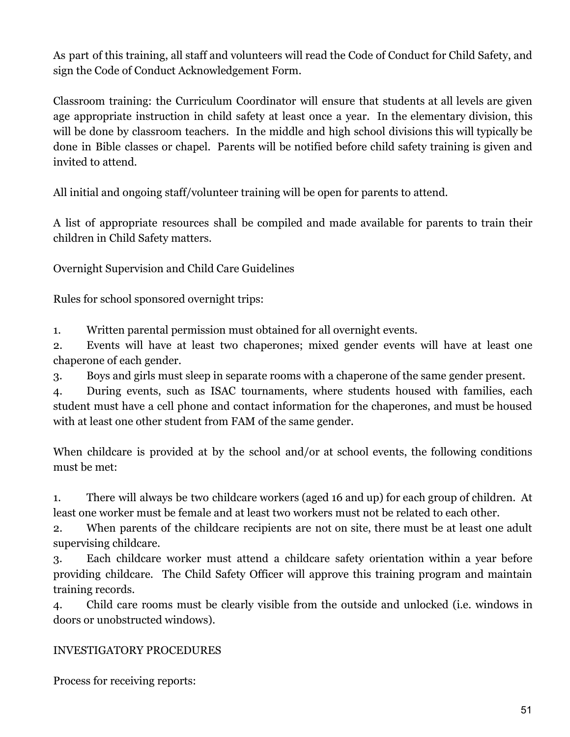As part of this training, all staff and volunteers will read the Code of Conduct for Child Safety, and sign the Code of Conduct Acknowledgement Form.

Classroom training: the Curriculum Coordinator will ensure that students at all levels are given age appropriate instruction in child safety at least once a year. In the elementary division, this will be done by classroom teachers. In the middle and high school divisions this will typically be done in Bible classes or chapel. Parents will be notified before child safety training is given and invited to attend.

All initial and ongoing staff/volunteer training will be open for parents to attend.

A list of appropriate resources shall be compiled and made available for parents to train their children in Child Safety matters.

Overnight Supervision and Child Care Guidelines

Rules for school sponsored overnight trips:

1. Written parental permission must obtained for all overnight events.
2. Events will have at least two chaperones; mixed gender events will have at least one chaperone of each gender.
3. Boys and girls must sleep in separate rooms with a chaperone of the same gender present.
4. During events, such as ISAC tournaments, where students housed with families, each student must have a cell phone and contact information for the chaperones, and must be housed with at least one other student from FAM of the same gender.

When childcare is provided at by the school and/or at school events, the following conditions must be met:

1. There will always be two childcare workers (aged 16 and up) for each group of children. At least one worker must be female and at least two workers must not be related to each other.
2. When parents of the childcare recipients are not on site, there must be at least one adult supervising childcare.
3. Each childcare worker must attend a childcare safety orientation within a year before providing childcare. The Child Safety Officer will approve this training program and maintain training records.
4. Child care rooms must be clearly visible from the outside and unlocked (i.e. windows in doors or unobstructed windows).

INVESTIGATORY PROCEDURES

Process for receiving reports: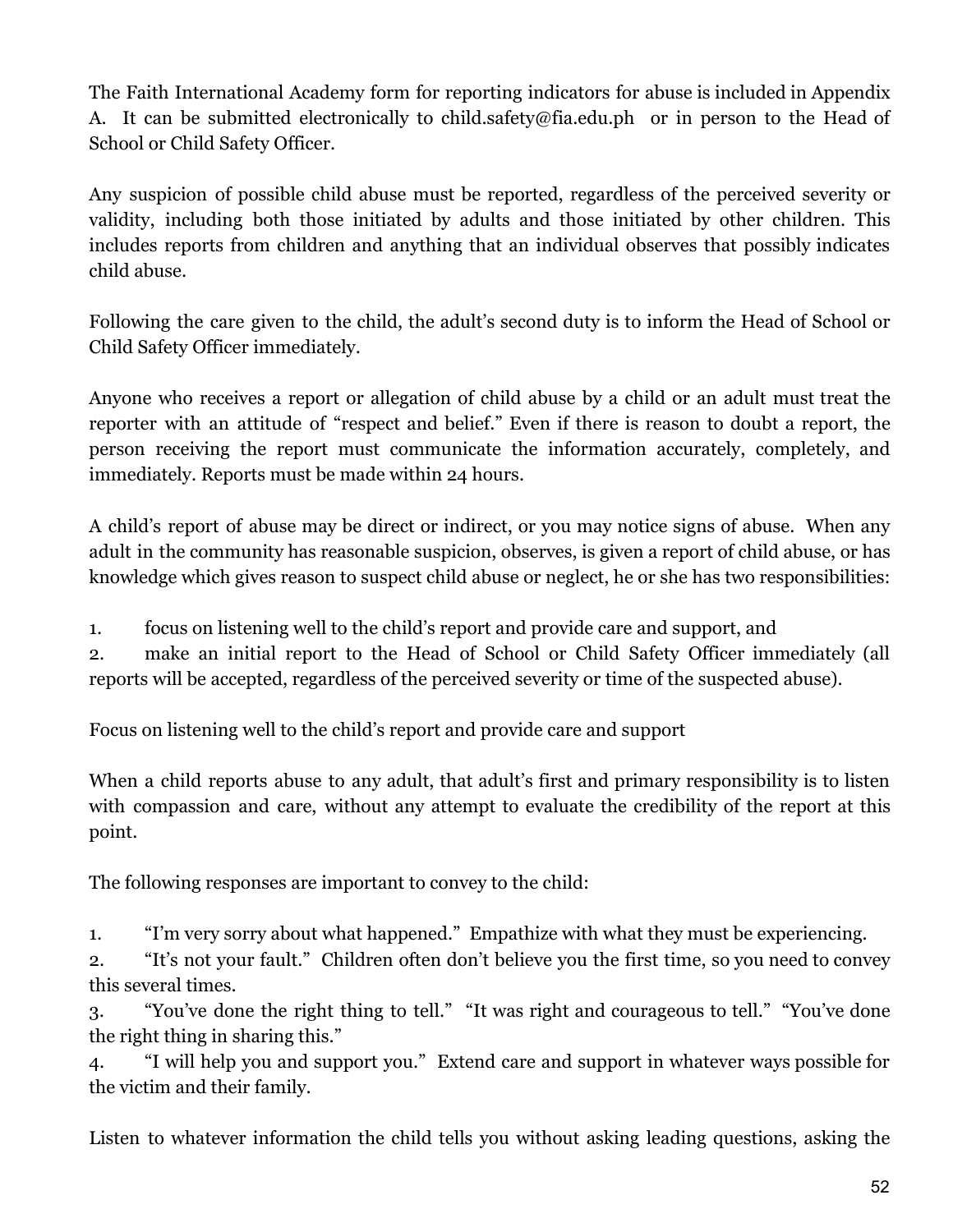The Faith International Academy form for reporting indicators for abuse is included in Appendix A. It can be submitted electronically to child.safety@fia.edu.ph or in person to the Head of School or Child Safety Officer.

Any suspicion of possible child abuse must be reported, regardless of the perceived severity or validity, including both those initiated by adults and those initiated by other children. This includes reports from children and anything that an individual observes that possibly indicates child abuse.

Following the care given to the child, the adult's second duty is to inform the Head of School or Child Safety Officer immediately.

Anyone who receives a report or allegation of child abuse by a child or an adult must treat the reporter with an attitude of "respect and belief." Even if there is reason to doubt a report, the person receiving the report must communicate the information accurately, completely, and immediately. Reports must be made within 24 hours.

A child's report of abuse may be direct or indirect, or you may notice signs of abuse. When any adult in the community has reasonable suspicion, observes, is given a report of child abuse, or has knowledge which gives reason to suspect child abuse or neglect, he or she has two responsibilities:

1. focus on listening well to the child's report and provide care and support, and
2. make an initial report to the Head of School or Child Safety Officer immediately (all reports will be accepted, regardless of the perceived severity or time of the suspected abuse).

Focus on listening well to the child's report and provide care and support

When a child reports abuse to any adult, that adult's first and primary responsibility is to listen with compassion and care, without any attempt to evaluate the credibility of the report at this point.

The following responses are important to convey to the child:

1. "I'm very sorry about what happened." Empathize with what they must be experiencing.
2. "It's not your fault." Children often don't believe you the first time, so you need to convey this several times.
3. "You've done the right thing to tell." "It was right and courageous to tell." "You've done the right thing in sharing this."
4. "I will help you and support you." Extend care and support in whatever ways possible for the victim and their family.

Listen to whatever information the child tells you without asking leading questions, asking the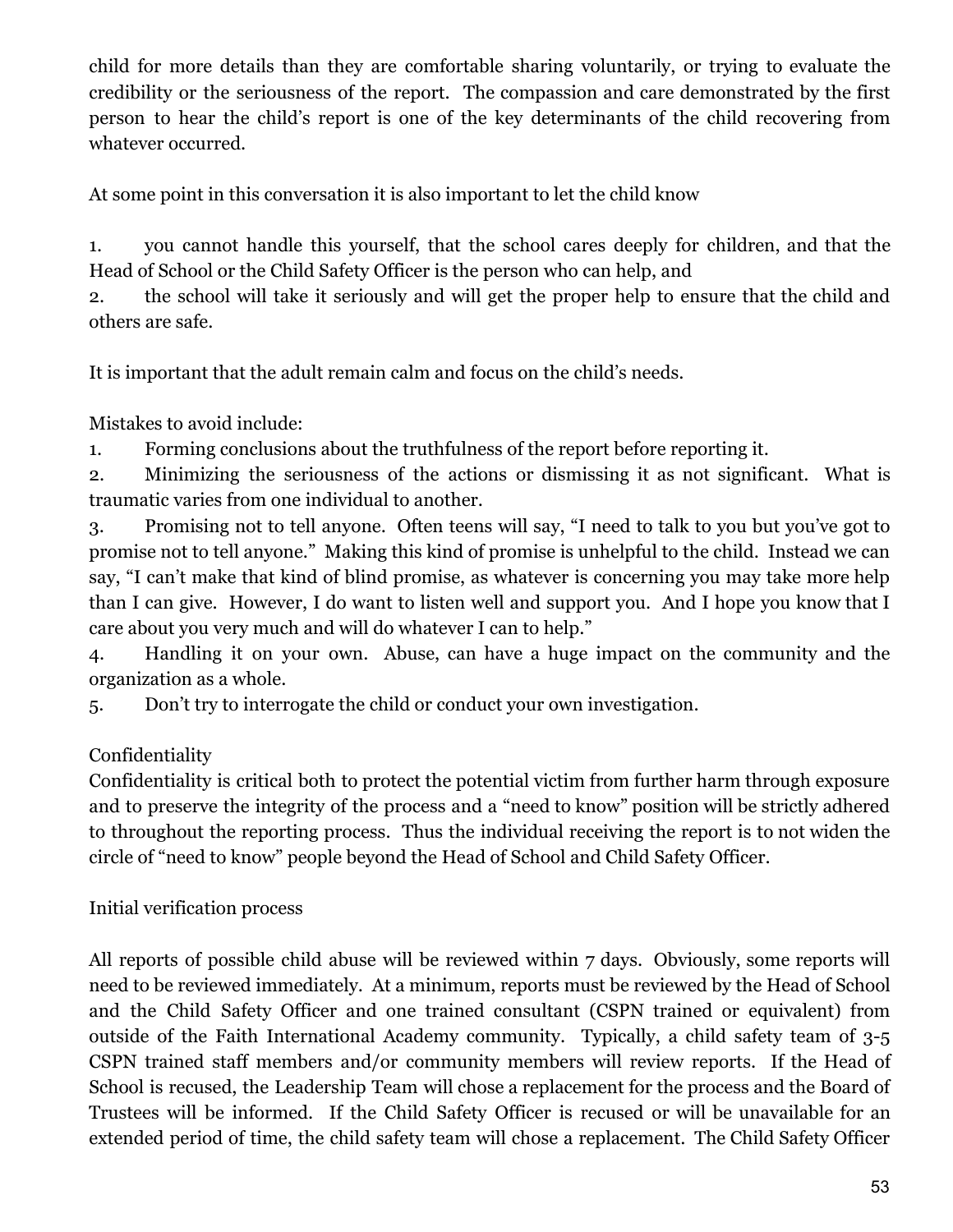child for more details than they are comfortable sharing voluntarily, or trying to evaluate the credibility or the seriousness of the report. The compassion and care demonstrated by the first person to hear the child's report is one of the key determinants of the child recovering from whatever occurred.

At some point in this conversation it is also important to let the child know

1. you cannot handle this yourself, that the school cares deeply for children, and that the Head of School or the Child Safety Officer is the person who can help, and
2. the school will take it seriously and will get the proper help to ensure that the child and others are safe.

It is important that the adult remain calm and focus on the child's needs.

Mistakes to avoid include:

1. Forming conclusions about the truthfulness of the report before reporting it.
2. Minimizing the seriousness of the actions or dismissing it as not significant. What is traumatic varies from one individual to another.
3. Promising not to tell anyone. Often teens will say, "I need to talk to you but you've got to promise not to tell anyone." Making this kind of promise is unhelpful to the child. Instead we can say, "I can't make that kind of blind promise, as whatever is concerning you may take more help than I can give. However, I do want to listen well and support you. And I hope you know that I care about you very much and will do whatever I can to help."
4. Handling it on your own. Abuse, can have a huge impact on the community and the organization as a whole.
5. Don't try to interrogate the child or conduct your own investigation.

Confidentiality

Confidentiality is critical both to protect the potential victim from further harm through exposure and to preserve the integrity of the process and a "need to know" position will be strictly adhered to throughout the reporting process. Thus the individual receiving the report is to not widen the circle of "need to know" people beyond the Head of School and Child Safety Officer.

Initial verification process

All reports of possible child abuse will be reviewed within 7 days. Obviously, some reports will need to be reviewed immediately. At a minimum, reports must be reviewed by the Head of School and the Child Safety Officer and one trained consultant (CSPN trained or equivalent) from outside of the Faith International Academy community. Typically, a child safety team of 3-5 CSPN trained staff members and/or community members will review reports. If the Head of School is recused, the Leadership Team will chose a replacement for the process and the Board of Trustees will be informed. If the Child Safety Officer is recused or will be unavailable for an extended period of time, the child safety team will chose a replacement. The Child Safety Officer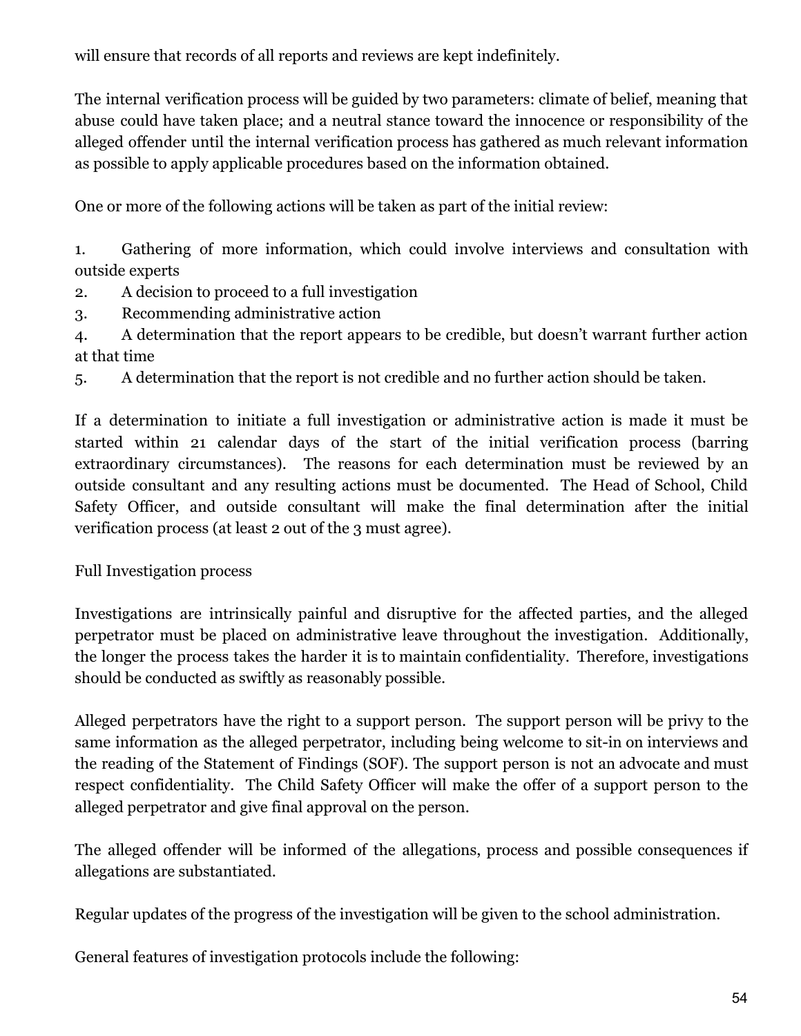will ensure that records of all reports and reviews are kept indefinitely.

The internal verification process will be guided by two parameters: climate of belief, meaning that abuse could have taken place; and a neutral stance toward the innocence or responsibility of the alleged offender until the internal verification process has gathered as much relevant information as possible to apply applicable procedures based on the information obtained.

One or more of the following actions will be taken as part of the initial review:

1. Gathering of more information, which could involve interviews and consultation with outside experts
2. A decision to proceed to a full investigation
3. Recommending administrative action
4. A determination that the report appears to be credible, but doesn't warrant further action at that time
5. A determination that the report is not credible and no further action should be taken.

If a determination to initiate a full investigation or administrative action is made it must be started within 21 calendar days of the start of the initial verification process (barring extraordinary circumstances). The reasons for each determination must be reviewed by an outside consultant and any resulting actions must be documented. The Head of School, Child Safety Officer, and outside consultant will make the final determination after the initial verification process (at least 2 out of the 3 must agree).

Full Investigation process

Investigations are intrinsically painful and disruptive for the affected parties, and the alleged perpetrator must be placed on administrative leave throughout the investigation. Additionally, the longer the process takes the harder it is to maintain confidentiality. Therefore, investigations should be conducted as swiftly as reasonably possible.

Alleged perpetrators have the right to a support person. The support person will be privy to the same information as the alleged perpetrator, including being welcome to sit-in on interviews and the reading of the Statement of Findings (SOF). The support person is not an advocate and must respect confidentiality. The Child Safety Officer will make the offer of a support person to the alleged perpetrator and give final approval on the person.

The alleged offender will be informed of the allegations, process and possible consequences if allegations are substantiated.

Regular updates of the progress of the investigation will be given to the school administration.

General features of investigation protocols include the following: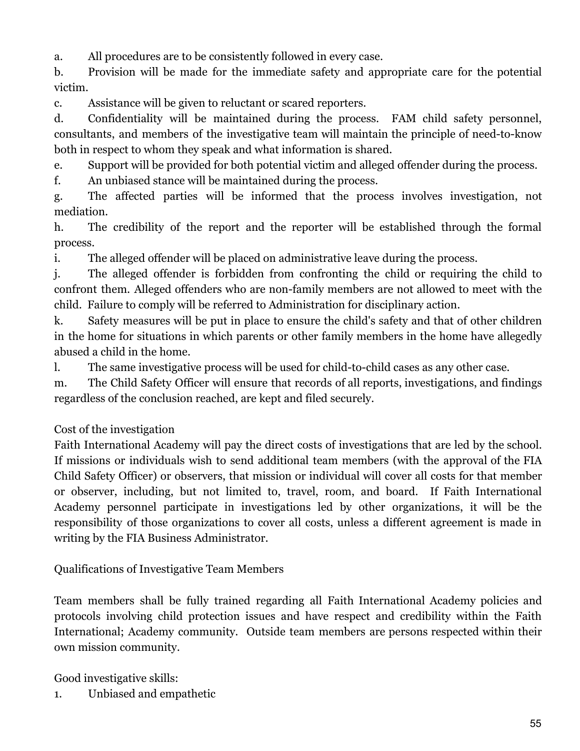a. All procedures are to be consistently followed in every case.

b. Provision will be made for the immediate safety and appropriate care for the potential victim.

c. Assistance will be given to reluctant or scared reporters.

d. Confidentiality will be maintained during the process. FAM child safety personnel, consultants, and members of the investigative team will maintain the principle of need-to-know both in respect to whom they speak and what information is shared.

e. Support will be provided for both potential victim and alleged offender during the process.

f. An unbiased stance will be maintained during the process.

g. The affected parties will be informed that the process involves investigation, not mediation.

h. The credibility of the report and the reporter will be established through the formal process.

i. The alleged offender will be placed on administrative leave during the process.

j. The alleged offender is forbidden from confronting the child or requiring the child to confront them. Alleged offenders who are non-family members are not allowed to meet with the child. Failure to comply will be referred to Administration for disciplinary action.

k. Safety measures will be put in place to ensure the child's safety and that of other children in the home for situations in which parents or other family members in the home have allegedly abused a child in the home.

l. The same investigative process will be used for child-to-child cases as any other case.

m. The Child Safety Officer will ensure that records of all reports, investigations, and findings regardless of the conclusion reached, are kept and filed securely.

Cost of the investigation

Faith International Academy will pay the direct costs of investigations that are led by the school. If missions or individuals wish to send additional team members (with the approval of the FIA Child Safety Officer) or observers, that mission or individual will cover all costs for that member or observer, including, but not limited to, travel, room, and board. If Faith International Academy personnel participate in investigations led by other organizations, it will be the responsibility of those organizations to cover all costs, unless a different agreement is made in writing by the FIA Business Administrator.

Qualifications of Investigative Team Members

Team members shall be fully trained regarding all Faith International Academy policies and protocols involving child protection issues and have respect and credibility within the Faith International; Academy community. Outside team members are persons respected within their own mission community.

Good investigative skills:

1. Unbiased and empathetic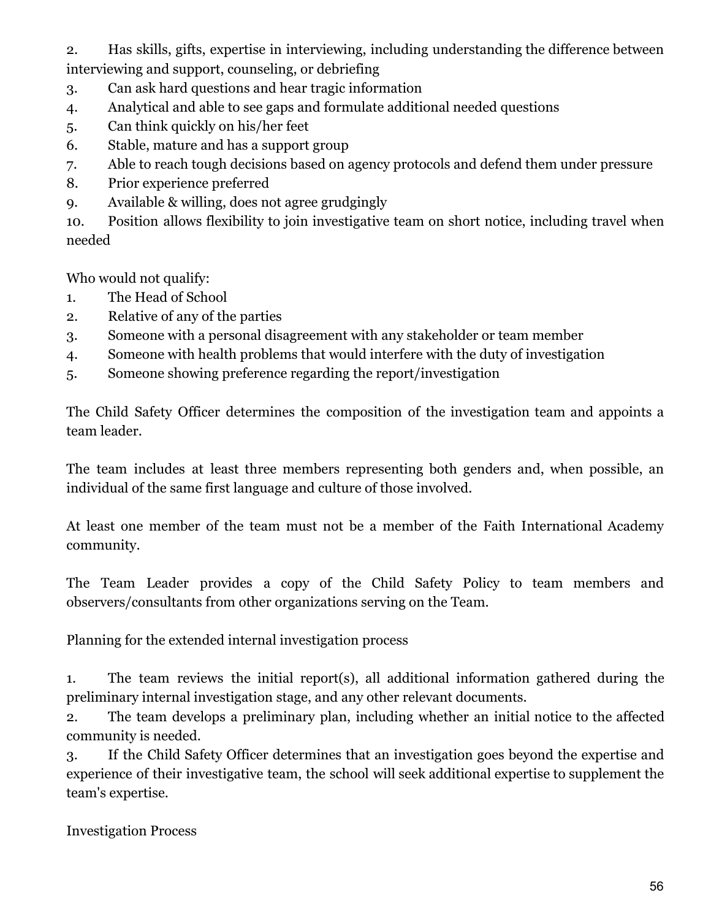2. Has skills, gifts, expertise in interviewing, including understanding the difference between interviewing and support, counseling, or debriefing
3. Can ask hard questions and hear tragic information
4. Analytical and able to see gaps and formulate additional needed questions
5. Can think quickly on his/her feet
6. Stable, mature and has a support group
7. Able to reach tough decisions based on agency protocols and defend them under pressure
8. Prior experience preferred
9. Available & willing, does not agree grudgingly
10. Position allows flexibility to join investigative team on short notice, including travel when needed

Who would not qualify:

1. The Head of School
2. Relative of any of the parties
3. Someone with a personal disagreement with any stakeholder or team member
4. Someone with health problems that would interfere with the duty of investigation
5. Someone showing preference regarding the report/investigation

The Child Safety Officer determines the composition of the investigation team and appoints a team leader.

The team includes at least three members representing both genders and, when possible, an individual of the same first language and culture of those involved.

At least one member of the team must not be a member of the Faith International Academy community.

The Team Leader provides a copy of the Child Safety Policy to team members and observers/consultants from other organizations serving on the Team.

Planning for the extended internal investigation process

1. The team reviews the initial report(s), all additional information gathered during the preliminary internal investigation stage, and any other relevant documents.
2. The team develops a preliminary plan, including whether an initial notice to the affected community is needed.
3. If the Child Safety Officer determines that an investigation goes beyond the expertise and experience of their investigative team, the school will seek additional expertise to supplement the team's expertise.

Investigation Process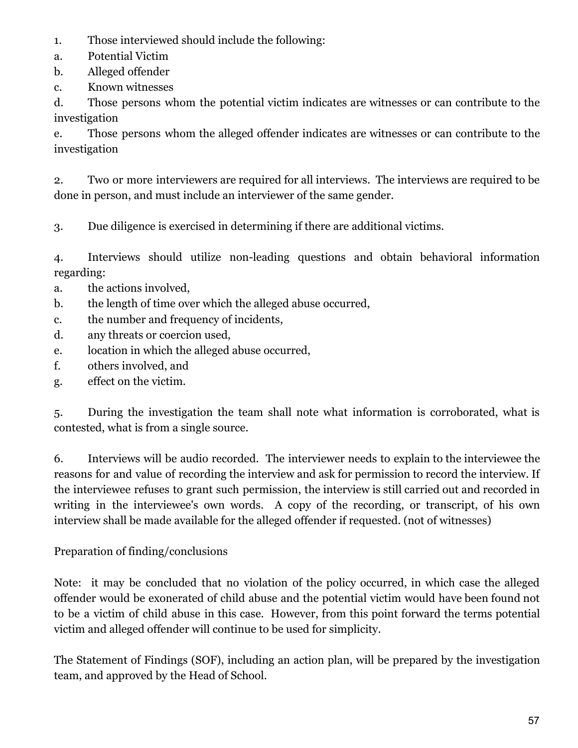1. Those interviewed should include the following:
   a. Potential Victim
   b. Alleged offender
   c. Known witnesses
   d. Those persons whom the potential victim indicates are witnesses or can contribute to the investigation
   e. Those persons whom the alleged offender indicates are witnesses or can contribute to the investigation

2. Two or more interviewers are required for all interviews. The interviews are required to be done in person, and must include an interviewer of the same gender.

3. Due diligence is exercised in determining if there are additional victims.

4. Interviews should utilize non-leading questions and obtain behavioral information regarding:
   a. the actions involved,
   b. the length of time over which the alleged abuse occurred,
   c. the number and frequency of incidents,
   d. any threats or coercion used,
   e. location in which the alleged abuse occurred,
   f. others involved, and
   g. effect on the victim.

5. During the investigation the team shall note what information is corroborated, what is contested, what is from a single source.

6. Interviews will be audio recorded. The interviewer needs to explain to the interviewee the reasons for and value of recording the interview and ask for permission to record the interview. If the interviewee refuses to grant such permission, the interview is still carried out and recorded in writing in the interviewee's own words. A copy of the recording, or transcript, of his own interview shall be made available for the alleged offender if requested. (not of witnesses)

Preparation of finding/conclusions

Note: it may be concluded that no violation of the policy occurred, in which case the alleged offender would be exonerated of child abuse and the potential victim would have been found not to be a victim of child abuse in this case. However, from this point forward the terms potential victim and alleged offender will continue to be used for simplicity.

The Statement of Findings (SOF), including an action plan, will be prepared by the investigation team, and approved by the Head of School.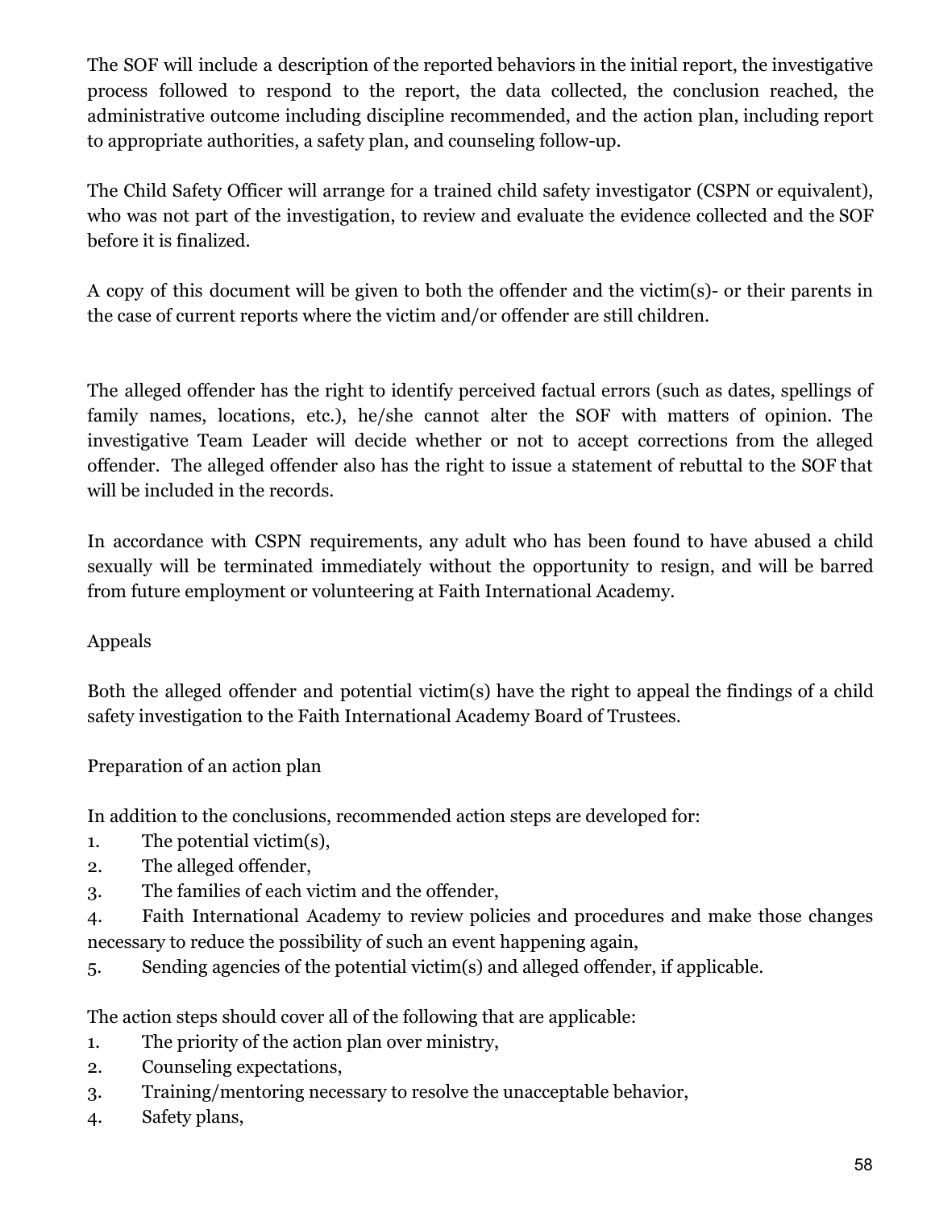The SOF will include a description of the reported behaviors in the initial report, the investigative process followed to respond to the report, the data collected, the conclusion reached, the administrative outcome including discipline recommended, and the action plan, including report to appropriate authorities, a safety plan, and counseling follow-up.

The Child Safety Officer will arrange for a trained child safety investigator (CSPN or equivalent), who was not part of the investigation, to review and evaluate the evidence collected and the SOF before it is finalized.

A copy of this document will be given to both the offender and the victim(s)- or their parents in the case of current reports where the victim and/or offender are still children.

The alleged offender has the right to identify perceived factual errors (such as dates, spellings of family names, locations, etc.), he/she cannot alter the SOF with matters of opinion. The investigative Team Leader will decide whether or not to accept corrections from the alleged offender. The alleged offender also has the right to issue a statement of rebuttal to the SOF that will be included in the records.

In accordance with CSPN requirements, any adult who has been found to have abused a child sexually will be terminated immediately without the opportunity to resign, and will be barred from future employment or volunteering at Faith International Academy.

Appeals

Both the alleged offender and potential victim(s) have the right to appeal the findings of a child safety investigation to the Faith International Academy Board of Trustees.

Preparation of an action plan

In addition to the conclusions, recommended action steps are developed for:

1. The potential victim(s),
2. The alleged offender,
3. The families of each victim and the offender,
4. Faith International Academy to review policies and procedures and make those changes necessary to reduce the possibility of such an event happening again,
5. Sending agencies of the potential victim(s) and alleged offender, if applicable.

The action steps should cover all of the following that are applicable:

1. The priority of the action plan over ministry,
2. Counseling expectations,
3. Training/mentoring necessary to resolve the unacceptable behavior,
4. Safety plans,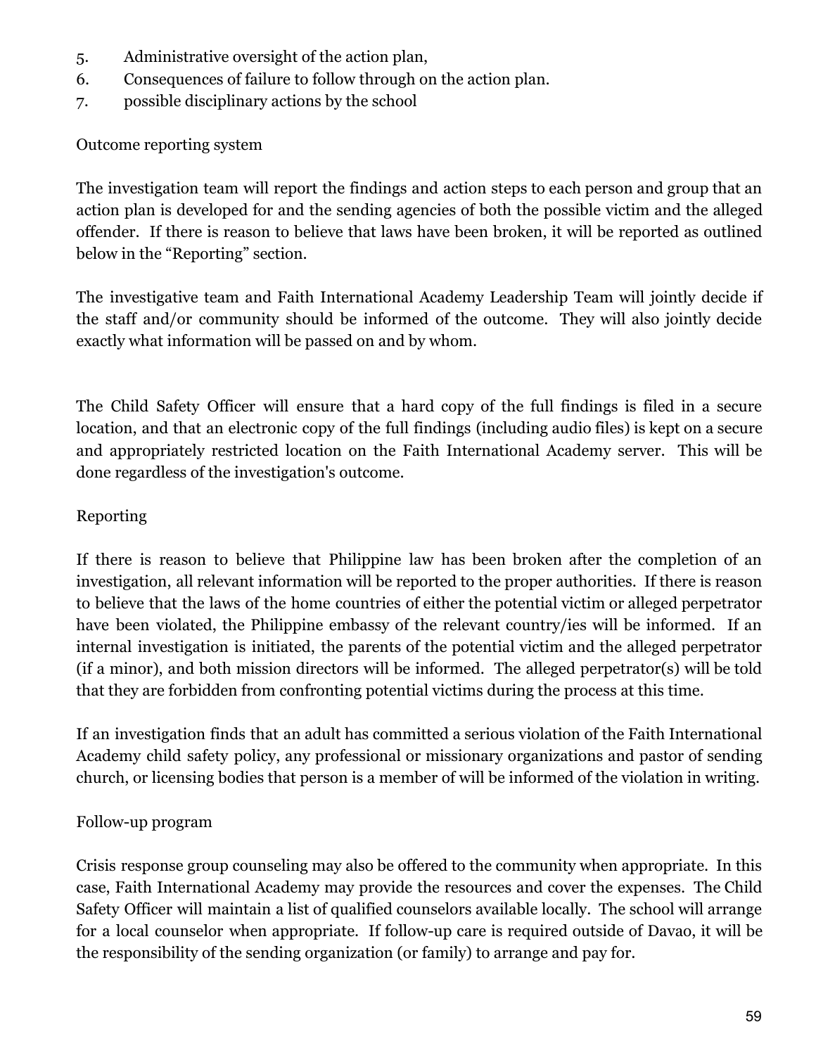5. Administrative oversight of the action plan,
6. Consequences of failure to follow through on the action plan.
7. possible disciplinary actions by the school

Outcome reporting system

The investigation team will report the findings and action steps to each person and group that an action plan is developed for and the sending agencies of both the possible victim and the alleged offender. If there is reason to believe that laws have been broken, it will be reported as outlined below in the "Reporting" section.

The investigative team and Faith International Academy Leadership Team will jointly decide if the staff and/or community should be informed of the outcome. They will also jointly decide exactly what information will be passed on and by whom.

The Child Safety Officer will ensure that a hard copy of the full findings is filed in a secure location, and that an electronic copy of the full findings (including audio files) is kept on a secure and appropriately restricted location on the Faith International Academy server. This will be done regardless of the investigation's outcome.

Reporting

If there is reason to believe that Philippine law has been broken after the completion of an investigation, all relevant information will be reported to the proper authorities. If there is reason to believe that the laws of the home countries of either the potential victim or alleged perpetrator have been violated, the Philippine embassy of the relevant country/ies will be informed. If an internal investigation is initiated, the parents of the potential victim and the alleged perpetrator (if a minor), and both mission directors will be informed. The alleged perpetrator(s) will be told that they are forbidden from confronting potential victims during the process at this time.

If an investigation finds that an adult has committed a serious violation of the Faith International Academy child safety policy, any professional or missionary organizations and pastor of sending church, or licensing bodies that person is a member of will be informed of the violation in writing.

Follow-up program

Crisis response group counseling may also be offered to the community when appropriate. In this case, Faith International Academy may provide the resources and cover the expenses. The Child Safety Officer will maintain a list of qualified counselors available locally. The school will arrange for a local counselor when appropriate. If follow-up care is required outside of Davao, it will be the responsibility of the sending organization (or family) to arrange and pay for.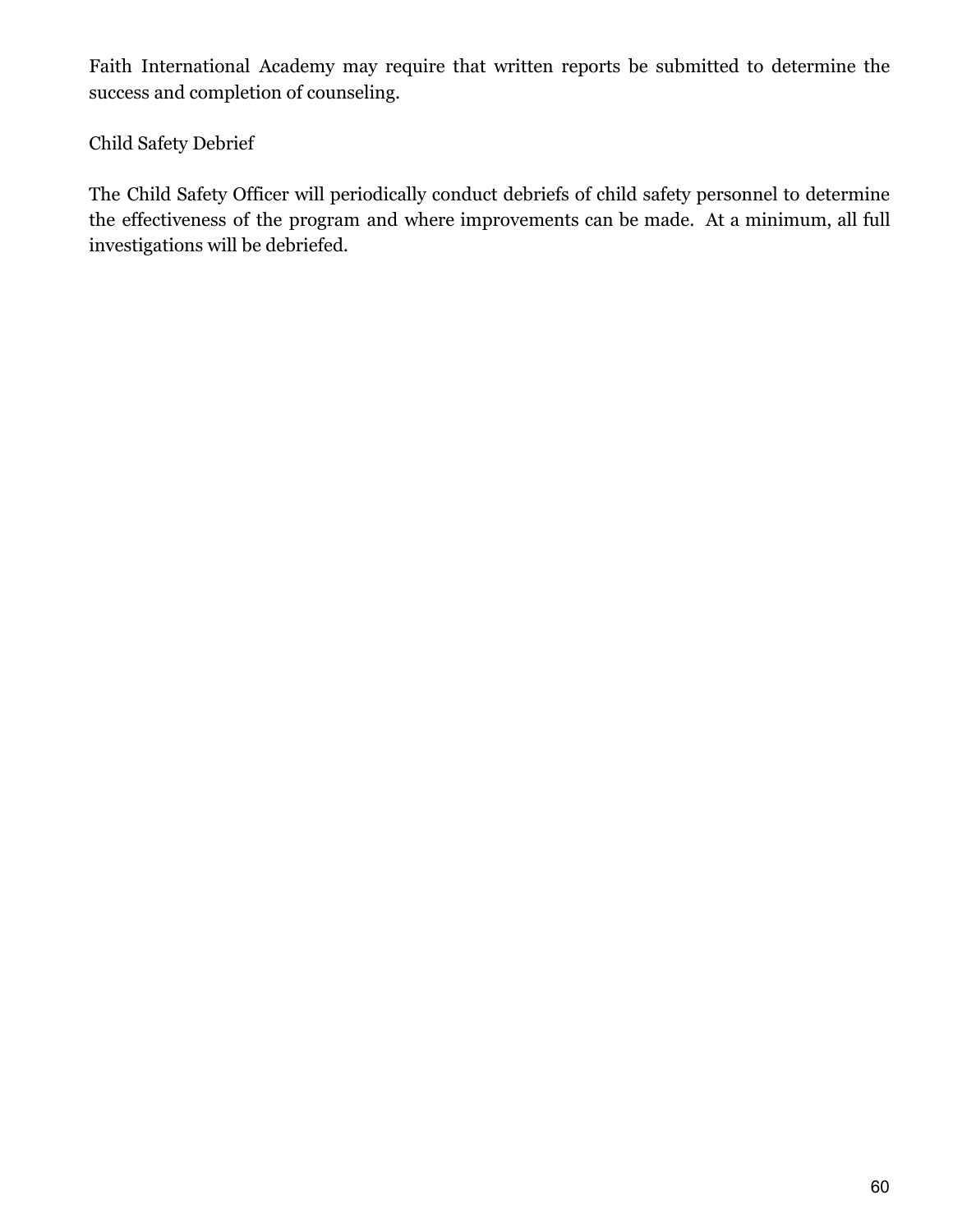Faith International Academy may require that written reports be submitted to determine the success and completion of counseling.

Child Safety Debrief

The Child Safety Officer will periodically conduct debriefs of child safety personnel to determine the effectiveness of the program and where improvements can be made.  At a minimum, all full investigations will be debriefed.